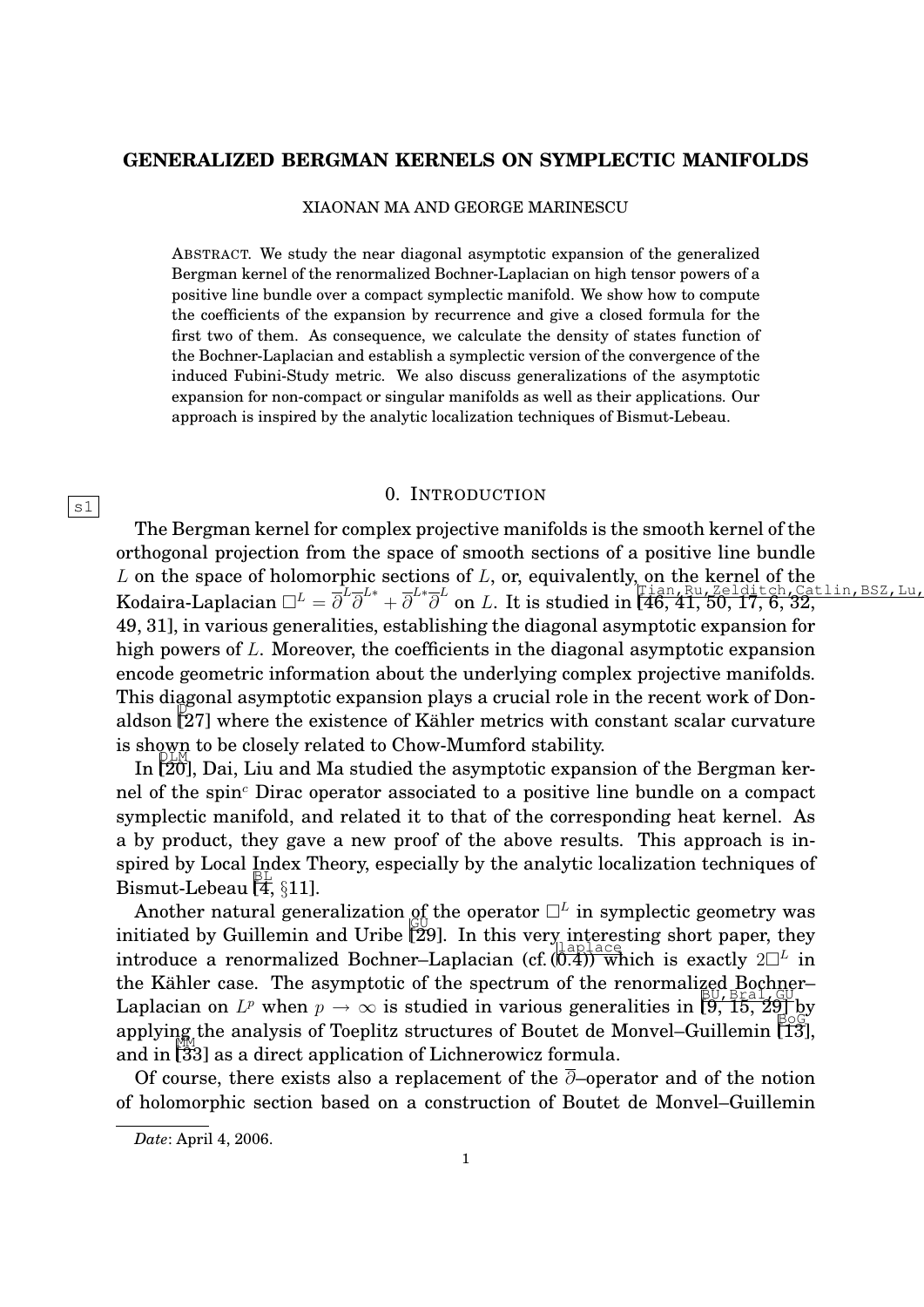# GENERALIZED BERGMAN KERNELS ON SYMPLECTIC MANIFOLDS

XIAONAN MA AND GEORGE MARINESCU

ABSTRACT. We study the near diagonal asymptotic expansion of the generalized Bergman kernel of the renormalized Bochner-Laplacian on high tensor powers of a positive line bundle over a compact symplectic manifold. We show how to compute the coefficients of the expansion by recurrence and give a closed formula for the first two of them. As consequence, we calculate the density of states function of the Bochner-Laplacian and establish a symplectic version of the convergence of the induced Fubini-Study metric. We also discuss generalizations of the asymptotic expansion for non-compact or singular manifolds as well as their applications. Our approach is inspired by the analytic localization techniques of Bismut-Lebeau.

## 0. INTRODUCTION

The Bergman kernel for complex projective manifolds is the smooth kernel of the orthogonal projection from the space of smooth sections of a positive line bundle $L$ on the space of holomorphic sections of $L$, or, equivalently, on the kernel of the Kodaira-Laplacian $\Box^L = \overline{\partial}^L \overline{\partial}^{L*} + \overline{\partial}^{L*} \overline{\partial}^L$ on $L$. It is studied in [46, 41, 50, 17, 6, 32, 49, 31], in various generalities, establishing the diagonal asymptotic expansion for high powers of $L$. Moreover, the coefficients in the diagonal asymptotic expansion encode geometric information about the underlying complex projective manifolds. This diagonal asymptotic expansion plays a crucial role in the recent work of Donaldson [27] where the existence of Kähler metrics with constant scalar curvature is shown to be closely related to Chow-Mumford stability.

In [20], Dai, Liu and Ma studied the asymptotic expansion of the Bergman kernel of the spin$^c$ Dirac operator associated to a positive line bundle on a compact symplectic manifold, and related it to that of the corresponding heat kernel. As a by product, they gave a new proof of the above results. This approach is inspired by Local Index Theory, especially by the analytic localization techniques of Bismut-Lebeau [4, §11].

Another natural generalization of the operator $\Box^L$ in symplectic geometry was initiated by Guillemin and Uribe [29]. In this very interesting short paper, they introduce a renormalized Bochner–Laplacian (cf. (0.4)) which is exactly $2\Box^L$ in the Kähler case. The asymptotic of the spectrum of the renormalized Bochner–Laplacian on $L^p$ when $p \to \infty$ is studied in various generalities in [9, 15, 29] by applying the analysis of Toeplitz structures of Boutet de Monvel–Guillemin [13], and in [33] as a direct application of Lichnerowicz formula.

Of course, there exists also a replacement of the $\overline{\partial}$–operator and of the notion of holomorphic section based on a construction of Boutet de Monvel–Guillemin

*Date*: April 4, 2006.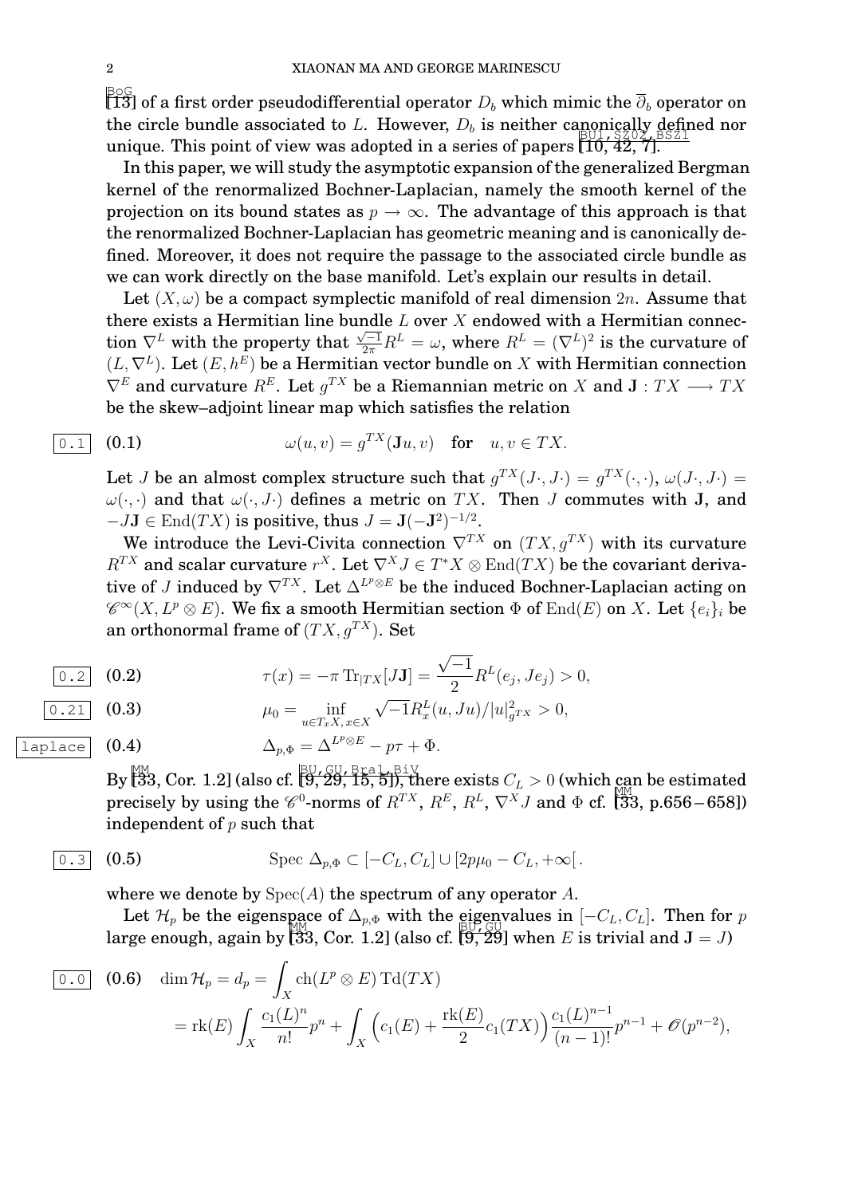[13] of a first order pseudodifferential operator $D_b$ which mimic the $\overline{\partial}_b$ operator on the circle bundle associated to $L$. However, $D_b$ is neither canonically defined nor unique. This point of view was adopted in a series of papers [10, 42, 7].

In this paper, we will study the asymptotic expansion of the generalized Bergman kernel of the renormalized Bochner-Laplacian, namely the smooth kernel of the projection on its bound states as $p\to\infty$. The advantage of this approach is that the renormalized Bochner-Laplacian has geometric meaning and is canonically defined. Moreover, it does not require the passage to the associated circle bundle as we can work directly on the base manifold. Let's explain our results in detail.

Let $(X,\omega)$ be a compact symplectic manifold of real dimension $2n$. Assume that there exists a Hermitian line bundle $L$ over $X$ endowed with a Hermitian connection $\nabla^L$ with the property that $\frac{\sqrt{-1}}{2\pi}R^L=\omega$, where $R^L=(\nabla^L)^2$ is the curvature of $(L,\nabla^L)$. Let $(E,h^E)$ be a Hermitian vector bundle on $X$ with Hermitian connection $\nabla^E$ and curvature $R^E$. Let $g^{TX}$ be a Riemannian metric on $X$ and $\mathbf{J}:TX\longrightarrow TX$ be the skew–adjoint linear map which satisfies the relation

$$\omega(u,v)=g^{TX}(\mathbf{J}u,v)\quad \text{for}\quad u,v\in TX. \tag{0.1}$$

Let $J$ be an almost complex structure such that $g^{TX}(J\cdot,J\cdot)=g^{TX}(\cdot,\cdot)$, $\omega(J\cdot,J\cdot)=\omega(\cdot,\cdot)$ and that $\omega(\cdot,J\cdot)$ defines a metric on $TX$. Then $J$ commutes with $\mathbf{J}$, and $-J\mathbf{J}\in\operatorname{End}(TX)$ is positive, thus $J=\mathbf{J}(-\mathbf{J}^2)^{-1/2}$.

We introduce the Levi-Civita connection $\nabla^{TX}$ on $(TX,g^{TX})$ with its curvature $R^{TX}$ and scalar curvature $r^X$. Let $\nabla^X J\in T^*X\otimes\operatorname{End}(TX)$ be the covariant derivative of $J$ induced by $\nabla^{TX}$. Let $\Delta^{L^p\otimes E}$ be the induced Bochner-Laplacian acting on $\mathscr{C}^\infty(X,L^p\otimes E)$. We fix a smooth Hermitian section $\Phi$ of $\operatorname{End}(E)$ on $X$. Let $\{e_i\}_i$ be an orthonormal frame of $(TX,g^{TX})$. Set

$$\tau(x)=-\pi\operatorname{Tr}_{|TX}[J\mathbf{J}]=\frac{\sqrt{-1}}{2}R^L(e_j,Je_j)>0, \tag{0.2}$$

$$\mu_0=\inf_{u\in T_xX,\,x\in X}\sqrt{-1}R^L_x(u,Ju)/|u|^2_{g^{TX}}>0, \tag{0.3}$$

$$\Delta_{p,\Phi}=\Delta^{L^p\otimes E}-p\tau+\Phi. \tag{0.4}$$

By [33, Cor. 1.2] (also cf. [9, 29, 15, 5]), there exists $C_L>0$ (which can be estimated precisely by using the $\mathscr{C}^0$-norms of $R^{TX}$, $R^E$, $R^L$, $\nabla^X J$ and $\Phi$ cf. [33, p.656 – 658]) independent of $p$ such that

$$\operatorname{Spec}\Delta_{p,\Phi}\subset[-C_L,C_L]\cup[2p\mu_0-C_L,+\infty[\,. \tag{0.5}$$

where we denote by $\operatorname{Spec}(A)$ the spectrum of any operator $A$.

Let $\mathcal{H}_p$ be the eigenspace of $\Delta_{p,\Phi}$ with the eigenvalues in $[-C_L,C_L]$. Then for $p$ large enough, again by [33, Cor. 1.2] (also cf. [9, 29] when $E$ is trivial and $\mathbf{J}=J$)

$$\begin{aligned}\dim\mathcal{H}_p=d_p&=\int_X\operatorname{ch}(L^p\otimes E)\operatorname{Td}(TX)\\&=\operatorname{rk}(E)\int_X\frac{c_1(L)^n}{n!}p^n+\int_X\Big(c_1(E)+\frac{\operatorname{rk}(E)}{2}c_1(TX)\Big)\frac{c_1(L)^{n-1}}{(n-1)!}p^{n-1}+\mathscr{O}(p^{n-2}),\end{aligned} \tag{0.6}$$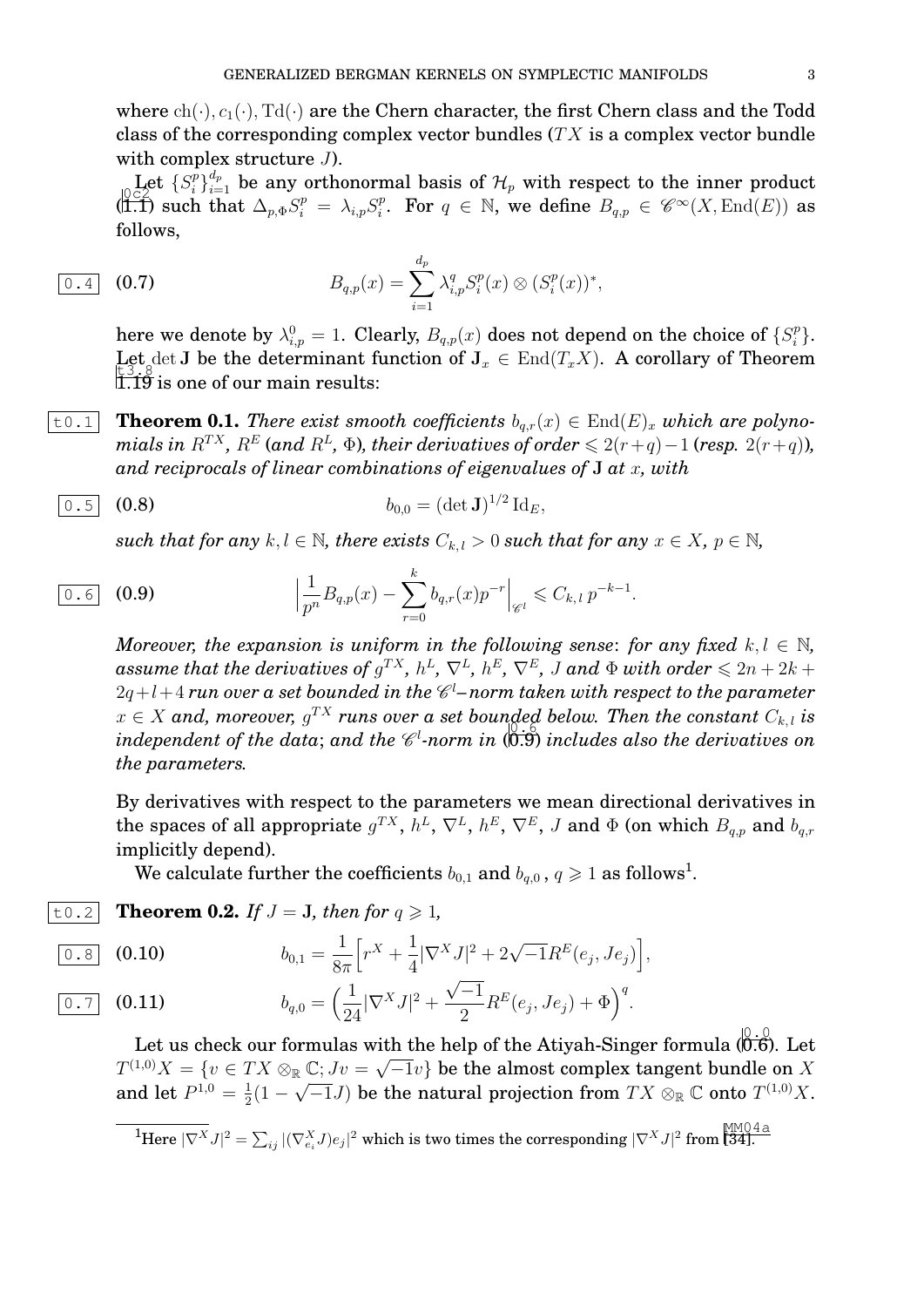where $\mathrm{ch}(\cdot), c_1(\cdot), \mathrm{Td}(\cdot)$ are the Chern character, the first Chern class and the Todd class of the corresponding complex vector bundles ($TX$ is a complex vector bundle with complex structure $J$).

Let $\{S_i^p\}_{i=1}^{d_p}$ be any orthonormal basis of $\mathcal{H}_p$ with respect to the inner product (1.1) such that $\Delta_{p,\Phi} S_i^p = \lambda_{i,p} S_i^p$. For $q \in \mathbb{N}$, we define $B_{q,p} \in \mathscr{C}^\infty(X, \mathrm{End}(E))$ as follows,

$$B_{q,p}(x) = \sum_{i=1}^{d_p} \lambda_{i,p}^q S_i^p(x) \otimes (S_i^p(x))^*, \tag{0.7}$$

here we denote by $\lambda_{i,p}^0 = 1$. Clearly, $B_{q,p}(x)$ does not depend on the choice of $\{S_i^p\}$. Let $\det \mathbf{J}$ be the determinant function of $\mathbf{J}_x \in \mathrm{End}(T_x X)$. A corollary of Theorem 1.19 is one of our main results:

**Theorem 0.1.** *There exist smooth coefficients $b_{q,r}(x) \in \mathrm{End}(E)_x$ which are polynomials in $R^{TX}$, $R^E$ (and $R^L$, $\Phi$), their derivatives of order $\leqslant 2(r+q)-1$ (resp. $2(r+q)$), and reciprocals of linear combinations of eigenvalues of $\mathbf{J}$ at $x$, with*

$$b_{0,0} = (\det \mathbf{J})^{1/2} \,\mathrm{Id}_E, \tag{0.8}$$

*such that for any $k, l \in \mathbb{N}$, there exists $C_{k,l} > 0$ such that for any $x \in X$, $p \in \mathbb{N}$,*

$$\Big| \frac{1}{p^n} B_{q,p}(x) - \sum_{r=0}^{k} b_{q,r}(x) p^{-r} \Big|_{\mathscr{C}^l} \leqslant C_{k,l}\, p^{-k-1}. \tag{0.9}$$

*Moreover, the expansion is uniform in the following sense: for any fixed $k, l \in \mathbb{N}$, assume that the derivatives of $g^{TX}$, $h^L$, $\nabla^L$, $h^E$, $\nabla^E$, $J$ and $\Phi$ with order $\leqslant 2n+2k+2q+l+4$ run over a set bounded in the $\mathscr{C}^l$–norm taken with respect to the parameter $x \in X$ and, moreover, $g^{TX}$ runs over a set bounded below. Then the constant $C_{k,l}$ is independent of the data; and the $\mathscr{C}^l$-norm in (0.9) includes also the derivatives on the parameters.*

By derivatives with respect to the parameters we mean directional derivatives in the spaces of all appropriate $g^{TX}$, $h^L$, $\nabla^L$, $h^E$, $\nabla^E$, $J$ and $\Phi$ (on which $B_{q,p}$ and $b_{q,r}$ implicitly depend).

We calculate further the coefficients $b_{0,1}$ and $b_{q,0}$, $q \geqslant 1$ as follows[1].

**Theorem 0.2.** *If $J = \mathbf{J}$, then for $q \geqslant 1$,*

$$b_{0,1} = \frac{1}{8\pi}\Big[ r^X + \frac{1}{4}|\nabla^X J|^2 + 2\sqrt{-1} R^E(e_j, Je_j)\Big], \tag{0.10}$$

$$b_{q,0} = \Big( \frac{1}{24}|\nabla^X J|^2 + \frac{\sqrt{-1}}{2} R^E(e_j, Je_j) + \Phi \Big)^q. \tag{0.11}$$

Let us check our formulas with the help of the Atiyah-Singer formula (0.6). Let $T^{(1,0)}X = \{v \in TX \otimes_{\mathbb{R}} \mathbb{C}; Jv = \sqrt{-1}v\}$ be the almost complex tangent bundle on $X$ and let $P^{1,0} = \frac{1}{2}(1 - \sqrt{-1}J)$ be the natural projection from $TX \otimes_{\mathbb{R}} \mathbb{C}$ onto $T^{(1,0)}X$.

[1] Here $|\nabla^X J|^2 = \sum_{ij} |(\nabla^X_{e_i} J)e_j|^2$ which is two times the corresponding $|\nabla^X J|^2$ from [34].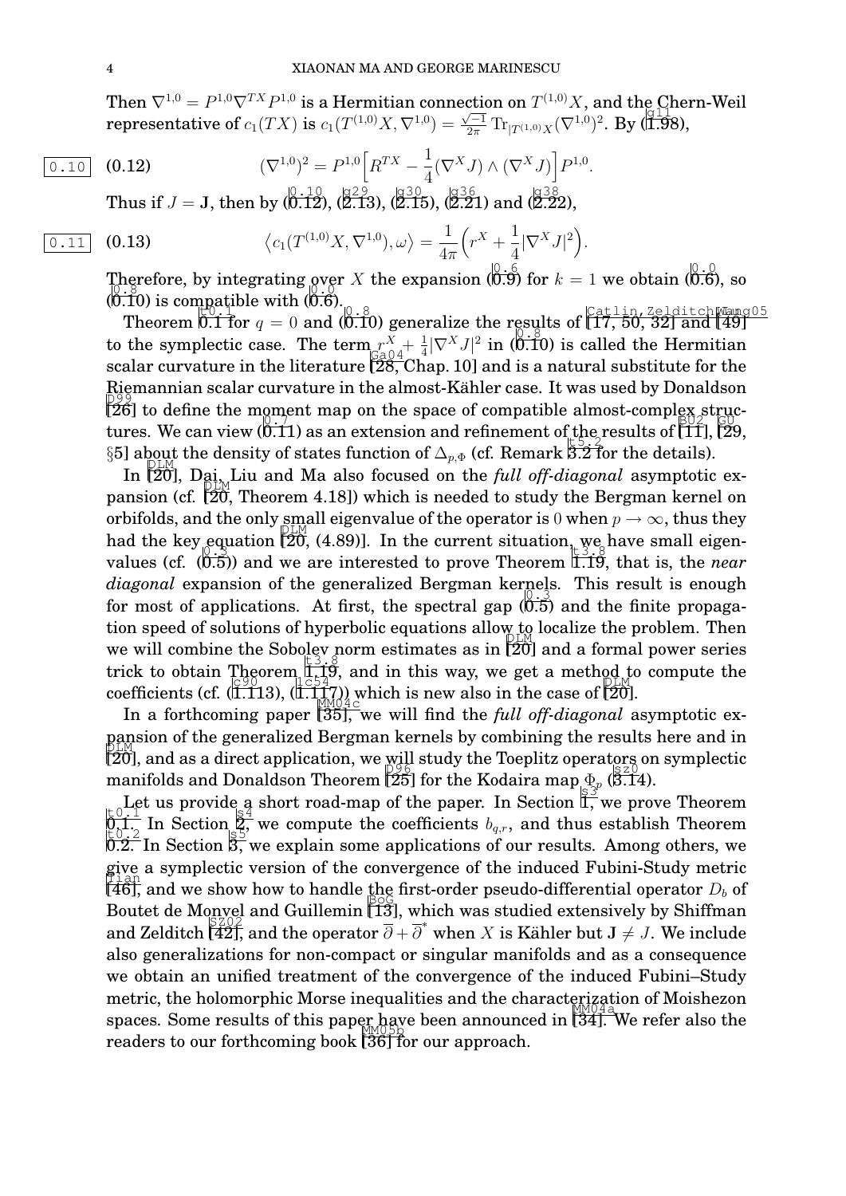Then $\nabla^{1,0} = P^{1,0}\nabla^{TX}P^{1,0}$ is a Hermitian connection on $T^{(1,0)}X$, and the Chern-Weil representative of $c_1(TX)$ is $c_1(T^{(1,0)}X, \nabla^{1,0}) = \frac{\sqrt{-1}}{2\pi}\operatorname{Tr}_{|T^{(1,0)}X}(\nabla^{1,0})^2$. By (1.98),

$$(\nabla^{1,0})^2 = P^{1,0}\Big[R^{TX} - \frac{1}{4}(\nabla^X J)\wedge(\nabla^X J)\Big]P^{1,0}. \tag{0.12}$$

Thus if $J = \mathbf{J}$, then by (0.12), (2.13), (2.15), (2.21) and (2.22),

$$\big\langle c_1(T^{(1,0)}X, \nabla^{1,0}), \omega\big\rangle = \frac{1}{4\pi}\Big(r^X + \frac{1}{4}|\nabla^X J|^2\Big). \tag{0.13}$$

Therefore, by integrating over $X$ the expansion (0.9) for $k = 1$ we obtain (0.6), so (0.10) is compatible with (0.6).

Theorem 0.1 for $q = 0$ and (0.10) generalize the results of [17, 50, 32] and [49] to the symplectic case. The term $r^X + \frac{1}{4}|\nabla^X J|^2$ in (0.10) is called the Hermitian scalar curvature in the literature [28, Chap. 10] and is a natural substitute for the Riemannian scalar curvature in the almost-Kähler case. It was used by Donaldson [26] to define the moment map on the space of compatible almost-complex structures. We can view (0.11) as an extension and refinement of the results of [11], [29, §5] about the density of states function of $\Delta_{p,\Phi}$ (cf. Remark 3.2 for the details).

In [20], Dai, Liu and Ma also focused on the *full off-diagonal* asymptotic expansion (cf. [20, Theorem 4.18]) which is needed to study the Bergman kernel on orbifolds, and the only small eigenvalue of the operator is 0 when $p \to \infty$, thus they had the key equation [20, (4.89)]. In the current situation, we have small eigenvalues (cf. (0.5)) and we are interested to prove Theorem 1.19, that is, the *near diagonal* expansion of the generalized Bergman kernels. This result is enough for most of applications. At first, the spectral gap (0.5) and the finite propagation speed of solutions of hyperbolic equations allow to localize the problem. Then we will combine the Sobolev norm estimates as in [20] and a formal power series trick to obtain Theorem 1.19, and in this way, we get a method to compute the coefficients (cf. (1.113), (1.117)) which is new also in the case of [20].

In a forthcoming paper [35], we will find the *full off-diagonal* asymptotic expansion of the generalized Bergman kernels by combining the results here and in [20], and as a direct application, we will study the Toeplitz operators on symplectic manifolds and Donaldson Theorem [25] for the Kodaira map $\Phi_p$ (3.14).

Let us provide a short road-map of the paper. In Section 1, we prove Theorem 0.1. In Section 2, we compute the coefficients $b_{q,r}$, and thus establish Theorem 0.2. In Section 3, we explain some applications of our results. Among others, we give a symplectic version of the convergence of the induced Fubini-Study metric [46], and we show how to handle the first-order pseudo-differential operator $D_b$ of Boutet de Monvel and Guillemin [13], which was studied extensively by Shiffman and Zelditch [42], and the operator $\overline{\partial} + \overline{\partial}^*$ when $X$ is Kähler but $\mathbf{J} \neq J$. We include also generalizations for non-compact or singular manifolds and as a consequence we obtain an unified treatment of the convergence of the induced Fubini–Study metric, the holomorphic Morse inequalities and the characterization of Moishezon spaces. Some results of this paper have been announced in [34]. We refer also the readers to our forthcoming book [36] for our approach.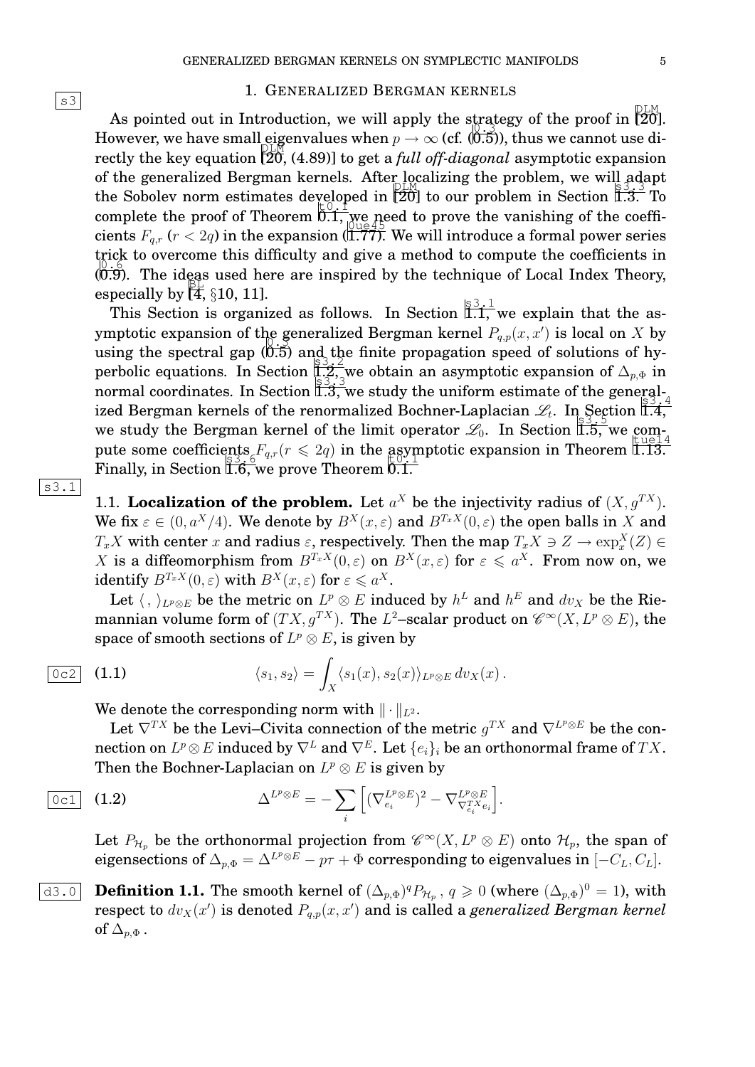# 1. Generalized Bergman kernels

As pointed out in Introduction, we will apply the strategy of the proof in [20]. However, we have small eigenvalues when $p \to \infty$ (cf. (0.5)), thus we cannot use directly the key equation [20, (4.89)] to get a *full off-diagonal* asymptotic expansion of the generalized Bergman kernels. After localizing the problem, we will adapt the Sobolev norm estimates developed in [20] to our problem in Section 1.3. To complete the proof of Theorem 0.1, we need to prove the vanishing of the coefficients $F_{q,r}$ ($r < 2q$) in the expansion (1.77). We will introduce a formal power series trick to overcome this difficulty and give a method to compute the coefficients in (0.9). The ideas used here are inspired by the technique of Local Index Theory, especially by [4, §10, 11].

This Section is organized as follows. In Section 1.1, we explain that the asymptotic expansion of the generalized Bergman kernel $P_{q,p}(x,x')$ is local on $X$ by using the spectral gap (0.5) and the finite propagation speed of solutions of hyperbolic equations. In Section 1.2, we obtain an asymptotic expansion of $\Delta_{p,\Phi}$ in normal coordinates. In Section 1.3, we study the uniform estimate of the generalized Bergman kernels of the renormalized Bochner-Laplacian $\mathscr{L}_t$. In Section 1.4, we study the Bergman kernel of the limit operator $\mathscr{L}_0$. In Section 1.5, we compute some coefficients $F_{q,r}(r \leqslant 2q)$ in the asymptotic expansion in Theorem 1.13. Finally, in Section 1.6, we prove Theorem 0.1.

## 1.1. Localization of the problem.

Let $a^X$ be the injectivity radius of $(X, g^{TX})$. We fix $\varepsilon \in (0, a^X/4)$. We denote by $B^X(x,\varepsilon)$ and $B^{T_xX}(0,\varepsilon)$ the open balls in $X$ and $T_xX$ with center $x$ and radius $\varepsilon$, respectively. Then the map $T_xX \ni Z \to \exp^X_x(Z) \in X$ is a diffeomorphism from $B^{T_xX}(0,\varepsilon)$ on $B^X(x,\varepsilon)$ for $\varepsilon \leqslant a^X$. From now on, we identify $B^{T_xX}(0,\varepsilon)$ with $B^X(x,\varepsilon)$ for $\varepsilon \leqslant a^X$.

Let $\langle\, ,\rangle_{L^p\otimes E}$ be the metric on $L^p\otimes E$ induced by $h^L$ and $h^E$ and $dv_X$ be the Riemannian volume form of $(TX, g^{TX})$. The $L^2$–scalar product on $\mathscr{C}^\infty(X, L^p\otimes E)$, the space of smooth sections of $L^p\otimes E$, is given by

$$\langle s_1, s_2\rangle = \int_X \langle s_1(x), s_2(x)\rangle_{L^p\otimes E}\, dv_X(x)\,. \tag{1.1}$$

We denote the corresponding norm with $\|\cdot\|_{L^2}$.

Let $\nabla^{TX}$ be the Levi–Civita connection of the metric $g^{TX}$ and $\nabla^{L^p\otimes E}$ be the connection on $L^p\otimes E$ induced by $\nabla^L$ and $\nabla^E$. Let $\{e_i\}_i$ be an orthonormal frame of $TX$. Then the Bochner-Laplacian on $L^p\otimes E$ is given by

$$\Delta^{L^p\otimes E} = -\sum_i \Big[(\nabla^{L^p\otimes E}_{e_i})^2 - \nabla^{L^p\otimes E}_{\nabla^{TX}_{e_i}e_i}\Big]. \tag{1.2}$$

Let $P_{\mathcal{H}_p}$ be the orthonormal projection from $\mathscr{C}^\infty(X, L^p\otimes E)$ onto $\mathcal{H}_p$, the span of eigensections of $\Delta_{p,\Phi} = \Delta^{L^p\otimes E} - p\tau + \Phi$ corresponding to eigenvalues in $[-C_L, C_L]$.

**Definition 1.1.** The smooth kernel of $(\Delta_{p,\Phi})^q P_{\mathcal{H}_p}$, $q \geqslant 0$ (where $(\Delta_{p,\Phi})^0 = 1$), with respect to $dv_X(x')$ is denoted $P_{q,p}(x,x')$ and is called a *generalized Bergman kernel* of $\Delta_{p,\Phi}$.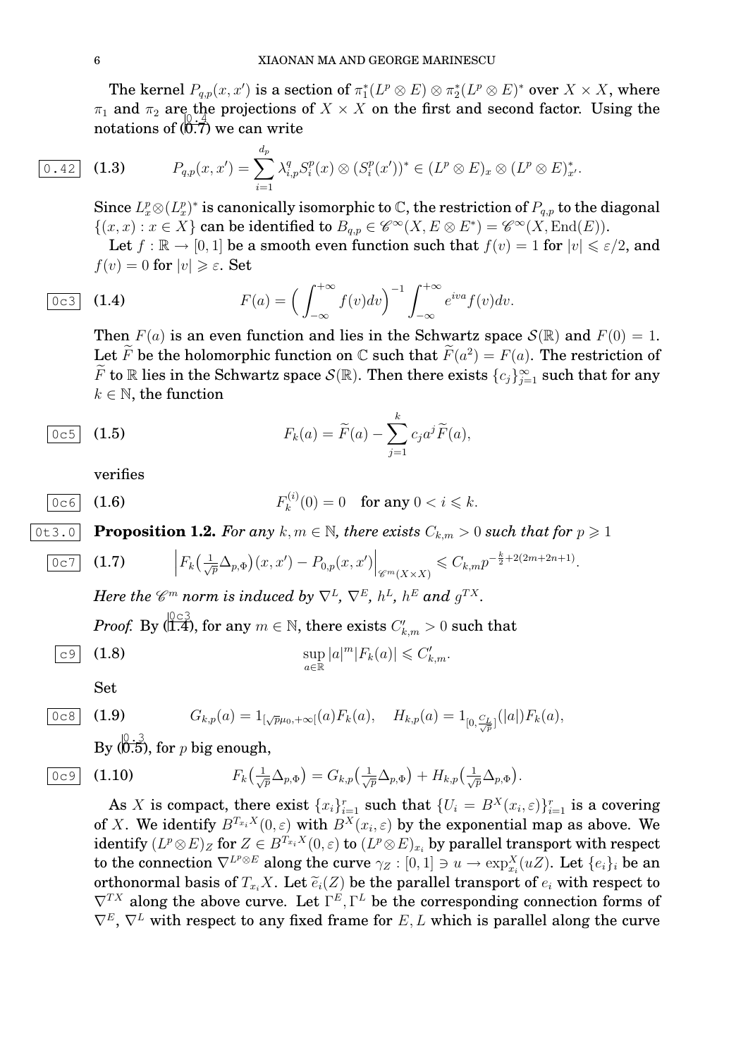The kernel $P_{q,p}(x,x')$ is a section of $\pi_1^*(L^p \otimes E) \otimes \pi_2^*(L^p \otimes E)^*$ over $X \times X$, where $\pi_1$ and $\pi_2$ are the projections of $X \times X$ on the first and second factor. Using the notations of (0.7) we can write

$$P_{q,p}(x,x') = \sum_{i=1}^{d_p} \lambda_{i,p}^q S_i^p(x) \otimes (S_i^p(x'))^* \in (L^p \otimes E)_x \otimes (L^p \otimes E)_{x'}^*. \tag{1.3}$$

Since $L_x^p \otimes (L_x^p)^*$ is canonically isomorphic to $\mathbb{C}$, the restriction of $P_{q,p}$ to the diagonal $\{(x,x) : x \in X\}$ can be identified to $B_{q,p} \in \mathscr{C}^\infty(X, E \otimes E^*) = \mathscr{C}^\infty(X, \mathrm{End}(E))$.

Let $f : \mathbb{R} \to [0,1]$ be a smooth even function such that $f(v) = 1$ for $|v| \leqslant \varepsilon/2$, and $f(v) = 0$ for $|v| \geqslant \varepsilon$. Set

$$F(a) = \Big( \int_{-\infty}^{+\infty} f(v) dv \Big)^{-1} \int_{-\infty}^{+\infty} e^{iva} f(v) dv. \tag{1.4}$$

Then $F(a)$ is an even function and lies in the Schwartz space $\mathcal{S}(\mathbb{R})$ and $F(0) = 1$. Let $\widetilde{F}$ be the holomorphic function on $\mathbb{C}$ such that $\widetilde{F}(a^2) = F(a)$. The restriction of $\widetilde{F}$ to $\mathbb{R}$ lies in the Schwartz space $\mathcal{S}(\mathbb{R})$. Then there exists $\{c_j\}_{j=1}^\infty$ such that for any $k \in \mathbb{N}$, the function

$$F_k(a) = \widetilde{F}(a) - \sum_{j=1}^{k} c_j a^j \widetilde{F}(a), \tag{1.5}$$

verifies

$$F_k^{(i)}(0) = 0 \quad \text{for any } 0 < i \leqslant k. \tag{1.6}$$

**Proposition 1.2.** *For any $k, m \in \mathbb{N}$, there exists $C_{k,m} > 0$ such that for $p \geqslant 1$*

$$\Big| F_k\big(\tfrac{1}{\sqrt{p}} \Delta_{p,\Phi}\big)(x,x') - P_{0,p}(x,x') \Big|_{\mathscr{C}^m(X \times X)} \leqslant C_{k,m} p^{-\frac{k}{2} + 2(2m+2n+1)}. \tag{1.7}$$

*Here the $\mathscr{C}^m$ norm is induced by $\nabla^L$, $\nabla^E$, $h^L$, $h^E$ and $g^{TX}$.*

*Proof.* By (1.4), for any $m \in \mathbb{N}$, there exists $C'_{k,m} > 0$ such that

$$\sup_{a \in \mathbb{R}} |a|^m |F_k(a)| \leqslant C'_{k,m}. \tag{1.8}$$

Set

$$G_{k,p}(a) = 1_{[\sqrt{p}\mu_0, +\infty[}(a) F_k(a), \quad H_{k,p}(a) = 1_{[0, \frac{C_L}{\sqrt{p}}]}(|a|) F_k(a), \tag{1.9}$$

By (0.5), for $p$ big enough,

$$F_k\big(\tfrac{1}{\sqrt{p}} \Delta_{p,\Phi}\big) = G_{k,p}\big(\tfrac{1}{\sqrt{p}} \Delta_{p,\Phi}\big) + H_{k,p}\big(\tfrac{1}{\sqrt{p}} \Delta_{p,\Phi}\big). \tag{1.10}$$

As $X$ is compact, there exist $\{x_i\}_{i=1}^r$ such that $\{U_i = B^X(x_i, \varepsilon)\}_{i=1}^r$ is a covering of $X$. We identify $B^{T_{x_i}X}(0,\varepsilon)$ with $B^X(x_i,\varepsilon)$ by the exponential map as above. We identify $(L^p \otimes E)_Z$ for $Z \in B^{T_{x_i}X}(0,\varepsilon)$ to $(L^p \otimes E)_{x_i}$ by parallel transport with respect to the connection $\nabla^{L^p \otimes E}$ along the curve $\gamma_Z : [0,1] \ni u \to \exp_{x_i}^X(uZ)$. Let $\{e_i\}_i$ be an orthonormal basis of $T_{x_i}X$. Let $\widetilde{e}_i(Z)$ be the parallel transport of $e_i$ with respect to $\nabla^{TX}$ along the above curve. Let $\Gamma^E, \Gamma^L$ be the corresponding connection forms of $\nabla^E$, $\nabla^L$ with respect to any fixed frame for $E, L$ which is parallel along the curve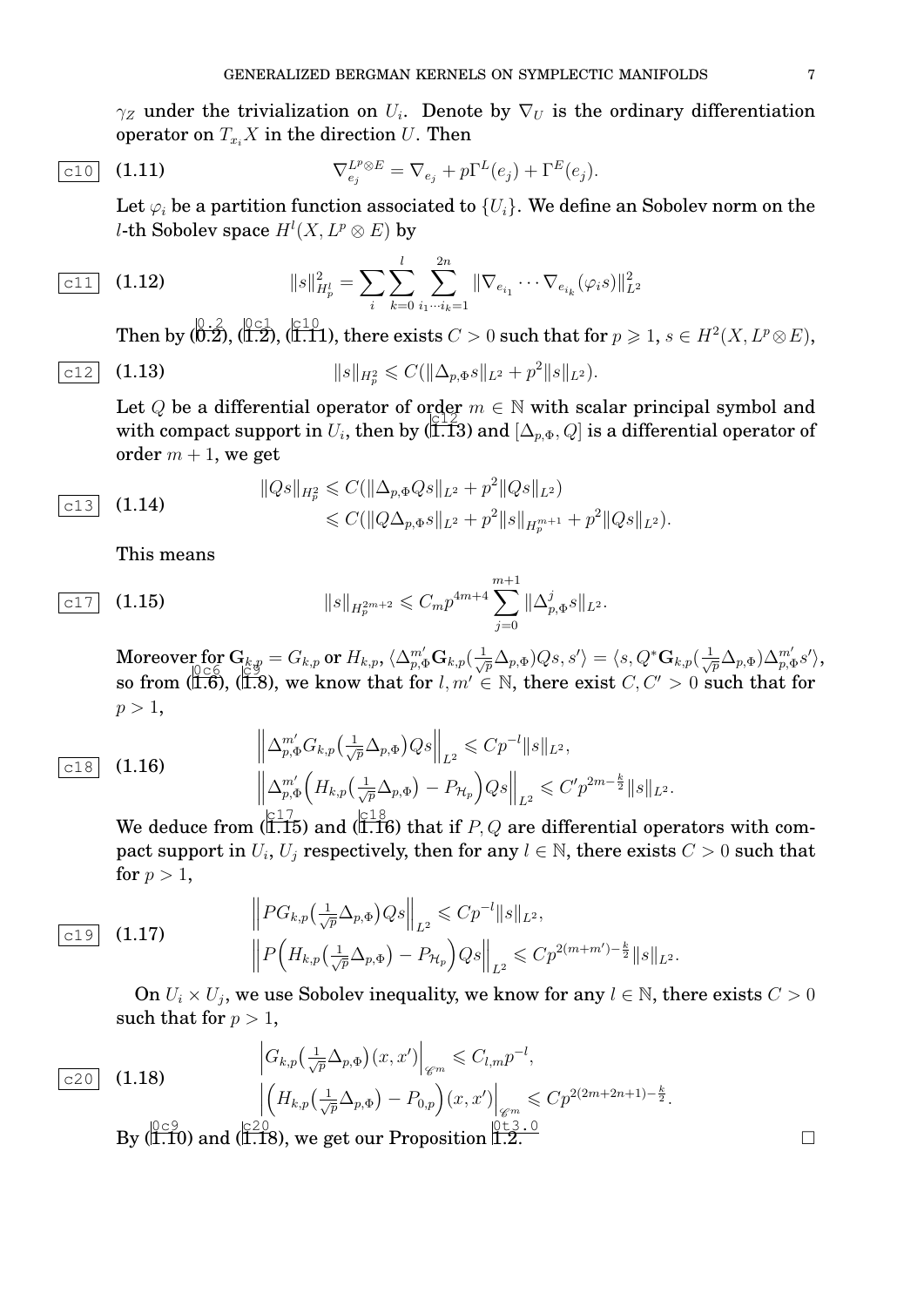$\gamma_Z$ under the trivialization on $U_i$. Denote by $\nabla_U$ is the ordinary differentiation operator on $T_{x_i}X$ in the direction $U$. Then

$$\nabla^{L^p\otimes E}_{e_j} = \nabla_{e_j} + p\Gamma^L(e_j) + \Gamma^E(e_j). \tag{1.11}$$

Let $\varphi_i$ be a partition function associated to $\{U_i\}$. We define an Sobolev norm on the $l$-th Sobolev space $H^l(X, L^p \otimes E)$ by

$$\|s\|^2_{H^l_p} = \sum_i \sum_{k=0}^{l} \sum_{i_1\cdots i_k=1}^{2n} \|\nabla_{e_{i_1}}\cdots\nabla_{e_{i_k}}(\varphi_i s)\|^2_{L^2} \tag{1.12}$$

Then by (0.2), (1.2), (1.11), there exists $C > 0$ such that for $p \geqslant 1$, $s \in H^2(X, L^p\otimes E)$,

$$\|s\|_{H^2_p} \leqslant C(\|\Delta_{p,\Phi}s\|_{L^2} + p^2\|s\|_{L^2}). \tag{1.13}$$

Let $Q$ be a differential operator of order $m \in \mathbb{N}$ with scalar principal symbol and with compact support in $U_i$, then by (1.13) and $[\Delta_{p,\Phi}, Q]$ is a differential operator of order $m+1$, we get

$$\begin{aligned}\|Qs\|_{H^2_p} &\leqslant C(\|\Delta_{p,\Phi}Qs\|_{L^2} + p^2\|Qs\|_{L^2})\\ &\leqslant C(\|Q\Delta_{p,\Phi}s\|_{L^2} + p^2\|s\|_{H^{m+1}_p} + p^2\|Qs\|_{L^2}).\end{aligned} \tag{1.14}$$

This means

$$\|s\|_{H^{2m+2}_p} \leqslant C_m p^{4m+4}\sum_{j=0}^{m+1}\|\Delta^j_{p,\Phi}s\|_{L^2}. \tag{1.15}$$

Moreover for $\mathbf{G}_{k,p} = G_{k,p}$ or $H_{k,p}$, $\langle \Delta^{m'}_{p,\Phi}\mathbf{G}_{k,p}(\frac{1}{\sqrt{p}}\Delta_{p,\Phi})Qs, s'\rangle = \langle s, Q^*\mathbf{G}_{k,p}(\frac{1}{\sqrt{p}}\Delta_{p,\Phi})\Delta^{m'}_{p,\Phi}s'\rangle$, so from (1.6), (1.8), we know that for $l, m' \in \mathbb{N}$, there exist $C, C' > 0$ such that for $p > 1$,

$$\begin{aligned}&\Big\|\Delta^{m'}_{p,\Phi}G_{k,p}\big(\tfrac{1}{\sqrt{p}}\Delta_{p,\Phi}\big)Qs\Big\|_{L^2} \leqslant Cp^{-l}\|s\|_{L^2},\\ &\Big\|\Delta^{m'}_{p,\Phi}\Big(H_{k,p}\big(\tfrac{1}{\sqrt{p}}\Delta_{p,\Phi}\big) - P_{\mathcal{H}_p}\Big)Qs\Big\|_{L^2} \leqslant C'p^{2m-\frac{k}{2}}\|s\|_{L^2}.\end{aligned} \tag{1.16}$$

We deduce from (1.15) and (1.16) that if $P, Q$ are differential operators with compact support in $U_i$, $U_j$ respectively, then for any $l \in \mathbb{N}$, there exists $C > 0$ such that for $p > 1$,

$$\begin{aligned}&\Big\|PG_{k,p}\big(\tfrac{1}{\sqrt{p}}\Delta_{p,\Phi}\big)Qs\Big\|_{L^2} \leqslant Cp^{-l}\|s\|_{L^2},\\ &\Big\|P\Big(H_{k,p}\big(\tfrac{1}{\sqrt{p}}\Delta_{p,\Phi}\big) - P_{\mathcal{H}_p}\Big)Qs\Big\|_{L^2} \leqslant Cp^{2(m+m')-\frac{k}{2}}\|s\|_{L^2}.\end{aligned} \tag{1.17}$$

On $U_i \times U_j$, we use Sobolev inequality, we know for any $l \in \mathbb{N}$, there exists $C > 0$ such that for $p > 1$,

$$\begin{aligned}&\Big|G_{k,p}\big(\tfrac{1}{\sqrt{p}}\Delta_{p,\Phi}\big)(x,x')\Big|_{\mathscr{C}^m} \leqslant C_{l,m}p^{-l},\\ &\Big|\Big(H_{k,p}\big(\tfrac{1}{\sqrt{p}}\Delta_{p,\Phi}\big) - P_{0,p}\Big)(x,x')\Big|_{\mathscr{C}^m} \leqslant Cp^{2(2m+2n+1)-\frac{k}{2}}.\end{aligned} \tag{1.18}$$

By (1.10) and (1.18), we get our Proposition 1.2. □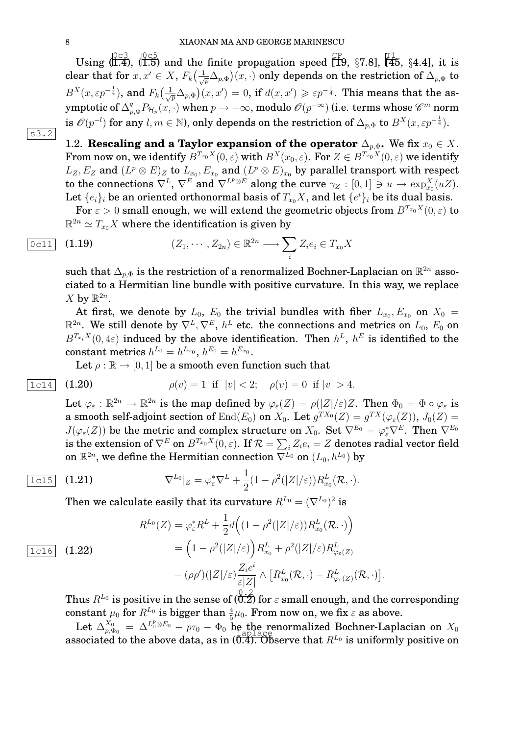Using (1.4), (1.5) and the finite propagation speed [19, §7.8], [45, §4.4], it is clear that for $x, x' \in X$, $F_k\big(\frac{1}{\sqrt{p}}\Delta_{p,\Phi}\big)(x,\cdot)$ only depends on the restriction of $\Delta_{p,\Phi}$ to $B^X(x, \varepsilon p^{-\frac14})$, and $F_k\big(\frac{1}{\sqrt{p}}\Delta_{p,\Phi}\big)(x,x') = 0$, if $d(x,x') \geqslant \varepsilon p^{-\frac14}$. This means that the asymptotic of $\Delta^q_{p,\Phi} P_{\mathcal{H}_p}(x,\cdot)$ when $p \to +\infty$, modulo $\mathscr{O}(p^{-\infty})$ (i.e. terms whose $\mathscr{C}^m$ norm is $\mathscr{O}(p^{-l})$ for any $l, m \in \mathbb{N}$), only depends on the restriction of $\Delta_{p,\Phi}$ to $B^X(x, \varepsilon p^{-\frac14})$.

## 1.2. Rescaling and a Taylor expansion of the operator $\Delta_{p,\Phi}$.

We fix $x_0 \in X$. From now on, we identify $B^{T_{x_0}X}(0,\varepsilon)$ with $B^X(x_0,\varepsilon)$. For $Z \in B^{T_{x_0}X}(0,\varepsilon)$ we identify $L_Z, E_Z$ and $(L^p\otimes E)_Z$ to $L_{x_0}, E_{x_0}$ and $(L^p\otimes E)_{x_0}$ by parallel transport with respect to the connections $\nabla^L$, $\nabla^E$ and $\nabla^{L^p\otimes E}$ along the curve $\gamma_Z : [0,1] \ni u \to \exp^X_{x_0}(uZ)$. Let $\{e_i\}_i$ be an oriented orthonormal basis of $T_{x_0}X$, and let $\{e^i\}_i$ be its dual basis.

For $\varepsilon > 0$ small enough, we will extend the geometric objects from $B^{T_{x_0}X}(0,\varepsilon)$ to $\mathbb{R}^{2n} \simeq T_{x_0}X$ where the identification is given by

$$(Z_1,\cdots,Z_{2n}) \in \mathbb{R}^{2n} \longrightarrow \sum_i Z_i e_i \in T_{x_0}X \tag{1.19}$$

such that $\Delta_{p,\Phi}$ is the restriction of a renormalized Bochner-Laplacian on $\mathbb{R}^{2n}$ associated to a Hermitian line bundle with positive curvature. In this way, we replace $X$ by $\mathbb{R}^{2n}$.

At first, we denote by $L_0$, $E_0$ the trivial bundles with fiber $L_{x_0}, E_{x_0}$ on $X_0 = \mathbb{R}^{2n}$. We still denote by $\nabla^L, \nabla^E$, $h^L$ etc. the connections and metrics on $L_0$, $E_0$ on $B^{T_{x_0}X}(0,4\varepsilon)$ induced by the above identification. Then $h^L$, $h^E$ is identified to the constant metrics $h^{L_0} = h^{L_{x_0}}$, $h^{E_0} = h^{E_{x_0}}$.

Let $\rho : \mathbb{R} \to [0,1]$ be a smooth even function such that

$$\rho(v) = 1 \ \text{ if } \ |v| < 2; \quad \rho(v) = 0 \ \text{ if } |v| > 4. \tag{1.20}$$

Let $\varphi_\varepsilon : \mathbb{R}^{2n} \to \mathbb{R}^{2n}$ is the map defined by $\varphi_\varepsilon(Z) = \rho(|Z|/\varepsilon)Z$. Then $\Phi_0 = \Phi\circ\varphi_\varepsilon$ is a smooth self-adjoint section of $\mathrm{End}(E_0)$ on $X_0$. Let $g^{TX_0}(Z) = g^{TX}(\varphi_\varepsilon(Z))$, $J_0(Z) = J(\varphi_\varepsilon(Z))$ be the metric and complex structure on $X_0$. Set $\nabla^{E_0} = \varphi_\varepsilon^*\nabla^E$. Then $\nabla^{E_0}$ is the extension of $\nabla^E$ on $B^{T_{x_0}X}(0,\varepsilon)$. If $\mathcal{R} = \sum_i Z_i e_i = Z$ denotes radial vector field on $\mathbb{R}^{2n}$, we define the Hermitian connection $\nabla^{L_0}$ on $(L_0, h^{L_0})$ by

$$\nabla^{L_0}|_Z = \varphi_\varepsilon^*\nabla^L + \frac12\big(1-\rho^2(|Z|/\varepsilon)\big)R^L_{x_0}(\mathcal{R},\cdot). \tag{1.21}$$

Then we calculate easily that its curvature $R^{L_0} = (\nabla^{L_0})^2$ is

$$\begin{aligned} R^{L_0}(Z) &= \varphi_\varepsilon^* R^L + \frac12 d\Big(\big(1-\rho^2(|Z|/\varepsilon)\big)R^L_{x_0}(\mathcal{R},\cdot)\Big)\\ &= \Big(1-\rho^2(|Z|/\varepsilon)\Big)R^L_{x_0} + \rho^2(|Z|/\varepsilon)R^L_{\varphi_\varepsilon(Z)}\\ &\quad - (\rho\rho')(|Z|/\varepsilon)\frac{Z_i e^i}{\varepsilon|Z|}\wedge\big[R^L_{x_0}(\mathcal{R},\cdot) - R^L_{\varphi_\varepsilon(Z)}(\mathcal{R},\cdot)\big]. \end{aligned} \tag{1.22}$$

Thus $R^{L_0}$ is positive in the sense of (0.2) for $\varepsilon$ small enough, and the corresponding constant $\mu_0$ for $R^{L_0}$ is bigger than $\frac45\mu_0$. From now on, we fix $\varepsilon$ as above.

Let $\Delta^{X_0}_{p,\Phi_0} = \Delta^{L_0^p\otimes E_0} - p\tau_0 - \Phi_0$ be the renormalized Bochner-Laplacian on $X_0$ associated to the above data, as in (0.4). Observe that $R^{L_0}$ is uniformly positive on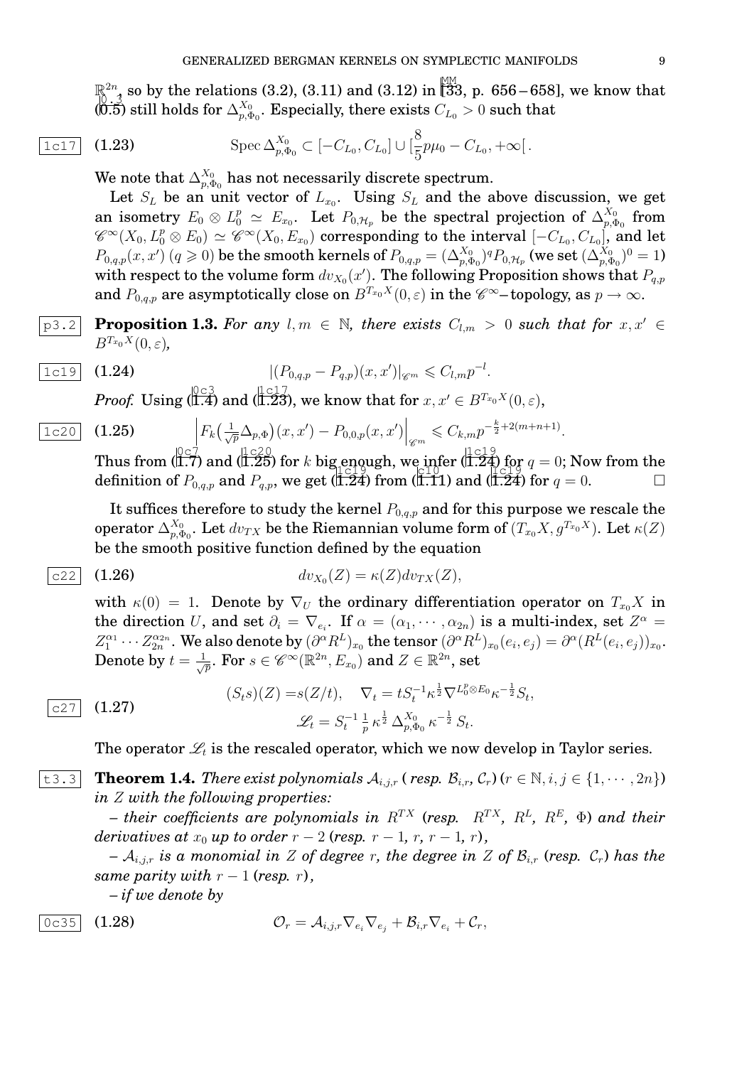$\mathbb{R}^{2n}$, so by the relations (3.2), (3.11) and (3.12) in [33, p. 656 – 658], we know that (0.5) still holds for $\Delta^{X_0}_{p,\Phi_0}$. Especially, there exists $C_{L_0} > 0$ such that

$$\operatorname{Spec}\Delta^{X_0}_{p,\Phi_0} \subset [-C_{L_0}, C_{L_0}] \cup [\frac{8}{5}p\mu_0 - C_{L_0}, +\infty[\,. \tag{1.23}$$

We note that $\Delta^{X_0}_{p,\Phi_0}$ has not necessarily discrete spectrum.

Let $S_L$ be an unit vector of $L_{x_0}$. Using $S_L$ and the above discussion, we get an isometry $E_0 \otimes L_0^p \simeq E_{x_0}$. Let $P_{0,\mathcal{H}_p}$ be the spectral projection of $\Delta^{X_0}_{p,\Phi_0}$ from $\mathscr{C}^\infty(X_0, L_0^p \otimes E_0) \simeq \mathscr{C}^\infty(X_0, E_{x_0})$ corresponding to the interval $[-C_{L_0}, C_{L_0}]$, and let $P_{0,q,p}(x,x')$ $(q \geqslant 0)$ be the smooth kernels of $P_{0,q,p} = (\Delta^{X_0}_{p,\Phi_0})^q P_{0,\mathcal{H}_p}$ (we set $(\Delta^{X_0}_{p,\Phi_0})^0 = 1$) with respect to the volume form $dv_{X_0}(x')$. The following Proposition shows that $P_{q,p}$ and $P_{0,q,p}$ are asymptotically close on $B^{T_{x_0}X}(0,\varepsilon)$ in the $\mathscr{C}^\infty$–topology, as $p \to \infty$.

**Proposition 1.3.** *For any $l, m \in \mathbb{N}$, there exists $C_{l,m} > 0$ such that for $x, x' \in B^{T_{x_0}X}(0,\varepsilon)$,*

$$|(P_{0,q,p} - P_{q,p})(x,x')|_{\mathscr{C}^m} \leqslant C_{l,m} p^{-l}. \tag{1.24}$$

*Proof.* Using (1.4) and (1.23), we know that for $x, x' \in B^{T_{x_0}X}(0,\varepsilon)$,

$$\left| F_k\big(\tfrac{1}{\sqrt{p}}\Delta_{p,\Phi}\big)(x,x') - P_{0,0,p}(x,x')\right|_{\mathscr{C}^m} \leqslant C_{k,m} p^{-\frac{k}{2}+2(m+n+1)}. \tag{1.25}$$

Thus from (1.7) and (1.25) for $k$ big enough, we infer (1.24) for $q = 0$; Now from the definition of $P_{0,q,p}$ and $P_{q,p}$, we get (1.24) from (1.11) and (1.24) for $q = 0$. $\square$

It suffices therefore to study the kernel $P_{0,q,p}$ and for this purpose we rescale the operator $\Delta^{X_0}_{p,\Phi_0}$. Let $dv_{TX}$ be the Riemannian volume form of $(T_{x_0}X, g^{T_{x_0}X})$. Let $\kappa(Z)$ be the smooth positive function defined by the equation

$$dv_{X_0}(Z) = \kappa(Z) dv_{TX}(Z), \tag{1.26}$$

with $\kappa(0) = 1$. Denote by $\nabla_U$ the ordinary differentiation operator on $T_{x_0}X$ in the direction $U$, and set $\partial_i = \nabla_{e_i}$. If $\alpha = (\alpha_1, \cdots, \alpha_{2n})$ is a multi-index, set $Z^\alpha = Z_1^{\alpha_1}\cdots Z_{2n}^{\alpha_{2n}}$. We also denote by $(\partial^\alpha R^L)_{x_0}$ the tensor $(\partial^\alpha R^L)_{x_0}(e_i, e_j) = \partial^\alpha(R^L(e_i,e_j))_{x_0}$. Denote by $t = \frac{1}{\sqrt{p}}$. For $s \in \mathscr{C}^\infty(\mathbb{R}^{2n}, E_{x_0})$ and $Z \in \mathbb{R}^{2n}$, set

$$\begin{aligned} (S_t s)(Z) &= s(Z/t), \quad \nabla_t = t S_t^{-1}\kappa^{\frac{1}{2}}\nabla^{L_0^p\otimes E_0}\kappa^{-\frac{1}{2}} S_t, \\ \mathscr{L}_t &= S_t^{-1}\, \tfrac{1}{p}\, \kappa^{\frac{1}{2}}\, \Delta^{X_0}_{p,\Phi_0}\, \kappa^{-\frac{1}{2}}\, S_t. \end{aligned} \tag{1.27}$$

The operator $\mathscr{L}_t$ is the rescaled operator, which we now develop in Taylor series.

**Theorem 1.4.** *There exist polynomials $\mathcal{A}_{i,j,r}$ (resp. $\mathcal{B}_{i,r}$, $\mathcal{C}_r$) $(r \in \mathbb{N}, i, j \in \{1, \cdots, 2n\})$ in $Z$ with the following properties:*

*– their coefficients are polynomials in $R^{TX}$ (resp. $R^{TX}$, $R^L$, $R^E$, $\Phi$) and their derivatives at $x_0$ up to order $r-2$ (resp. $r-1$, $r$, $r-1$, $r$),*

*– $\mathcal{A}_{i,j,r}$ is a monomial in $Z$ of degree $r$, the degree in $Z$ of $\mathcal{B}_{i,r}$ (resp. $\mathcal{C}_r$) has the same parity with $r-1$ (resp. $r$),*

*– if we denote by*

$$\mathcal{O}_r = \mathcal{A}_{i,j,r}\nabla_{e_i}\nabla_{e_j} + \mathcal{B}_{i,r}\nabla_{e_i} + \mathcal{C}_r, \tag{1.28}$$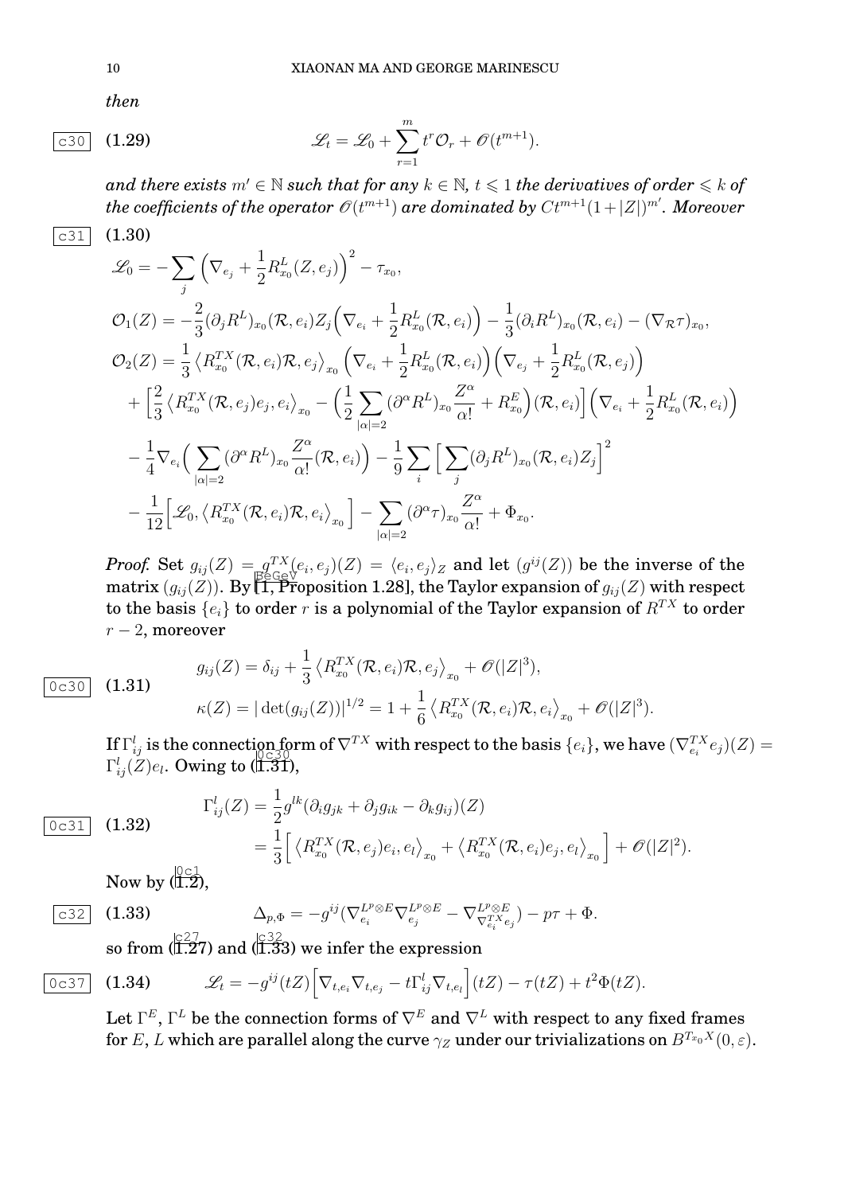*then*

$$\mathscr{L}_t = \mathscr{L}_0 + \sum_{r=1}^{m} t^r \mathcal{O}_r + \mathscr{O}(t^{m+1}). \tag{1.29}$$

*and there exists $m' \in \mathbb{N}$ such that for any $k \in \mathbb{N}$, $t \leqslant 1$ the derivatives of order $\leqslant k$ of the coefficients of the operator $\mathscr{O}(t^{m+1})$ are dominated by $Ct^{m+1}(1+|Z|)^{m'}$. Moreover*

(1.30)

$$\begin{aligned}
&\mathscr{L}_0 = -\sum_j \Big(\nabla_{e_j} + \frac{1}{2} R^L_{x_0}(Z, e_j)\Big)^2 - \tau_{x_0},\\
&\mathcal{O}_1(Z) = -\frac{2}{3}(\partial_j R^L)_{x_0}(\mathcal{R}, e_i) Z_j \Big(\nabla_{e_i} + \frac{1}{2} R^L_{x_0}(\mathcal{R}, e_i)\Big) - \frac{1}{3}(\partial_i R^L)_{x_0}(\mathcal{R}, e_i) - (\nabla_{\mathcal{R}} \tau)_{x_0},\\
&\mathcal{O}_2(Z) = \frac{1}{3}\left\langle R^{TX}_{x_0}(\mathcal{R}, e_i)\mathcal{R}, e_j\right\rangle_{x_0} \Big(\nabla_{e_i} + \frac{1}{2} R^L_{x_0}(\mathcal{R}, e_i)\Big)\Big(\nabla_{e_j} + \frac{1}{2} R^L_{x_0}(\mathcal{R}, e_j)\Big)\\
&\quad + \Big[\frac{2}{3}\left\langle R^{TX}_{x_0}(\mathcal{R}, e_j)e_j, e_i\right\rangle_{x_0} - \Big(\frac{1}{2}\sum_{|\alpha|=2} (\partial^\alpha R^L)_{x_0} \frac{Z^\alpha}{\alpha!} + R^E_{x_0}\Big)(\mathcal{R}, e_i)\Big]\Big(\nabla_{e_i} + \frac{1}{2} R^L_{x_0}(\mathcal{R}, e_i)\Big)\\
&\quad - \frac{1}{4}\nabla_{e_i}\Big(\sum_{|\alpha|=2} (\partial^\alpha R^L)_{x_0} \frac{Z^\alpha}{\alpha!}(\mathcal{R}, e_i)\Big) - \frac{1}{9}\sum_i \Big[\sum_j (\partial_j R^L)_{x_0}(\mathcal{R}, e_i) Z_j\Big]^2\\
&\quad - \frac{1}{12}\Big[\mathscr{L}_0, \left\langle R^{TX}_{x_0}(\mathcal{R}, e_i)\mathcal{R}, e_i\right\rangle_{x_0}\Big] - \sum_{|\alpha|=2} (\partial^\alpha \tau)_{x_0} \frac{Z^\alpha}{\alpha!} + \Phi_{x_0}.
\end{aligned}$$

*Proof.* Set $g_{ij}(Z) = g^{TX}(e_i, e_j)(Z) = \langle e_i, e_j\rangle_Z$ and let $(g^{ij}(Z))$ be the inverse of the matrix $(g_{ij}(Z))$. By [1, Proposition 1.28], the Taylor expansion of $g_{ij}(Z)$ with respect to the basis $\{e_i\}$ to order $r$ is a polynomial of the Taylor expansion of $R^{TX}$ to order $r-2$, moreover

$$\begin{aligned}
&g_{ij}(Z) = \delta_{ij} + \frac{1}{3}\left\langle R^{TX}_{x_0}(\mathcal{R}, e_i)\mathcal{R}, e_j\right\rangle_{x_0} + \mathscr{O}(|Z|^3),\\
&\kappa(Z) = |\det(g_{ij}(Z))|^{1/2} = 1 + \frac{1}{6}\left\langle R^{TX}_{x_0}(\mathcal{R}, e_i)\mathcal{R}, e_i\right\rangle_{x_0} + \mathscr{O}(|Z|^3).
\end{aligned} \tag{1.31}$$

If $\Gamma^l_{ij}$ is the connection form of $\nabla^{TX}$ with respect to the basis $\{e_i\}$, we have $(\nabla^{TX}_{e_i} e_j)(Z) = \Gamma^l_{ij}(Z) e_l$. Owing to (1.31),

$$\begin{aligned}
\Gamma^l_{ij}(Z) &= \frac{1}{2} g^{lk}(\partial_i g_{jk} + \partial_j g_{ik} - \partial_k g_{ij})(Z)\\
&= \frac{1}{3}\Big[\left\langle R^{TX}_{x_0}(\mathcal{R}, e_j)e_i, e_l\right\rangle_{x_0} + \left\langle R^{TX}_{x_0}(\mathcal{R}, e_i)e_j, e_l\right\rangle_{x_0}\Big] + \mathscr{O}(|Z|^2).
\end{aligned} \tag{1.32}$$

Now by (1.2),

$$\Delta_{p,\Phi} = -g^{ij}\big(\nabla^{L^p\otimes E}_{e_i}\nabla^{L^p\otimes E}_{e_j} - \nabla^{L^p\otimes E}_{\nabla^{TX}_{e_i} e_j}\big) - p\tau + \Phi. \tag{1.33}$$

so from (1.27) and (1.33) we infer the expression

$$\mathscr{L}_t = -g^{ij}(tZ)\Big[\nabla_{t,e_i}\nabla_{t,e_j} - t\Gamma^l_{ij}\nabla_{t,e_l}\Big](tZ) - \tau(tZ) + t^2\Phi(tZ). \tag{1.34}$$

Let $\Gamma^E$, $\Gamma^L$ be the connection forms of $\nabla^E$ and $\nabla^L$ with respect to any fixed frames for $E$, $L$ which are parallel along the curve $\gamma_Z$ under our trivializations on $B^{T_{x_0}X}(0,\varepsilon)$.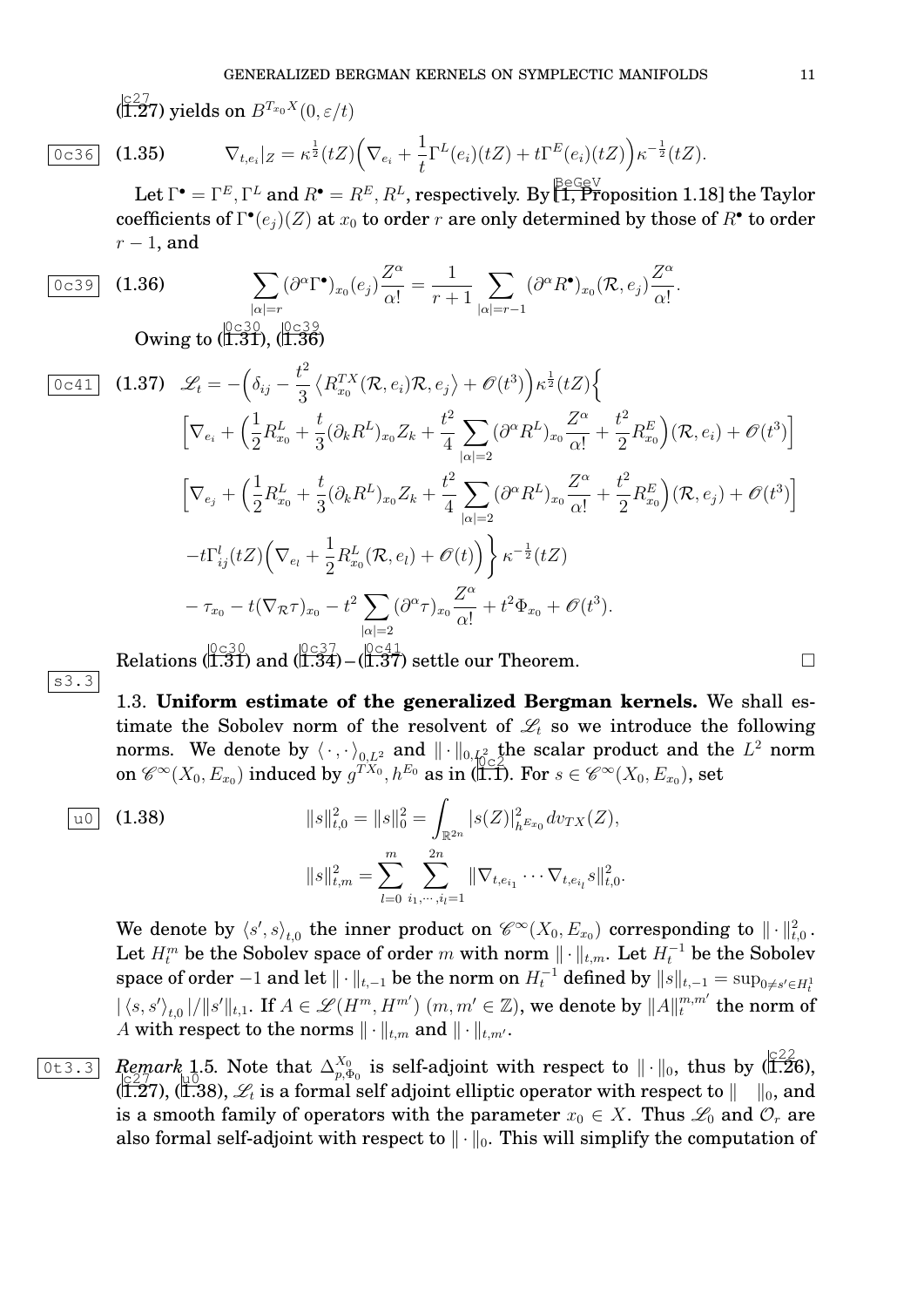(1.27) yields on $B^{T_{x_0}X}(0,\varepsilon/t)$

$$\nabla_{t,e_i}|_Z = \kappa^{\frac{1}{2}}(tZ)\Big(\nabla_{e_i} + \frac{1}{t}\Gamma^L(e_i)(tZ) + t\Gamma^E(e_i)(tZ)\Big)\kappa^{-\frac{1}{2}}(tZ). \tag{1.35}$$

Let $\Gamma^\bullet = \Gamma^E, \Gamma^L$ and $R^\bullet = R^E, R^L$, respectively. By [1, Proposition 1.18] the Taylor coefficients of $\Gamma^\bullet(e_j)(Z)$ at $x_0$ to order $r$ are only determined by those of $R^\bullet$ to order $r-1$, and

$$\sum_{|\alpha|=r} (\partial^\alpha \Gamma^\bullet)_{x_0}(e_j)\frac{Z^\alpha}{\alpha!} = \frac{1}{r+1}\sum_{|\alpha|=r-1}(\partial^\alpha R^\bullet)_{x_0}(\mathcal{R}, e_j)\frac{Z^\alpha}{\alpha!}. \tag{1.36}$$

Owing to (1.31), (1.36)

$$\begin{aligned}
\mathscr{L}_t = &-\Big(\delta_{ij} - \frac{t^2}{3}\left\langle R^{TX}_{x_0}(\mathcal{R}, e_i)\mathcal{R}, e_j\right\rangle + \mathscr{O}(t^3)\Big)\kappa^{\frac{1}{2}}(tZ)\Big\{ \\
&\Big[\nabla_{e_i} + \Big(\frac{1}{2}R^L_{x_0} + \frac{t}{3}(\partial_k R^L)_{x_0}Z_k + \frac{t^2}{4}\sum_{|\alpha|=2}(\partial^\alpha R^L)_{x_0}\frac{Z^\alpha}{\alpha!} + \frac{t^2}{2}R^E_{x_0}\Big)(\mathcal{R}, e_i) + \mathscr{O}(t^3)\Big] \\
&\Big[\nabla_{e_j} + \Big(\frac{1}{2}R^L_{x_0} + \frac{t}{3}(\partial_k R^L)_{x_0}Z_k + \frac{t^2}{4}\sum_{|\alpha|=2}(\partial^\alpha R^L)_{x_0}\frac{Z^\alpha}{\alpha!} + \frac{t^2}{2}R^E_{x_0}\Big)(\mathcal{R}, e_j) + \mathscr{O}(t^3)\Big] \\
&-t\Gamma^l_{ij}(tZ)\Big(\nabla_{e_l} + \frac{1}{2}R^L_{x_0}(\mathcal{R}, e_l) + \mathscr{O}(t)\Big)\Big\}\kappa^{-\frac{1}{2}}(tZ) \\
&-\tau_{x_0} - t(\nabla_{\mathcal{R}}\tau)_{x_0} - t^2\sum_{|\alpha|=2}(\partial^\alpha\tau)_{x_0}\frac{Z^\alpha}{\alpha!} + t^2\Phi_{x_0} + \mathscr{O}(t^3).
\end{aligned} \tag{1.37}$$

Relations (1.31) and (1.34)–(1.37) settle our Theorem. $\square$

### 1.3. Uniform estimate of the generalized Bergman kernels.

We shall estimate the Sobolev norm of the resolvent of $\mathscr{L}_t$ so we introduce the following norms. We denote by $\langle\cdot,\cdot\rangle_{0,L^2}$ and $\|\cdot\|_{0,L^2}$ the scalar product and the $L^2$ norm on $\mathscr{C}^\infty(X_0, E_{x_0})$ induced by $g^{TX_0}, h^{E_0}$ as in (1.1). For $s \in \mathscr{C}^\infty(X_0, E_{x_0})$, set

$$\begin{aligned}
\|s\|^2_{t,0} = \|s\|^2_0 &= \int_{\mathbb{R}^{2n}} |s(Z)|^2_{h^{E_{x_0}}}dv_{TX}(Z), \\
\|s\|^2_{t,m} &= \sum_{l=0}^m \sum_{i_1,\cdots,i_l=1}^{2n} \|\nabla_{t,e_{i_1}}\cdots\nabla_{t,e_{i_l}}s\|^2_{t,0}.
\end{aligned} \tag{1.38}$$

We denote by $\langle s', s\rangle_{t,0}$ the inner product on $\mathscr{C}^\infty(X_0, E_{x_0})$ corresponding to $\|\cdot\|^2_{t,0}$. Let $H^m_t$ be the Sobolev space of order $m$ with norm $\|\cdot\|_{t,m}$. Let $H^{-1}_t$ be the Sobolev space of order $-1$ and let $\|\cdot\|_{t,-1}$ be the norm on $H^{-1}_t$ defined by $\|s\|_{t,-1} = \sup_{0\neq s'\in H^1_t} |\langle s, s'\rangle_{t,0}|/\|s'\|_{t,1}$. If $A \in \mathscr{L}(H^m, H^{m'})$ $(m, m' \in \mathbb{Z})$, we denote by $\|A\|^{m,m'}_t$ the norm of $A$ with respect to the norms $\|\cdot\|_{t,m}$ and $\|\cdot\|_{t,m'}$.

*Remark* 1.5. Note that $\Delta^{X_0}_{p,\Phi_0}$ is self-adjoint with respect to $\|\cdot\|_0$, thus by (1.26), (1.27), (1.38), $\mathscr{L}_t$ is a formal self adjoint elliptic operator with respect to $\|\ \ \|_0$, and is a smooth family of operators with the parameter $x_0 \in X$. Thus $\mathscr{L}_0$ and $\mathcal{O}_r$ are also formal self-adjoint with respect to $\|\cdot\|_0$. This will simplify the computation of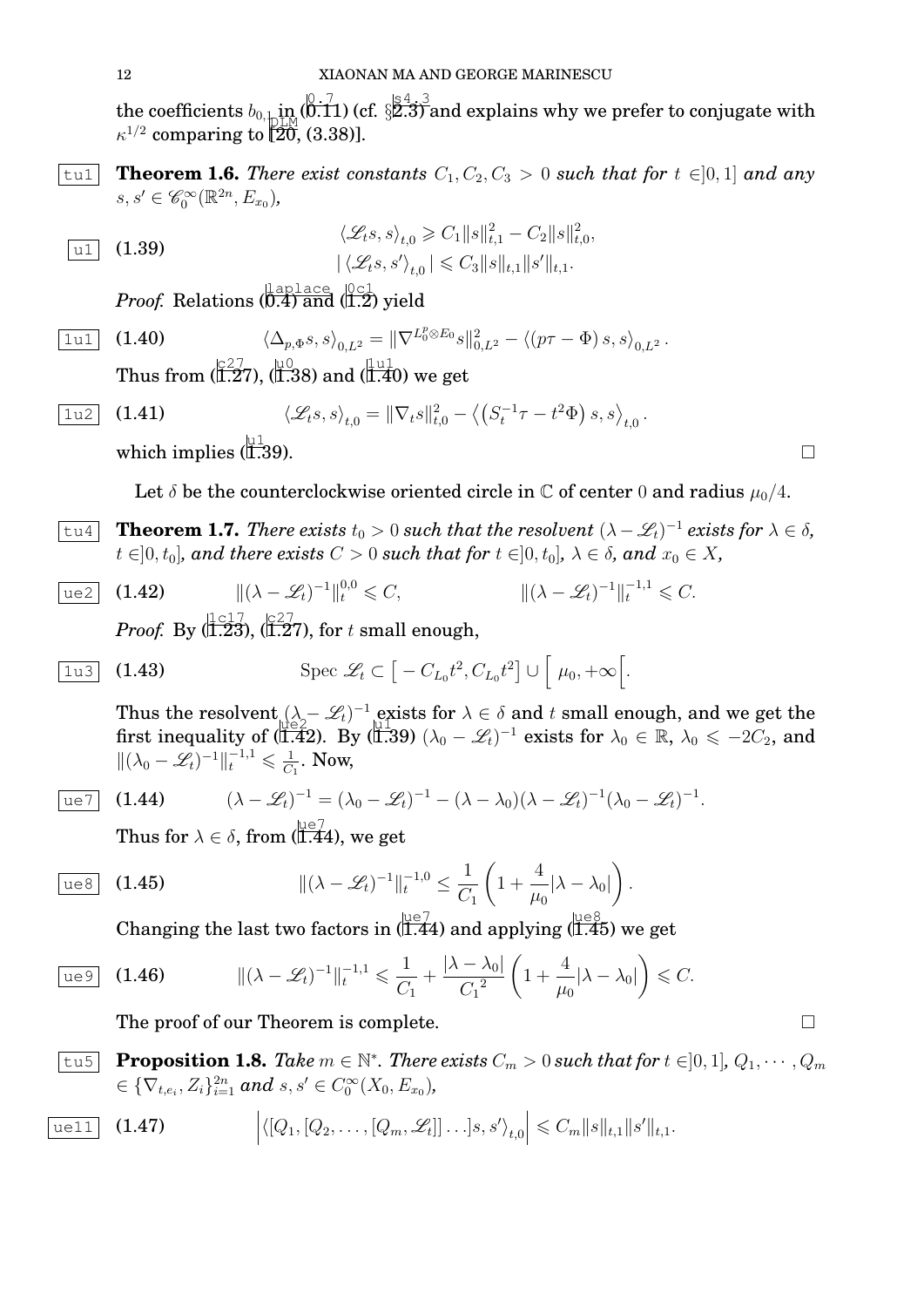the coefficients $b_{0,1}$ in (0.11) (cf. §2.3) and explains why we prefer to conjugate with $\kappa^{1/2}$ comparing to [20, (3.38)].

**Theorem 1.6.** *There exist constants $C_1, C_2, C_3 > 0$ such that for $t \in ]0,1]$ and any $s, s' \in \mathscr{C}_0^\infty(\mathbb{R}^{2n}, E_{x_0})$,*

$$
\begin{aligned}
&\langle \mathscr{L}_t s, s\rangle_{t,0} \geqslant C_1 \|s\|_{t,1}^2 - C_2 \|s\|_{t,0}^2, \\
&|\langle \mathscr{L}_t s, s'\rangle_{t,0}| \leqslant C_3 \|s\|_{t,1} \|s'\|_{t,1}.
\end{aligned}
\tag{1.39}
$$

*Proof.* Relations (0.4) and (1.2) yield

$$
\langle \Delta_{p,\Phi} s, s\rangle_{0,L^2} = \|\nabla^{L_0^p \otimes E_0} s\|_{0,L^2}^2 - \langle (p\tau - \Phi)\, s, s\rangle_{0,L^2}\,. \tag{1.40}
$$

Thus from (1.27), (1.38) and (1.40) we get

$$
\langle \mathscr{L}_t s, s\rangle_{t,0} = \|\nabla_t s\|_{t,0}^2 - \left\langle \left(S_t^{-1}\tau - t^2\Phi\right) s, s\right\rangle_{t,0}. \tag{1.41}
$$

which implies (1.39). $\square$

Let $\delta$ be the counterclockwise oriented circle in $\mathbb{C}$ of center $0$ and radius $\mu_0/4$.

**Theorem 1.7.** *There exists $t_0 > 0$ such that the resolvent $(\lambda - \mathscr{L}_t)^{-1}$ exists for $\lambda \in \delta$, $t \in ]0, t_0]$, and there exists $C > 0$ such that for $t \in ]0, t_0]$, $\lambda \in \delta$, and $x_0 \in X$,*

$$
\|(\lambda - \mathscr{L}_t)^{-1}\|_t^{0,0} \leqslant C, \qquad\qquad \|(\lambda - \mathscr{L}_t)^{-1}\|_t^{-1,1} \leqslant C. \tag{1.42}
$$

*Proof.* By (1.23), (1.27), for $t$ small enough,

$$
\operatorname{Spec} \mathscr{L}_t \subset \big[-C_{L_0} t^2, C_{L_0} t^2\big] \cup \Big[\,\mu_0, +\infty\Big[. \tag{1.43}
$$

Thus the resolvent $(\lambda - \mathscr{L}_t)^{-1}$ exists for $\lambda \in \delta$ and $t$ small enough, and we get the first inequality of (1.42). By (1.39) $(\lambda_0 - \mathscr{L}_t)^{-1}$ exists for $\lambda_0 \in \mathbb{R}$, $\lambda_0 \leqslant -2C_2$, and $\|(\lambda_0 - \mathscr{L}_t)^{-1}\|_t^{-1,1} \leqslant \frac{1}{C_1}$. Now,

$$
(\lambda - \mathscr{L}_t)^{-1} = (\lambda_0 - \mathscr{L}_t)^{-1} - (\lambda - \lambda_0)(\lambda - \mathscr{L}_t)^{-1}(\lambda_0 - \mathscr{L}_t)^{-1}. \tag{1.44}
$$

Thus for $\lambda \in \delta$, from (1.44), we get

$$
\|(\lambda - \mathscr{L}_t)^{-1}\|_t^{-1,0} \leq \frac{1}{C_1}\left(1 + \frac{4}{\mu_0}|\lambda - \lambda_0|\right). \tag{1.45}
$$

Changing the last two factors in (1.44) and applying (1.45) we get

$$
\|(\lambda - \mathscr{L}_t)^{-1}\|_t^{-1,1} \leqslant \frac{1}{C_1} + \frac{|\lambda - \lambda_0|}{{C_1}^2}\left(1 + \frac{4}{\mu_0}|\lambda - \lambda_0|\right) \leqslant C. \tag{1.46}
$$

The proof of our Theorem is complete. $\square$

**Proposition 1.8.** *Take $m \in \mathbb{N}^*$. There exists $C_m > 0$ such that for $t \in ]0,1]$, $Q_1, \cdots, Q_m \in \{\nabla_{t,e_i}, Z_i\}_{i=1}^{2n}$ and $s, s' \in C_0^\infty(X_0, E_{x_0})$,*

$$
\left|\langle [Q_1, [Q_2, \ldots, [Q_m, \mathscr{L}_t]] \ldots ] s, s'\rangle_{t,0}\right| \leqslant C_m \|s\|_{t,1} \|s'\|_{t,1}. \tag{1.47}
$$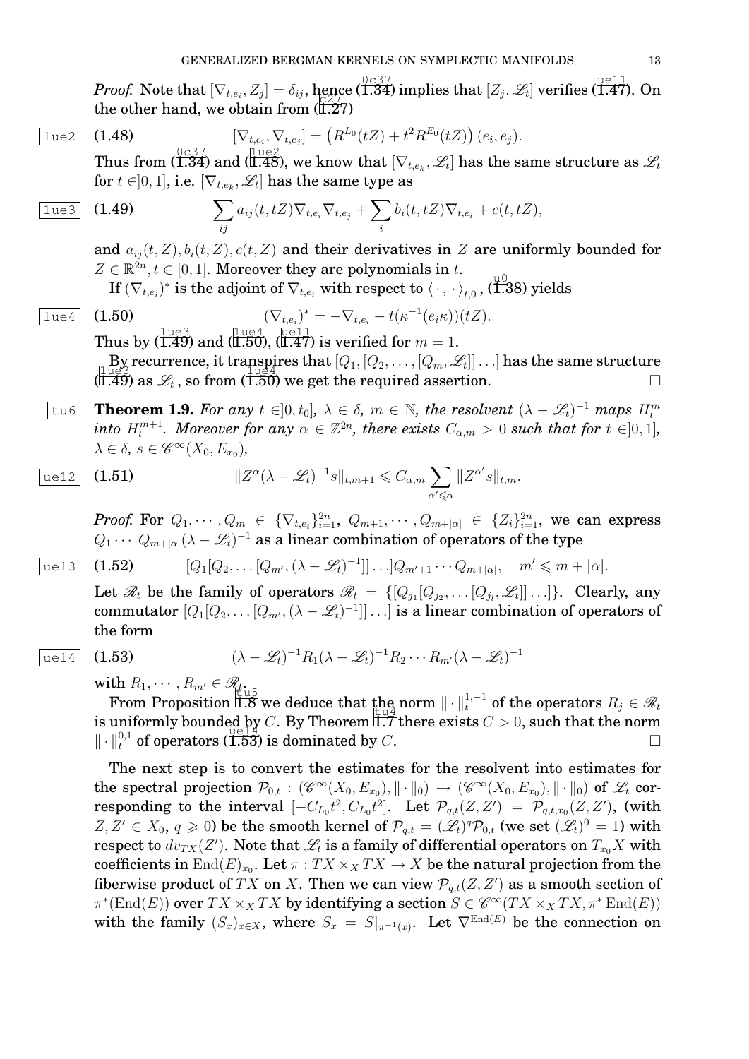*Proof.* Note that $[\nabla_{t,e_i}, Z_j] = \delta_{ij}$, hence (1.34) implies that $[Z_j, \mathscr{L}_t]$ verifies (1.47). On the other hand, we obtain from (1.27)

$$[\nabla_{t,e_i}, \nabla_{t,e_j}] = \left(R^{L_0}(tZ) + t^2 R^{E_0}(tZ)\right)(e_i, e_j). \tag{1.48}$$

Thus from (1.34) and (1.48), we know that $[\nabla_{t,e_k}, \mathscr{L}_t]$ has the same structure as $\mathscr{L}_t$ for $t \in ]0,1]$, i.e. $[\nabla_{t,e_k}, \mathscr{L}_t]$ has the same type as

$$\sum_{ij} a_{ij}(t,tZ)\nabla_{t,e_i}\nabla_{t,e_j} + \sum_i b_i(t,tZ)\nabla_{t,e_i} + c(t,tZ), \tag{1.49}$$

and $a_{ij}(t,Z), b_i(t,Z), c(t,Z)$ and their derivatives in $Z$ are uniformly bounded for $Z \in \mathbb{R}^{2n}, t \in [0,1]$. Moreover they are polynomials in $t$.

If $(\nabla_{t,e_i})^*$ is the adjoint of $\nabla_{t,e_i}$ with respect to $\langle\,\cdot\,,\cdot\,\rangle_{t,0}$, (1.38) yields

$$(\nabla_{t,e_i})^* = -\nabla_{t,e_i} - t(\kappa^{-1}(e_i\kappa))(tZ). \tag{1.50}$$

Thus by (1.49) and (1.50), (1.47) is verified for $m = 1$.

By recurrence, it transpires that $[Q_1, [Q_2, \ldots, [Q_m, \mathscr{L}_t]] \ldots]$ has the same structure (1.49) as $\mathscr{L}_t$, so from (1.50) we get the required assertion. $\square$

**Theorem 1.9.** *For any $t \in ]0, t_0]$, $\lambda \in \delta$, $m \in \mathbb{N}$, the resolvent $(\lambda - \mathscr{L}_t)^{-1}$ maps $H^m_t$ into $H^{m+1}_t$. Moreover for any $\alpha \in \mathbb{Z}^{2n}$, there exists $C_{\alpha,m} > 0$ such that for $t \in ]0,1]$, $\lambda \in \delta$, $s \in \mathscr{C}^\infty(X_0, E_{x_0})$,*

$$\|Z^\alpha(\lambda - \mathscr{L}_t)^{-1}s\|_{t,m+1} \leqslant C_{\alpha,m}\sum_{\alpha' \leqslant \alpha}\|Z^{\alpha'}s\|_{t,m}. \tag{1.51}$$

*Proof.* For $Q_1, \cdots, Q_m \in \{\nabla_{t,e_i}\}_{i=1}^{2n}$, $Q_{m+1}, \cdots, Q_{m+|\alpha|} \in \{Z_i\}_{i=1}^{2n}$, we can express $Q_1 \cdots Q_{m+|\alpha|}(\lambda - \mathscr{L}_t)^{-1}$ as a linear combination of operators of the type

$$[Q_1[Q_2, \ldots [Q_{m'}, (\lambda - \mathscr{L}_t)^{-1}]] \ldots]Q_{m'+1}\cdots Q_{m+|\alpha|}, \quad m' \leqslant m + |\alpha|. \tag{1.52}$$

Let $\mathscr{R}_t$ be the family of operators $\mathscr{R}_t = \{[Q_{j_1}[Q_{j_2}, \ldots [Q_{j_l}, \mathscr{L}_t]] \ldots]\}$. Clearly, any commutator $[Q_1[Q_2, \ldots [Q_{m'}, (\lambda - \mathscr{L}_t)^{-1}]] \ldots]$ is a linear combination of operators of the form

$$(\lambda - \mathscr{L}_t)^{-1}R_1(\lambda - \mathscr{L}_t)^{-1}R_2 \cdots R_{m'}(\lambda - \mathscr{L}_t)^{-1} \tag{1.53}$$

with $R_1, \cdots, R_{m'} \in \mathscr{R}_t$.

From Proposition 1.8 we deduce that the norm $\|\cdot\|^{1,-1}_t$ of the operators $R_j \in \mathscr{R}_t$ is uniformly bounded by $C$. By Theorem 1.7 there exists $C > 0$, such that the norm $\|\cdot\|^{0,1}_t$ of operators (1.53) is dominated by $C$. $\square$

The next step is to convert the estimates for the resolvent into estimates for the spectral projection $\mathcal{P}_{0,t} : (\mathscr{C}^\infty(X_0, E_{x_0}), \|\cdot\|_0) \to (\mathscr{C}^\infty(X_0, E_{x_0}), \|\cdot\|_0)$ of $\mathscr{L}_t$ corresponding to the interval $[-C_{L_0}t^2, C_{L_0}t^2]$. Let $\mathcal{P}_{q,t}(Z, Z') = \mathcal{P}_{q,t,x_0}(Z, Z')$, (with $Z, Z' \in X_0$, $q \geqslant 0$) be the smooth kernel of $\mathcal{P}_{q,t} = (\mathscr{L}_t)^q\mathcal{P}_{0,t}$ (we set $(\mathscr{L}_t)^0 = 1$) with respect to $dv_{TX}(Z')$. Note that $\mathscr{L}_t$ is a family of differential operators on $T_{x_0}X$ with coefficients in $\operatorname{End}(E)_{x_0}$. Let $\pi : TX \times_X TX \to X$ be the natural projection from the fiberwise product of $TX$ on $X$. Then we can view $\mathcal{P}_{q,t}(Z, Z')$ as a smooth section of $\pi^*(\operatorname{End}(E))$ over $TX \times_X TX$ by identifying a section $S \in \mathscr{C}^\infty(TX \times_X TX, \pi^*\operatorname{End}(E))$ with the family $(S_x)_{x \in X}$, where $S_x = S|_{\pi^{-1}(x)}$. Let $\nabla^{\operatorname{End}(E)}$ be the connection on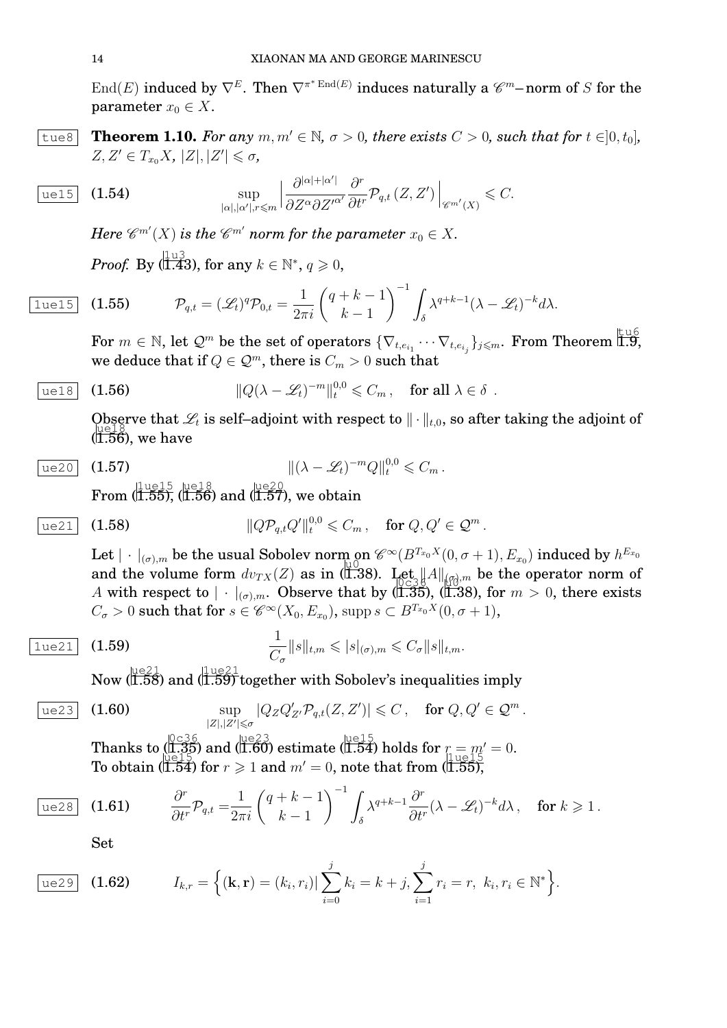$\mathrm{End}(E)$ induced by $\nabla^E$. Then $\nabla^{\pi^* \mathrm{End}(E)}$ induces naturally a $\mathscr{C}^m$–norm of $S$ for the parameter $x_0 \in X$.

**Theorem 1.10.** *For any $m, m' \in \mathbb{N}$, $\sigma > 0$, there exists $C > 0$, such that for $t \in ]0, t_0]$, $Z, Z' \in T_{x_0}X$, $|Z|, |Z'| \leqslant \sigma$,*

$$\sup_{|\alpha|,|\alpha'|,r \leqslant m} \Big| \frac{\partial^{|\alpha|+|\alpha'|}}{\partial Z^\alpha \partial Z'^{\alpha'}} \frac{\partial^r}{\partial t^r} \mathscr{P}_{q,t}(Z, Z') \Big|_{\mathscr{C}^{m'}(X)} \leqslant C. \tag{1.54}$$

*Here $\mathscr{C}^{m'}(X)$ is the $\mathscr{C}^{m'}$ norm for the parameter $x_0 \in X$.*

*Proof.* By (1.43), for any $k \in \mathbb{N}^*$, $q \geqslant 0$,

$$\mathscr{P}_{q,t} = (\mathscr{L}_t)^q \mathscr{P}_{0,t} = \frac{1}{2\pi i} \binom{q+k-1}{k-1}^{-1} \int_\delta \lambda^{q+k-1} (\lambda - \mathscr{L}_t)^{-k} d\lambda. \tag{1.55}$$

For $m \in \mathbb{N}$, let $\mathcal{Q}^m$ be the set of operators $\{\nabla_{t,e_{i_1}} \cdots \nabla_{t,e_{i_j}}\}_{j \leqslant m}$. From Theorem 1.9, we deduce that if $Q \in \mathcal{Q}^m$, there is $C_m > 0$ such that

$$\| Q(\lambda - \mathscr{L}_t)^{-m} \|_t^{0,0} \leqslant C_m, \quad \text{for all } \lambda \in \delta\ . \tag{1.56}$$

Observe that $\mathscr{L}_t$ is self–adjoint with respect to $\|\cdot\|_{t,0}$, so after taking the adjoint of (1.56), we have

$$\| (\lambda - \mathscr{L}_t)^{-m} Q \|_t^{0,0} \leqslant C_m\,. \tag{1.57}$$

From (1.55), (1.56) and (1.57), we obtain

$$\| Q \mathscr{P}_{q,t} Q' \|_t^{0,0} \leqslant C_m, \quad \text{for } Q, Q' \in \mathcal{Q}^m\,. \tag{1.58}$$

Let $|\cdot|_{(\sigma),m}$ be the usual Sobolev norm on $\mathscr{C}^\infty(B^{T_{x_0}X}(0, \sigma+1), E_{x_0})$ induced by $h^{E_{x_0}}$ and the volume form $dv_{TX}(Z)$ as in (1.38). Let $\|A\|_{(\sigma),m}$ be the operator norm of $A$ with respect to $|\cdot|_{(\sigma),m}$. Observe that by (1.35), (1.38), for $m > 0$, there exists $C_\sigma > 0$ such that for $s \in \mathscr{C}^\infty(X_0, E_{x_0})$, $\operatorname{supp} s \subset B^{T_{x_0}X}(0, \sigma+1)$,

$$\frac{1}{C_\sigma} \|s\|_{t,m} \leqslant |s|_{(\sigma),m} \leqslant C_\sigma \|s\|_{t,m}. \tag{1.59}$$

Now (1.58) and (1.59) together with Sobolev's inequalities imply

$$\sup_{|Z|,|Z'| \leqslant \sigma} |Q_Z Q'_{Z'} \mathscr{P}_{q,t}(Z, Z')| \leqslant C, \quad \text{for } Q, Q' \in \mathcal{Q}^m\,. \tag{1.60}$$

Thanks to (1.35) and (1.60) estimate (1.54) holds for $r = m' = 0$.
To obtain (1.54) for $r \geqslant 1$ and $m' = 0$, note that from (1.55),

$$\frac{\partial^r}{\partial t^r} \mathscr{P}_{q,t} = \frac{1}{2\pi i} \binom{q+k-1}{k-1}^{-1} \int_\delta \lambda^{q+k-1} \frac{\partial^r}{\partial t^r} (\lambda - \mathscr{L}_t)^{-k} d\lambda\,, \quad \text{for } k \geqslant 1\,. \tag{1.61}$$

Set

$$I_{k,r} = \Big\{ (\mathbf{k}, \mathbf{r}) = (k_i, r_i) \Big| \sum_{i=0}^j k_i = k + j, \sum_{i=1}^j r_i = r,\ k_i, r_i \in \mathbb{N}^* \Big\}. \tag{1.62}$$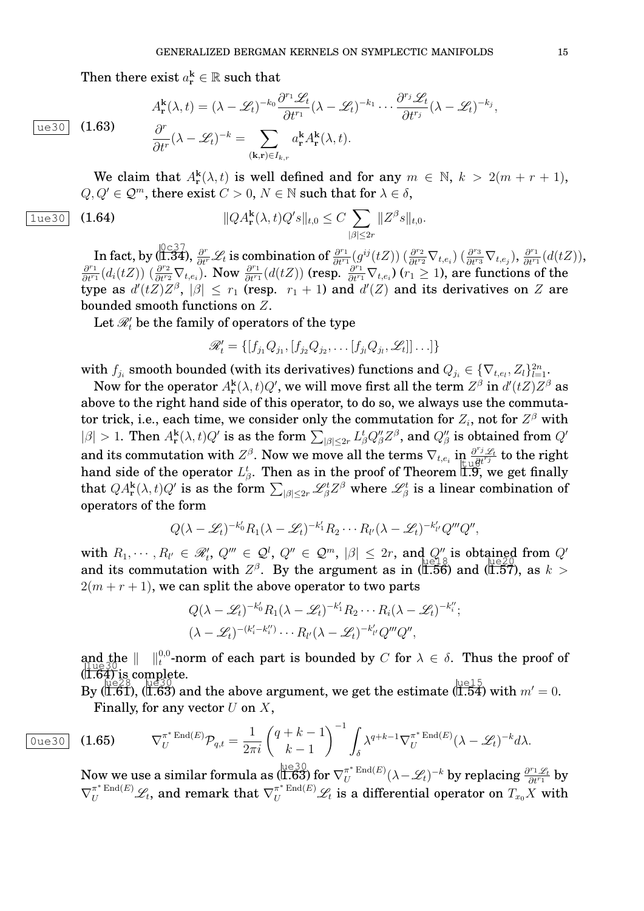Then there exist $a^{\mathbf{k}}_{\mathbf{r}} \in \mathbb{R}$ such that

$$
\begin{aligned}
&A^{\mathbf{k}}_{\mathbf{r}}(\lambda, t) = (\lambda - \mathscr{L}_t)^{-k_0} \frac{\partial^{r_1} \mathscr{L}_t}{\partial t^{r_1}} (\lambda - \mathscr{L}_t)^{-k_1} \cdots \frac{\partial^{r_j} \mathscr{L}_t}{\partial t^{r_j}} (\lambda - \mathscr{L}_t)^{-k_j},\\
&\frac{\partial^r}{\partial t^r} (\lambda - \mathscr{L}_t)^{-k} = \sum_{(\mathbf{k},\mathbf{r}) \in I_{k,r}} a^{\mathbf{k}}_{\mathbf{r}} A^{\mathbf{k}}_{\mathbf{r}}(\lambda, t).
\end{aligned}
\tag{1.63}
$$

We claim that $A^{\mathbf{k}}_{\mathbf{r}}(\lambda, t)$ is well defined and for any $m \in \mathbb{N}$, $k > 2(m + r + 1)$, $Q, Q' \in \mathcal{Q}^m$, there exist $C > 0$, $N \in \mathbb{N}$ such that for $\lambda \in \delta$,

$$
\|Q A^{\mathbf{k}}_{\mathbf{r}}(\lambda, t) Q' s\|_{t,0} \leq C \sum_{|\beta| \leq 2r} \|Z^\beta s\|_{t,0}. \tag{1.64}
$$

In fact, by (1.34), $\frac{\partial^r}{\partial t^r} \mathscr{L}_t$ is combination of $\frac{\partial^{r_1}}{\partial t^{r_1}}(g^{ij}(tZ)) \left(\frac{\partial^{r_2}}{\partial t^{r_2}} \nabla_{t,e_i}\right) \left(\frac{\partial^{r_3}}{\partial t^{r_3}} \nabla_{t,e_j}\right)$, $\frac{\partial^{r_1}}{\partial t^{r_1}}(d(tZ))$, $\frac{\partial^{r_1}}{\partial t^{r_1}}(d_i(tZ)) \left(\frac{\partial^{r_2}}{\partial t^{r_2}} \nabla_{t,e_i}\right)$. Now $\frac{\partial^{r_1}}{\partial t^{r_1}}(d(tZ))$ (resp. $\frac{\partial^{r_1}}{\partial t^{r_1}} \nabla_{t,e_i}$) ($r_1 \geq 1$), are functions of the type as $d'(tZ)Z^\beta$, $|\beta| \leq r_1$ (resp. $r_1 + 1$) and $d'(Z)$ and its derivatives on $Z$ are bounded smooth functions on $Z$.

Let $\mathscr{R}'_t$ be the family of operators of the type

$$
\mathscr{R}'_t = \{[f_{j_1} Q_{j_1}, [f_{j_2} Q_{j_2}, \ldots [f_{j_l} Q_{j_l}, \mathscr{L}_t]] \ldots]\}
$$

with $f_{j_i}$ smooth bounded (with its derivatives) functions and $Q_{j_i} \in \{\nabla_{t,e_l}, Z_l\}_{l=1}^{2n}$.

Now for the operator $A^{\mathbf{k}}_{\mathbf{r}}(\lambda, t) Q'$, we will move first all the term $Z^\beta$ in $d'(tZ)Z^\beta$ as above to the right hand side of this operator, to do so, we always use the commutator trick, i.e., each time, we consider only the commutation for $Z_i$, not for $Z^\beta$ with $|\beta| > 1$. Then $A^{\mathbf{k}}_{\mathbf{r}}(\lambda, t) Q'$ is as the form $\sum_{|\beta| \leq 2r} L^t_\beta Q''_\beta Z^\beta$, and $Q''_\beta$ is obtained from $Q'$ and its commutation with $Z^\beta$. Now we move all the terms $\nabla_{t,e_i}$ in $\frac{\partial^{r_j} \mathscr{L}_t}{\partial t^{r_j}}$ to the right hand side of the operator $L^t_\beta$. Then as in the proof of Theorem 1.9, we get finally that $Q A^{\mathbf{k}}_{\mathbf{r}}(\lambda, t) Q'$ is as the form $\sum_{|\beta| \leq 2r} \mathscr{L}^t_\beta Z^\beta$ where $\mathscr{L}^t_\beta$ is a linear combination of operators of the form

$$
Q(\lambda - \mathscr{L}_t)^{-k'_0} R_1 (\lambda - \mathscr{L}_t)^{-k'_1} R_2 \cdots R_{l'} (\lambda - \mathscr{L}_t)^{-k'_{l'}} Q''' Q'',
$$

with $R_1, \cdots, R_{l'} \in \mathscr{R}'_t$, $Q''' \in \mathcal{Q}^l$, $Q'' \in \mathcal{Q}^m$, $|\beta| \leq 2r$, and $Q''$ is obtained from $Q'$ and its commutation with $Z^\beta$. By the argument as in (1.56) and (1.57), as $k > 2(m + r + 1)$, we can split the above operator to two parts

$$
\begin{aligned}
&Q(\lambda - \mathscr{L}_t)^{-k'_0} R_1 (\lambda - \mathscr{L}_t)^{-k'_1} R_2 \cdots R_i (\lambda - \mathscr{L}_t)^{-k''_i};\\
&(\lambda - \mathscr{L}_t)^{-(k'_i - k''_i)} \cdots R_{l'} (\lambda - \mathscr{L}_t)^{-k'_{l'}} Q''' Q'',
\end{aligned}
$$

and the $\|\ \ \|^{0,0}_t$-norm of each part is bounded by $C$ for $\lambda \in \delta$. Thus the proof of (1.64) is complete.

By (1.61), (1.63) and the above argument, we get the estimate (1.54) with $m' = 0$.

Finally, for any vector $U$ on $X$,

$$
\nabla^{\pi^* \operatorname{End}(E)}_U \mathcal{P}_{q,t} = \frac{1}{2\pi i} \binom{q + k - 1}{k - 1}^{-1} \int_\delta \lambda^{q+k-1} \nabla^{\pi^* \operatorname{End}(E)}_U (\lambda - \mathscr{L}_t)^{-k} d\lambda. \tag{1.65}
$$

Now we use a similar formula as (1.63) for $\nabla^{\pi^* \operatorname{End}(E)}_U (\lambda - \mathscr{L}_t)^{-k}$ by replacing $\frac{\partial^{r_1} \mathscr{L}_t}{\partial t^{r_1}}$ by $\nabla^{\pi^* \operatorname{End}(E)}_U \mathscr{L}_t$, and remark that $\nabla^{\pi^* \operatorname{End}(E)}_U \mathscr{L}_t$ is a differential operator on $T_{x_0} X$ with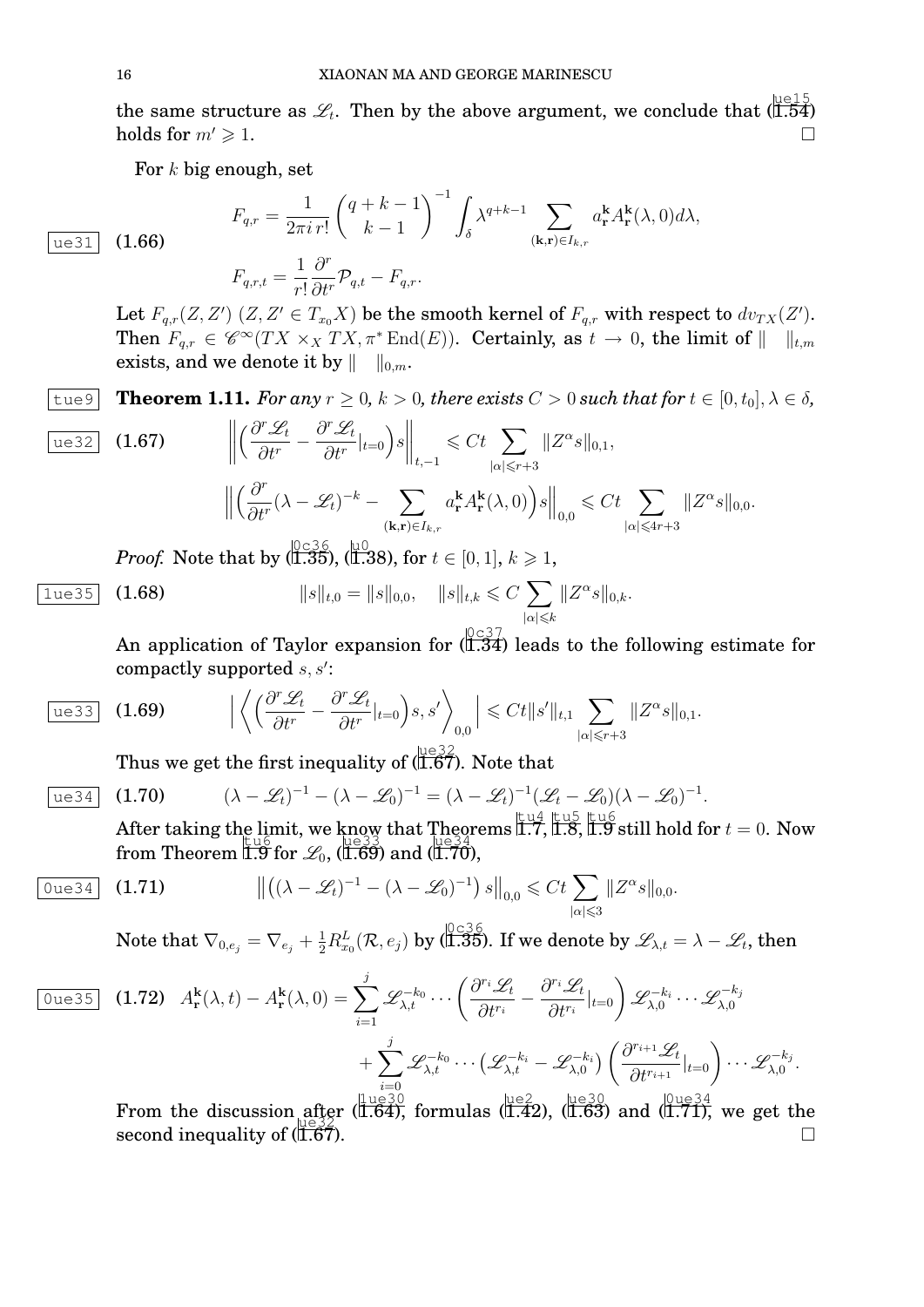the same structure as $\mathscr{L}_t$. Then by the above argument, we conclude that (1.54) holds for $m' \geqslant 1$. $\square$

For $k$ big enough, set

$$F_{q,r} = \frac{1}{2\pi i\, r!}\binom{q+k-1}{k-1}^{-1}\int_\delta \lambda^{q+k-1}\sum_{(\mathbf{k},\mathbf{r})\in I_{k,r}} a^{\mathbf{k}}_{\mathbf{r}} A^{\mathbf{k}}_{\mathbf{r}}(\lambda,0)d\lambda,\tag{1.66}$$
$$F_{q,r,t} = \frac{1}{r!}\frac{\partial^r}{\partial t^r}\mathcal{P}_{q,t} - F_{q,r}.$$

Let $F_{q,r}(Z,Z')$ $(Z,Z'\in T_{x_0}X)$ be the smooth kernel of $F_{q,r}$ with respect to $dv_{TX}(Z')$. Then $F_{q,r}\in \mathscr{C}^\infty(TX\times_X TX, \pi^*\operatorname{End}(E))$. Certainly, as $t\to 0$, the limit of $\|\ \ \|_{t,m}$ exists, and we denote it by $\|\ \ \|_{0,m}$.

**Theorem 1.11.** *For any $r\geq 0$, $k>0$, there exists $C>0$ such that for $t\in[0,t_0]$, $\lambda\in\delta$,*

$$\Big\|\Big(\frac{\partial^r\mathscr{L}_t}{\partial t^r} - \frac{\partial^r\mathscr{L}_t}{\partial t^r}|_{t=0}\Big)s\Big\|_{t,-1} \leqslant Ct\sum_{|\alpha|\leqslant r+3}\|Z^\alpha s\|_{0,1},\tag{1.67}$$
$$\Big\|\Big(\frac{\partial^r}{\partial t^r}(\lambda-\mathscr{L}_t)^{-k} - \sum_{(\mathbf{k},\mathbf{r})\in I_{k,r}} a^{\mathbf{k}}_{\mathbf{r}} A^{\mathbf{k}}_{\mathbf{r}}(\lambda,0)\Big)s\Big\|_{0,0} \leqslant Ct\sum_{|\alpha|\leqslant 4r+3}\|Z^\alpha s\|_{0,0}.$$

*Proof.* Note that by (1.35), (1.38), for $t\in[0,1]$, $k\geqslant 1$,

$$\|s\|_{t,0} = \|s\|_{0,0},\quad \|s\|_{t,k}\leqslant C\sum_{|\alpha|\leqslant k}\|Z^\alpha s\|_{0,k}.\tag{1.68}$$

An application of Taylor expansion for (1.34) leads to the following estimate for compactly supported $s,s'$:

$$\Big|\Big\langle\Big(\frac{\partial^r\mathscr{L}_t}{\partial t^r} - \frac{\partial^r\mathscr{L}_t}{\partial t^r}|_{t=0}\Big)s, s'\Big\rangle_{0,0}\Big| \leqslant Ct\|s'\|_{t,1}\sum_{|\alpha|\leqslant r+3}\|Z^\alpha s\|_{0,1}.\tag{1.69}$$

Thus we get the first inequality of (1.67). Note that

$$(\lambda-\mathscr{L}_t)^{-1} - (\lambda-\mathscr{L}_0)^{-1} = (\lambda-\mathscr{L}_t)^{-1}(\mathscr{L}_t-\mathscr{L}_0)(\lambda-\mathscr{L}_0)^{-1}.\tag{1.70}$$

After taking the limit, we know that Theorems 1.7, 1.8, 1.9 still hold for $t=0$. Now from Theorem 1.9 for $\mathscr{L}_0$, (1.69) and (1.70),

$$\big\|\big((\lambda-\mathscr{L}_t)^{-1} - (\lambda-\mathscr{L}_0)^{-1}\big)s\big\|_{0,0} \leqslant Ct\sum_{|\alpha|\leqslant 3}\|Z^\alpha s\|_{0,0}.\tag{1.71}$$

Note that $\nabla_{0,e_j} = \nabla_{e_j} + \frac{1}{2}R^L_{x_0}(\mathcal{R},e_j)$ by (1.35). If we denote by $\mathscr{L}_{\lambda,t} = \lambda-\mathscr{L}_t$, then

$$A^{\mathbf{k}}_{\mathbf{r}}(\lambda,t) - A^{\mathbf{k}}_{\mathbf{r}}(\lambda,0) = \sum_{i=1}^{j}\mathscr{L}^{-k_0}_{\lambda,t}\cdots\Big(\frac{\partial^{r_i}\mathscr{L}_t}{\partial t^{r_i}} - \frac{\partial^{r_i}\mathscr{L}_t}{\partial t^{r_i}}|_{t=0}\Big)\mathscr{L}^{-k_i}_{\lambda,0}\cdots\mathscr{L}^{-k_j}_{\lambda,0}$$
$$+\sum_{i=0}^{j}\mathscr{L}^{-k_0}_{\lambda,t}\cdots\big(\mathscr{L}^{-k_i}_{\lambda,t}-\mathscr{L}^{-k_i}_{\lambda,0}\big)\Big(\frac{\partial^{r_{i+1}}\mathscr{L}_t}{\partial t^{r_{i+1}}}|_{t=0}\Big)\cdots\mathscr{L}^{-k_j}_{\lambda,0}.\tag{1.72}$$

From the discussion after (1.64), formulas (1.42), (1.63) and (1.71), we get the second inequality of (1.67). $\square$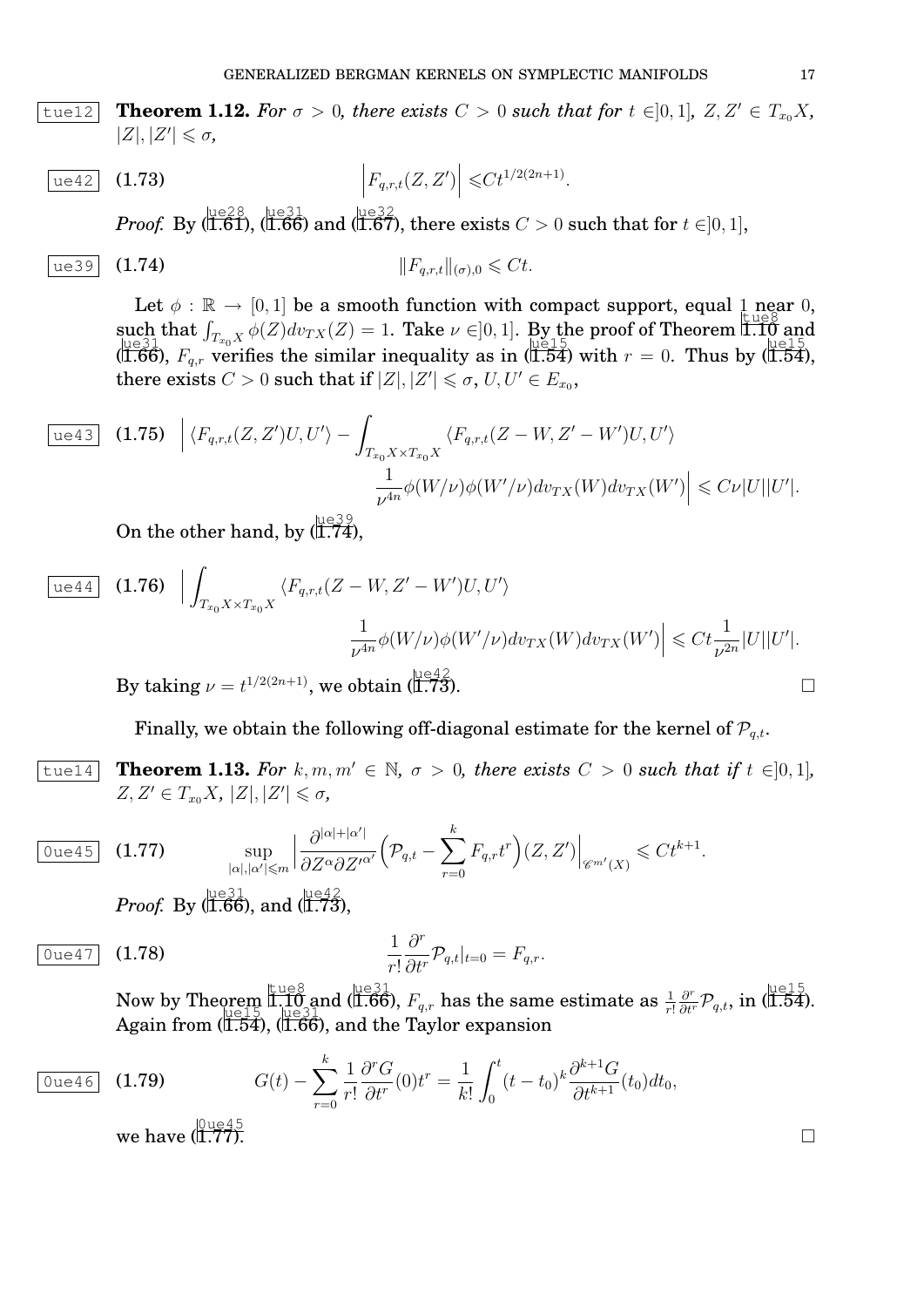**Theorem 1.12.** *For $\sigma > 0$, there exists $C > 0$ such that for $t \in ]0,1]$, $Z, Z' \in T_{x_0}X$, $|Z|, |Z'| \leqslant \sigma$,*

$$\left| F_{q,r,t}(Z,Z') \right| \leqslant C t^{1/2(2n+1)}. \tag{1.73}$$

*Proof.* By (1.61), (1.66) and (1.67), there exists $C > 0$ such that for $t \in ]0,1]$,

$$\|F_{q,r,t}\|_{(\sigma),0} \leqslant Ct. \tag{1.74}$$

Let $\phi : \mathbb{R} \to [0,1]$ be a smooth function with compact support, equal 1 near 0, such that $\int_{T_{x_0}X} \phi(Z) dv_{TX}(Z) = 1$. Take $\nu \in ]0,1]$. By the proof of Theorem 1.10 and (1.66), $F_{q,r}$ verifies the similar inequality as in (1.54) with $r = 0$. Thus by (1.54), there exists $C > 0$ such that if $|Z|, |Z'| \leqslant \sigma$, $U, U' \in E_{x_0}$,

$$\begin{aligned} \Big| \langle F_{q,r,t}(Z,Z')U, U' \rangle - \int_{T_{x_0}X \times T_{x_0}X} &\langle F_{q,r,t}(Z - W, Z' - W')U, U' \rangle \\ &\frac{1}{\nu^{4n}} \phi(W/\nu)\phi(W'/\nu) dv_{TX}(W) dv_{TX}(W') \Big| \leqslant C\nu |U||U'|. \end{aligned} \tag{1.75}$$

On the other hand, by (1.74),

$$\begin{aligned} \Big| \int_{T_{x_0}X \times T_{x_0}X} &\langle F_{q,r,t}(Z - W, Z' - W')U, U' \rangle \\ &\frac{1}{\nu^{4n}} \phi(W/\nu)\phi(W'/\nu) dv_{TX}(W) dv_{TX}(W') \Big| \leqslant Ct \frac{1}{\nu^{2n}} |U||U'|. \end{aligned} \tag{1.76}$$

By taking $\nu = t^{1/2(2n+1)}$, we obtain (1.73). □

Finally, we obtain the following off-diagonal estimate for the kernel of $\mathcal{P}_{q,t}$.

**Theorem 1.13.** *For $k, m, m' \in \mathbb{N}$, $\sigma > 0$, there exists $C > 0$ such that if $t \in ]0,1]$, $Z, Z' \in T_{x_0}X$, $|Z|, |Z'| \leqslant \sigma$,*

$$\sup_{|\alpha|,|\alpha'| \leqslant m} \Big| \frac{\partial^{|\alpha|+|\alpha'|}}{\partial Z^\alpha \partial Z'^{\alpha'}} \Big( \mathcal{P}_{q,t} - \sum_{r=0}^{k} F_{q,r} t^r \Big)(Z,Z') \Big|_{\mathscr{C}^{m'}(X)} \leqslant C t^{k+1}. \tag{1.77}$$

*Proof.* By (1.66), and (1.73),

$$\frac{1}{r!} \frac{\partial^r}{\partial t^r} \mathcal{P}_{q,t}|_{t=0} = F_{q,r}. \tag{1.78}$$

Now by Theorem 1.10 and (1.66), $F_{q,r}$ has the same estimate as $\frac{1}{r!} \frac{\partial^r}{\partial t^r} \mathcal{P}_{q,t}$, in (1.54). Again from (1.54), (1.66), and the Taylor expansion

$$G(t) - \sum_{r=0}^{k} \frac{1}{r!} \frac{\partial^r G}{\partial t^r}(0) t^r = \frac{1}{k!} \int_0^t (t - t_0)^k \frac{\partial^{k+1} G}{\partial t^{k+1}}(t_0) dt_0, \tag{1.79}$$

we have (1.77). □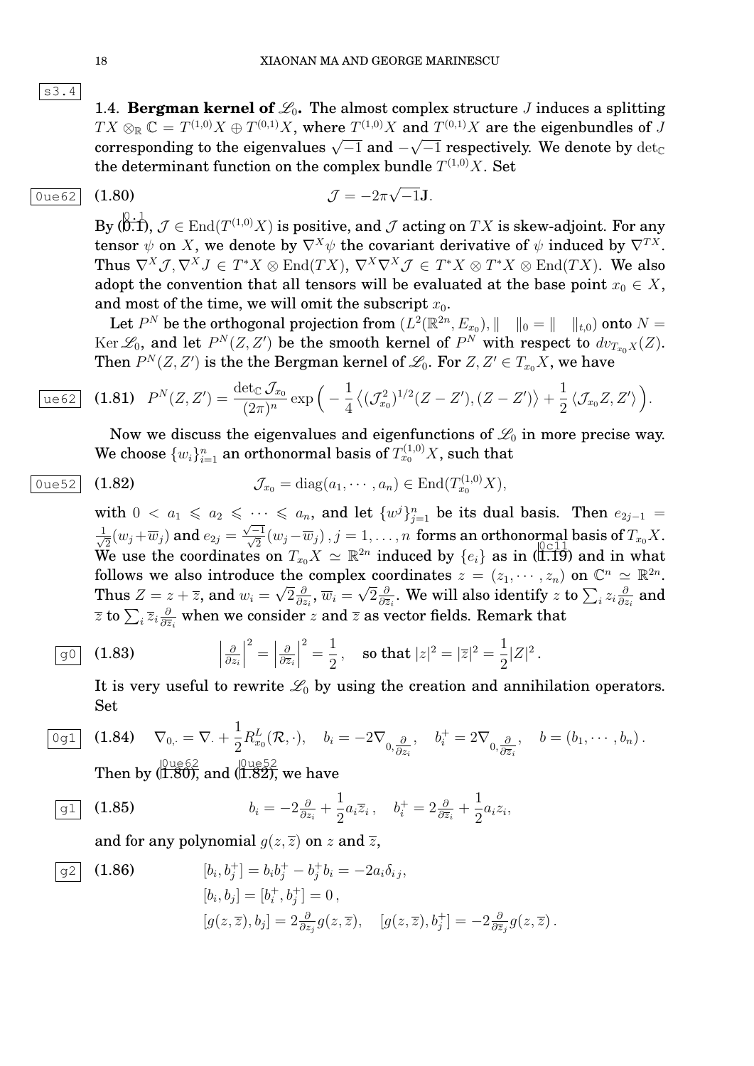1.4. **Bergman kernel of $\mathscr{L}_0$.** The almost complex structure $J$ induces a splitting $TX \otimes_{\mathbb{R}} \mathbb{C} = T^{(1,0)}X \oplus T^{(0,1)}X$, where $T^{(1,0)}X$ and $T^{(0,1)}X$ are the eigenbundles of $J$ corresponding to the eigenvalues $\sqrt{-1}$ and $-\sqrt{-1}$ respectively. We denote by $\det_{\mathbb{C}}$ the determinant function on the complex bundle $T^{(1,0)}X$. Set

$$\mathcal{J} = -2\pi\sqrt{-1}\mathbf{J}. \tag{1.80}$$

By (0.1), $\mathcal{J} \in \operatorname{End}(T^{(1,0)}X)$ is positive, and $\mathcal{J}$ acting on $TX$ is skew-adjoint. For any tensor $\psi$ on $X$, we denote by $\nabla^X \psi$ the covariant derivative of $\psi$ induced by $\nabla^{TX}$. Thus $\nabla^X \mathcal{J}, \nabla^X J \in T^*X \otimes \operatorname{End}(TX)$, $\nabla^X\nabla^X \mathcal{J} \in T^*X \otimes T^*X \otimes \operatorname{End}(TX)$. We also adopt the convention that all tensors will be evaluated at the base point $x_0 \in X$, and most of the time, we will omit the subscript $x_0$.

Let $P^N$ be the orthogonal projection from $(L^2(\mathbb{R}^{2n}, E_{x_0}), \| \ \|_0 = \| \ \|_{t,0})$ onto $N = \operatorname{Ker} \mathscr{L}_0$, and let $P^N(Z, Z')$ be the smooth kernel of $P^N$ with respect to $dv_{T_{x_0}X}(Z)$. Then $P^N(Z, Z')$ is the the Bergman kernel of $\mathscr{L}_0$. For $Z, Z' \in T_{x_0}X$, we have

$$P^N(Z, Z') = \frac{\det_{\mathbb{C}} \mathcal{J}_{x_0}}{(2\pi)^n} \exp\Big(-\frac{1}{4}\left\langle (\mathcal{J}^2_{x_0})^{1/2}(Z - Z'), (Z - Z')\right\rangle + \frac{1}{2}\left\langle \mathcal{J}_{x_0} Z, Z'\right\rangle\Big). \tag{1.81}$$

Now we discuss the eigenvalues and eigenfunctions of $\mathscr{L}_0$ in more precise way. We choose $\{w_i\}_{i=1}^n$ an orthonormal basis of $T^{(1,0)}_{x_0}X$, such that

$$\mathcal{J}_{x_0} = \operatorname{diag}(a_1, \cdots, a_n) \in \operatorname{End}(T^{(1,0)}_{x_0}X), \tag{1.82}$$

with $0 < a_1 \leqslant a_2 \leqslant \cdots \leqslant a_n$, and let $\{w^j\}_{j=1}^n$ be its dual basis. Then $e_{2j-1} = \frac{1}{\sqrt{2}}(w_j + \overline{w}_j)$ and $e_{2j} = \frac{\sqrt{-1}}{\sqrt{2}}(w_j - \overline{w}_j)$, $j = 1, \ldots, n$ forms an orthonormal basis of $T_{x_0}X$. We use the coordinates on $T_{x_0}X \simeq \mathbb{R}^{2n}$ induced by $\{e_i\}$ as in (1.19) and in what follows we also introduce the complex coordinates $z = (z_1, \cdots, z_n)$ on $\mathbb{C}^n \simeq \mathbb{R}^{2n}$. Thus $Z = z + \overline{z}$, and $w_i = \sqrt{2}\frac{\partial}{\partial z_i}$, $\overline{w}_i = \sqrt{2}\frac{\partial}{\partial \overline{z}_i}$. We will also identify $z$ to $\sum_i z_i \frac{\partial}{\partial z_i}$ and $\overline{z}$ to $\sum_i \overline{z}_i \frac{\partial}{\partial \overline{z}_i}$ when we consider $z$ and $\overline{z}$ as vector fields. Remark that

$$\left|\tfrac{\partial}{\partial z_i}\right|^2 = \left|\tfrac{\partial}{\partial \overline{z}_i}\right|^2 = \frac{1}{2}, \quad \text{so that } |z|^2 = |\overline{z}|^2 = \frac{1}{2}|Z|^2. \tag{1.83}$$

It is very useful to rewrite $\mathscr{L}_0$ by using the creation and annihilation operators. Set

$$\nabla_{0,\cdot} = \nabla_\cdot + \frac{1}{2} R^L_{x_0}(\mathcal{R}, \cdot), \quad b_i = -2\nabla_{0,\frac{\partial}{\partial z_i}}, \quad b^+_i = 2\nabla_{0,\frac{\partial}{\partial \overline{z}_i}}, \quad b = (b_1, \cdots, b_n). \tag{1.84}$$

Then by (1.80), and (1.82), we have

$$b_i = -2\tfrac{\partial}{\partial z_i} + \frac{1}{2} a_i \overline{z}_i, \quad b^+_i = 2\tfrac{\partial}{\partial \overline{z}_i} + \frac{1}{2} a_i z_i, \tag{1.85}$$

and for any polynomial $g(z, \overline{z})$ on $z$ and $\overline{z}$,

$$\begin{aligned}
&[b_i, b^+_j] = b_i b^+_j - b^+_j b_i = -2a_i \delta_{ij}, \\
&[b_i, b_j] = [b^+_i, b^+_j] = 0, \\
&[g(z, \overline{z}), b_j] = 2\tfrac{\partial}{\partial z_j} g(z, \overline{z}), \quad [g(z, \overline{z}), b^+_j] = -2\tfrac{\partial}{\partial \overline{z}_j} g(z, \overline{z}).
\end{aligned} \tag{1.86}$$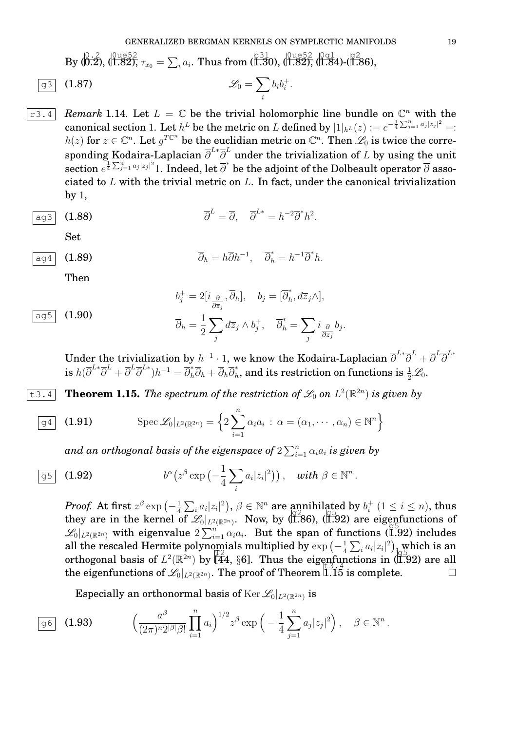By (0.2), (1.82), $\tau_{x_0} = \sum_i a_i$. Thus from (1.30), (1.82), (1.84)-(1.86),

$$\mathscr{L}_0 = \sum_i b_i b_i^+. \tag{1.87}$$

*Remark* 1.14. Let $L = \mathbb{C}$ be the trivial holomorphic line bundle on $\mathbb{C}^n$ with the canonical section 1. Let $h^L$ be the metric on $L$ defined by $|1|_{h^L}(z) := e^{-\frac{1}{4}\sum_{j=1}^n a_j|z_j|^2} =: h(z)$ for $z \in \mathbb{C}^n$. Let $g^{T\mathbb{C}^n}$ be the euclidian metric on $\mathbb{C}^n$. Then $\mathscr{L}_0$ is twice the corresponding Kodaira-Laplacian $\overline{\partial}^{L*}\overline{\partial}^L$ under the trivialization of $L$ by using the unit section $e^{\frac{1}{4}\sum_{j=1}^n a_j|z_j|^2}1$. Indeed, let $\overline{\partial}^*$ be the adjoint of the Dolbeault operator $\overline{\partial}$ associated to $L$ with the trivial metric on $L$. In fact, under the canonical trivialization by 1,

$$\overline{\partial}^L = \overline{\partial}, \quad \overline{\partial}^{L*} = h^{-2}\overline{\partial}^* h^2. \tag{1.88}$$

Set

$$\overline{\partial}_h = h\overline{\partial}h^{-1}, \quad \overline{\partial}_h^* = h^{-1}\overline{\partial}^* h. \tag{1.89}$$

Then

$$\begin{aligned} b_j^+ &= 2[i_{\frac{\partial}{\partial \overline{z}_j}}, \overline{\partial}_h], \quad b_j = [\overline{\partial}_h^*, d\overline{z}_j\wedge], \\ \overline{\partial}_h &= \frac{1}{2}\sum_j d\overline{z}_j \wedge b_j^+, \quad \overline{\partial}_h^* = \sum_j i_{\frac{\partial}{\partial \overline{z}_j}} b_j. \end{aligned} \tag{1.90}$$

Under the trivialization by $h^{-1}\cdot 1$, we know the Kodaira-Laplacian $\overline{\partial}^{L*}\overline{\partial}^L + \overline{\partial}^L\overline{\partial}^{L*}$ is $h(\overline{\partial}^{L*}\overline{\partial}^L + \overline{\partial}^L\overline{\partial}^{L*})h^{-1} = \overline{\partial}_h^*\overline{\partial}_h + \overline{\partial}_h\overline{\partial}_h^*$, and its restriction on functions is $\frac{1}{2}\mathscr{L}_0$.

**Theorem 1.15.** *The spectrum of the restriction of* $\mathscr{L}_0$ *on* $L^2(\mathbb{R}^{2n})$ *is given by*

$$\operatorname{Spec}\mathscr{L}_0|_{L^2(\mathbb{R}^{2n})} = \Big\{2\sum_{i=1}^n \alpha_i a_i \,:\, \alpha = (\alpha_1, \cdots, \alpha_n) \in \mathbb{N}^n\Big\} \tag{1.91}$$

*and an orthogonal basis of the eigenspace of* $2\sum_{i=1}^n \alpha_i a_i$ *is given by*

$$b^\alpha\big(z^\beta \exp\big(-\frac{1}{4}\sum_i a_i|z_i|^2\big)\big), \quad \textit{with } \beta \in \mathbb{N}^n. \tag{1.92}$$

*Proof.* At first $z^\beta \exp\big(-\frac{1}{4}\sum_i a_i|z_i|^2\big)$, $\beta \in \mathbb{N}^n$ are annihilated by $b_i^+$ $(1 \le i \le n)$, thus they are in the kernel of $\mathscr{L}_0|_{L^2(\mathbb{R}^{2n})}$. Now, by (1.86), (1.92) are eigenfunctions of $\mathscr{L}_0|_{L^2(\mathbb{R}^{2n})}$ with eigenvalue $2\sum_{i=1}^n \alpha_i a_i$. But the span of functions (1.92) includes all the rescaled Hermite polynomials multiplied by $\exp\big(-\frac{1}{4}\sum_i a_i|z_i|^2\big)$, which is an orthogonal basis of $L^2(\mathbb{R}^{2n})$ by [44, §6]. Thus the eigenfunctions in (1.92) are all the eigenfunctions of $\mathscr{L}_0|_{L^2(\mathbb{R}^{2n})}$. The proof of Theorem 1.15 is complete. $\square$

Especially an orthonormal basis of $\operatorname{Ker}\mathscr{L}_0|_{L^2(\mathbb{R}^{2n})}$ is

$$\Big(\frac{a^\beta}{(2\pi)^n 2^{|\beta|}\beta!}\prod_{i=1}^n a_i\Big)^{1/2} z^\beta \exp\Big(-\frac{1}{4}\sum_{j=1}^n a_j|z_j|^2\Big), \quad \beta \in \mathbb{N}^n. \tag{1.93}$$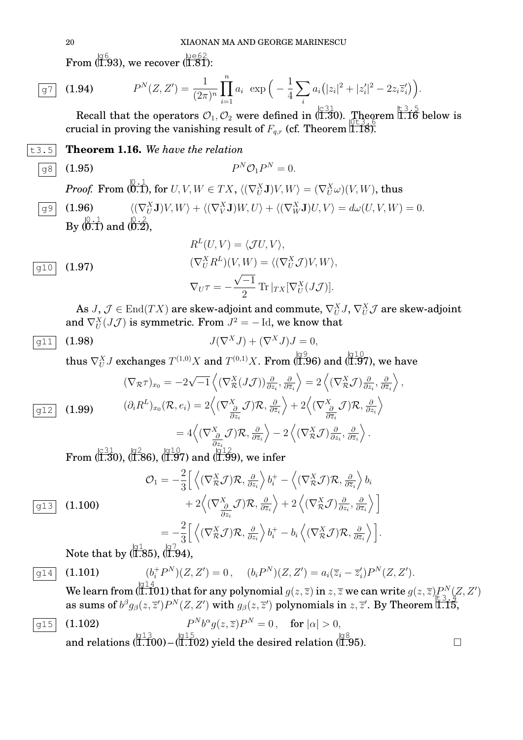From (1.93), we recover (1.81):

$$P^N(Z,Z') = \frac{1}{(2\pi)^n}\prod_{i=1}^n a_i \ \exp\Big(-\frac{1}{4}\sum_i a_i\big(|z_i|^2+|z_i'|^2-2z_i\overline{z}_i'\big)\Big). \tag{1.94}$$

Recall that the operators $\mathcal{O}_1, \mathcal{O}_2$ were defined in (1.30). Theorem 1.16 below is crucial in proving the vanishing result of $F_{q,r}$ (cf. Theorem 1.18).

**Theorem 1.16.** *We have the relation*

$$P^N\mathcal{O}_1P^N = 0. \tag{1.95}$$

*Proof.* From (0.1), for $U,V,W\in TX$, $\langle(\nabla^X_U \mathbf{J})V,W\rangle = (\nabla^X_U\omega)(V,W)$, thus

$$\langle(\nabla^X_U \mathbf{J})V,W\rangle + \langle(\nabla^X_V \mathbf{J})W,U\rangle + \langle(\nabla^X_W \mathbf{J})U,V\rangle = d\omega(U,V,W)=0. \tag{1.96}$$

By (0.1) and (0.2),

$$\begin{aligned}
&R^L(U,V) = \langle \mathcal{J}U,V\rangle,\\
&(\nabla^X_U R^L)(V,W) = \langle(\nabla^X_U\mathcal{J})V,W\rangle,\\
&\nabla_U\tau = -\frac{\sqrt{-1}}{2}\operatorname{Tr}|_{TX}[\nabla^X_U(J\mathcal{J})].
\end{aligned} \tag{1.97}$$

As $J,\mathcal{J}\in\operatorname{End}(TX)$ are skew-adjoint and commute, $\nabla^X_U J$, $\nabla^X_U\mathcal{J}$ are skew-adjoint and $\nabla^X_U(J\mathcal{J})$ is symmetric. From $J^2=-\operatorname{Id}$, we know that

$$J(\nabla^X J)+(\nabla^X J)J = 0, \tag{1.98}$$

thus $\nabla^X_U J$ exchanges $T^{(1,0)}X$ and $T^{(0,1)}X$. From (1.96) and (1.97), we have

$$\begin{aligned}
(\nabla_{\mathcal{R}}\tau)_{x_0} &= -2\sqrt{-1}\left\langle(\nabla^X_{\mathcal{R}}(J\mathcal{J}))\tfrac{\partial}{\partial z_i},\tfrac{\partial}{\partial \overline{z}_i}\right\rangle = 2\left\langle(\nabla^X_{\mathcal{R}}\mathcal{J})\tfrac{\partial}{\partial z_i},\tfrac{\partial}{\partial \overline{z}_i}\right\rangle,\\
(\partial_i R^L)_{x_0}(\mathcal{R},e_i) &= 2\Big\langle(\nabla^X_{\frac{\partial}{\partial z_i}}\mathcal{J})\mathcal{R},\tfrac{\partial}{\partial \overline{z}_i}\Big\rangle + 2\Big\langle(\nabla^X_{\frac{\partial}{\partial \overline{z}_i}}\mathcal{J})\mathcal{R},\tfrac{\partial}{\partial z_i}\Big\rangle\\
&= 4\Big\langle(\nabla^X_{\frac{\partial}{\partial z_i}}\mathcal{J})\mathcal{R},\tfrac{\partial}{\partial \overline{z}_i}\Big\rangle - 2\left\langle(\nabla^X_{\mathcal{R}}\mathcal{J})\tfrac{\partial}{\partial z_i},\tfrac{\partial}{\partial \overline{z}_i}\right\rangle.
\end{aligned} \tag{1.99}$$

From (1.30), (1.86), (1.97) and (1.99), we infer

$$\begin{aligned}
\mathcal{O}_1 &= -\frac{2}{3}\Big[\left\langle(\nabla^X_{\mathcal{R}}\mathcal{J})\mathcal{R},\tfrac{\partial}{\partial z_i}\right\rangle b_i^+ - \left\langle(\nabla^X_{\mathcal{R}}\mathcal{J})\mathcal{R},\tfrac{\partial}{\partial \overline{z}_i}\right\rangle b_i\\
&\qquad + 2\Big\langle(\nabla^X_{\frac{\partial}{\partial z_i}}\mathcal{J})\mathcal{R},\tfrac{\partial}{\partial \overline{z}_i}\Big\rangle + 2\left\langle(\nabla^X_{\mathcal{R}}\mathcal{J})\tfrac{\partial}{\partial z_i},\tfrac{\partial}{\partial \overline{z}_i}\right\rangle\Big]\\
&= -\frac{2}{3}\Big[\left\langle(\nabla^X_{\mathcal{R}}\mathcal{J})\mathcal{R},\tfrac{\partial}{\partial z_i}\right\rangle b_i^+ - b_i\left\langle(\nabla^X_{\mathcal{R}}\mathcal{J})\mathcal{R},\tfrac{\partial}{\partial \overline{z}_i}\right\rangle\Big].
\end{aligned} \tag{1.100}$$

Note that by (1.85), (1.94),

$$(b_i^+P^N)(Z,Z')=0\,,\quad (b_iP^N)(Z,Z') = a_i(\overline{z}_i-\overline{z}_i')P^N(Z,Z'). \tag{1.101}$$

We learn from (1.101) that for any polynomial $g(z,\overline{z})$ in $z,\overline{z}$ we can write $g(z,\overline{z})P^N(Z,Z')$ as sums of $b^\beta g_\beta(z,\overline{z}')P^N(Z,Z')$ with $g_\beta(z,\overline{z}')$ polynomials in $z,\overline{z}'$. By Theorem 1.15,

$$P^Nb^\alpha g(z,\overline{z})P^N = 0\,,\quad \text{for } |\alpha|>0, \tag{1.102}$$

and relations (1.100)–(1.102) yield the desired relation (1.95). $\square$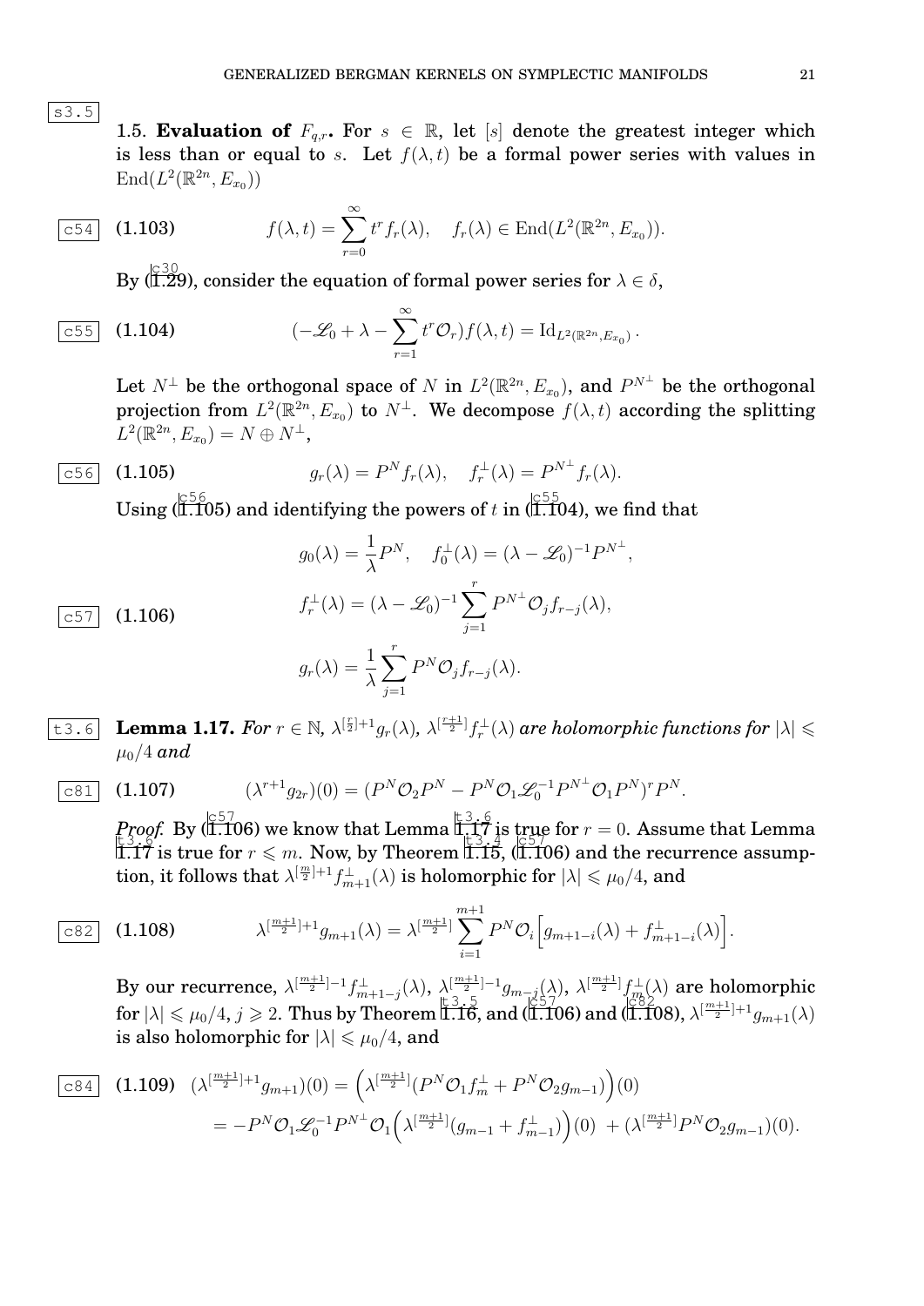## 1.5. Evaluation of $F_{q,r}$.

For $s \in \mathbb{R}$, let $[s]$ denote the greatest integer which is less than or equal to $s$. Let $f(\lambda, t)$ be a formal power series with values in $\mathrm{End}(L^2(\mathbb{R}^{2n}, E_{x_0}))$

$$f(\lambda, t) = \sum_{r=0}^{\infty} t^r f_r(\lambda), \quad f_r(\lambda) \in \mathrm{End}(L^2(\mathbb{R}^{2n}, E_{x_0})). \tag{1.103}$$

By (1.29), consider the equation of formal power series for $\lambda \in \delta$,

$$(-\mathscr{L}_0 + \lambda - \sum_{r=1}^{\infty} t^r \mathcal{O}_r) f(\lambda, t) = \mathrm{Id}_{L^2(\mathbb{R}^{2n}, E_{x_0})}. \tag{1.104}$$

Let $N^\perp$ be the orthogonal space of $N$ in $L^2(\mathbb{R}^{2n}, E_{x_0})$, and $P^{N^\perp}$ be the orthogonal projection from $L^2(\mathbb{R}^{2n}, E_{x_0})$ to $N^\perp$. We decompose $f(\lambda, t)$ according the splitting $L^2(\mathbb{R}^{2n}, E_{x_0}) = N \oplus N^\perp$,

$$g_r(\lambda) = P^N f_r(\lambda), \quad f_r^\perp(\lambda) = P^{N^\perp} f_r(\lambda). \tag{1.105}$$

Using (1.105) and identifying the powers of $t$ in (1.104), we find that

$$\begin{aligned}
&g_0(\lambda) = \frac{1}{\lambda} P^N, \quad f_0^\perp(\lambda) = (\lambda - \mathscr{L}_0)^{-1} P^{N^\perp}, \\
&f_r^\perp(\lambda) = (\lambda - \mathscr{L}_0)^{-1} \sum_{j=1}^{r} P^{N^\perp} \mathcal{O}_j f_{r-j}(\lambda), \\
&g_r(\lambda) = \frac{1}{\lambda} \sum_{j=1}^{r} P^N \mathcal{O}_j f_{r-j}(\lambda).
\end{aligned} \tag{1.106}$$

**Lemma 1.17.** *For $r \in \mathbb{N}$, $\lambda^{[\frac{r}{2}]+1} g_r(\lambda)$, $\lambda^{[\frac{r+1}{2}]} f_r^\perp(\lambda)$ are holomorphic functions for $|\lambda| \leqslant \mu_0/4$ and*

$$(\lambda^{r+1} g_{2r})(0) = (P^N \mathcal{O}_2 P^N - P^N \mathcal{O}_1 \mathscr{L}_0^{-1} P^{N^\perp} \mathcal{O}_1 P^N)^r P^N. \tag{1.107}$$

*Proof.* By (1.106) we know that Lemma 1.17 is true for $r = 0$. Assume that Lemma 1.17 is true for $r \leqslant m$. Now, by Theorem 1.15, (1.106) and the recurrence assumption, it follows that $\lambda^{[\frac{m}{2}]+1} f_{m+1}^\perp(\lambda)$ is holomorphic for $|\lambda| \leqslant \mu_0/4$, and

$$\lambda^{[\frac{m+1}{2}]+1} g_{m+1}(\lambda) = \lambda^{[\frac{m+1}{2}]} \sum_{i=1}^{m+1} P^N \mathcal{O}_i \Big[ g_{m+1-i}(\lambda) + f_{m+1-i}^\perp(\lambda) \Big]. \tag{1.108}$$

By our recurrence, $\lambda^{[\frac{m+1}{2}]-1} f_{m+1-j}^\perp(\lambda)$, $\lambda^{[\frac{m+1}{2}]-1} g_{m-j}(\lambda)$, $\lambda^{[\frac{m+1}{2}]} f_m^\perp(\lambda)$ are holomorphic for $|\lambda| \leqslant \mu_0/4$, $j \geqslant 2$. Thus by Theorem 1.16, and (1.106) and (1.108), $\lambda^{[\frac{m+1}{2}]+1} g_{m+1}(\lambda)$ is also holomorphic for $|\lambda| \leqslant \mu_0/4$, and

$$\begin{aligned}
(\lambda^{[\frac{m+1}{2}]+1} g_{m+1})(0) &= \Big( \lambda^{[\frac{m+1}{2}]} (P^N \mathcal{O}_1 f_m^\perp + P^N \mathcal{O}_2 g_{m-1}) \Big)(0) \\
&= -P^N \mathcal{O}_1 \mathscr{L}_0^{-1} P^{N^\perp} \mathcal{O}_1 \Big( \lambda^{[\frac{m+1}{2}]} (g_{m-1} + f_{m-1}^\perp) \Big)(0) \; + (\lambda^{[\frac{m+1}{2}]} P^N \mathcal{O}_2 g_{m-1})(0).
\end{aligned} \tag{1.109}$$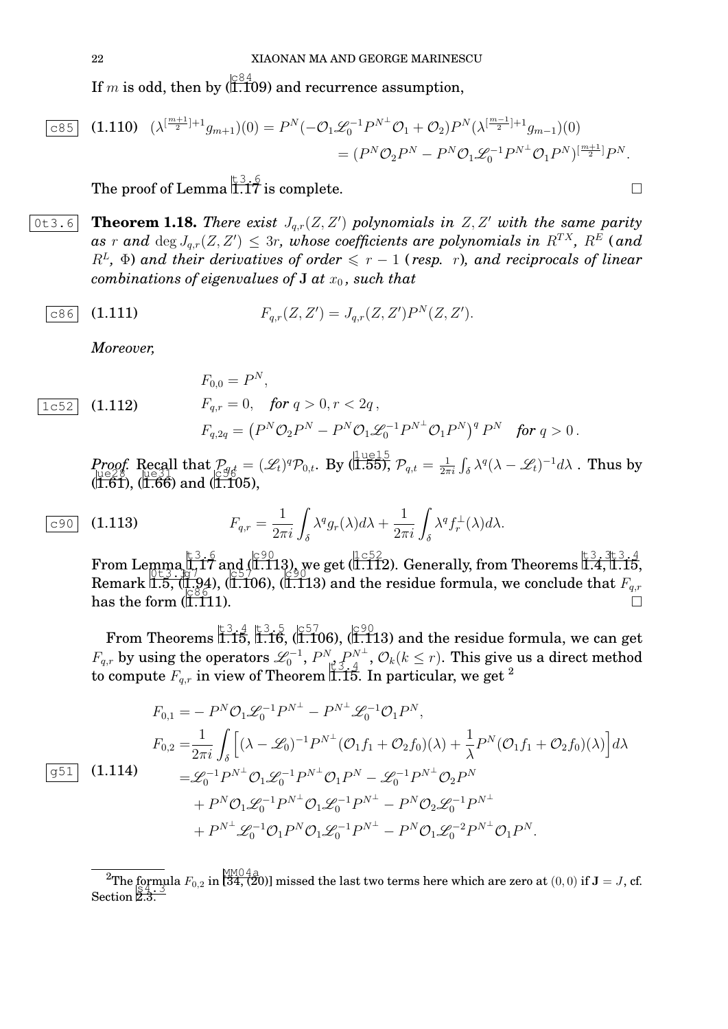If $m$ is odd, then by (1.109) and recurrence assumption,

$$
\begin{aligned}
(1.110)\quad (\lambda^{[\frac{m+1}{2}]+1} g_{m+1})(0) &= P^N(-\mathcal{O}_1 \mathscr{L}_0^{-1} P^{N^\perp} \mathcal{O}_1 + \mathcal{O}_2) P^N (\lambda^{[\frac{m-1}{2}]+1} g_{m-1})(0) \\
&= (P^N \mathcal{O}_2 P^N - P^N \mathcal{O}_1 \mathscr{L}_0^{-1} P^{N^\perp} \mathcal{O}_1 P^N)^{[\frac{m+1}{2}]} P^N.
\end{aligned}
$$

The proof of Lemma 1.17 is complete. □

**Theorem 1.18.** *There exist $J_{q,r}(Z,Z')$ polynomials in $Z,Z'$ with the same parity as $r$ and $\deg J_{q,r}(Z,Z') \leq 3r$, whose coefficients are polynomials in $R^{TX}$, $R^E$ (and $R^L$, $\Phi$) and their derivatives of order $\leqslant r-1$ (resp. $r$), and reciprocals of linear combinations of eigenvalues of $\mathbf{J}$ at $x_0$, such that*

$$
(1.111)\qquad F_{q,r}(Z,Z') = J_{q,r}(Z,Z') P^N(Z,Z').
$$

*Moreover,*

$$
(1.112)\qquad
\begin{aligned}
&F_{0,0} = P^N, \\
&F_{q,r} = 0, \quad \textit{for } q>0, r<2q\,, \\
&F_{q,2q} = \big(P^N \mathcal{O}_2 P^N - P^N \mathcal{O}_1 \mathscr{L}_0^{-1} P^{N^\perp} \mathcal{O}_1 P^N\big)^q P^N \quad \textit{for } q>0\,.
\end{aligned}
$$

*Proof.* Recall that $\mathcal{P}_{q,t} = (\mathscr{L}_t)^q \mathcal{P}_{0,t}$. By (1.55), $\mathcal{P}_{q,t} = \frac{1}{2\pi i}\int_\delta \lambda^q (\lambda - \mathscr{L}_t)^{-1} d\lambda$ . Thus by (1.61), (1.66) and (1.105),

$$
(1.113)\qquad F_{q,r} = \frac{1}{2\pi i}\int_\delta \lambda^q g_r(\lambda) d\lambda + \frac{1}{2\pi i}\int_\delta \lambda^q f_r^\perp(\lambda) d\lambda.
$$

From Lemma 1.17 and (1.113), we get (1.112). Generally, from Theorems 1.4, 1.15, Remark 1.5, (1.94), (1.106), (1.113) and the residue formula, we conclude that $F_{q,r}$ has the form (1.111). □

From Theorems 1.15, 1.16, (1.106), (1.113) and the residue formula, we can get $F_{q,r}$ by using the operators $\mathscr{L}_0^{-1}$, $P^N$, $P^{N^\perp}$, $\mathcal{O}_k (k \leq r)$. This give us a direct method to compute $F_{q,r}$ in view of Theorem 1.15. In particular, we get [2]

$$
(1.114)\qquad
\begin{aligned}
F_{0,1} =& - P^N \mathcal{O}_1 \mathscr{L}_0^{-1} P^{N^\perp} - P^{N^\perp} \mathscr{L}_0^{-1} \mathcal{O}_1 P^N, \\
F_{0,2} =& \frac{1}{2\pi i}\int_\delta \Big[ (\lambda - \mathscr{L}_0)^{-1} P^{N^\perp} (\mathcal{O}_1 f_1 + \mathcal{O}_2 f_0)(\lambda) + \frac{1}{\lambda} P^N (\mathcal{O}_1 f_1 + \mathcal{O}_2 f_0)(\lambda)\Big] d\lambda \\
=& \mathscr{L}_0^{-1} P^{N^\perp} \mathcal{O}_1 \mathscr{L}_0^{-1} P^{N^\perp} \mathcal{O}_1 P^N - \mathscr{L}_0^{-1} P^{N^\perp} \mathcal{O}_2 P^N \\
&+ P^N \mathcal{O}_1 \mathscr{L}_0^{-1} P^{N^\perp} \mathcal{O}_1 \mathscr{L}_0^{-1} P^{N^\perp} - P^N \mathcal{O}_2 \mathscr{L}_0^{-1} P^{N^\perp} \\
&+ P^{N^\perp} \mathscr{L}_0^{-1} \mathcal{O}_1 P^N \mathcal{O}_1 \mathscr{L}_0^{-1} P^{N^\perp} - P^N \mathcal{O}_1 \mathscr{L}_0^{-2} P^{N^\perp} \mathcal{O}_1 P^N.
\end{aligned}
$$

---

[2] The formula $F_{0,2}$ in [34, (20)] missed the last two terms here which are zero at $(0,0)$ if $\mathbf{J} = J$, cf. Section 2.3.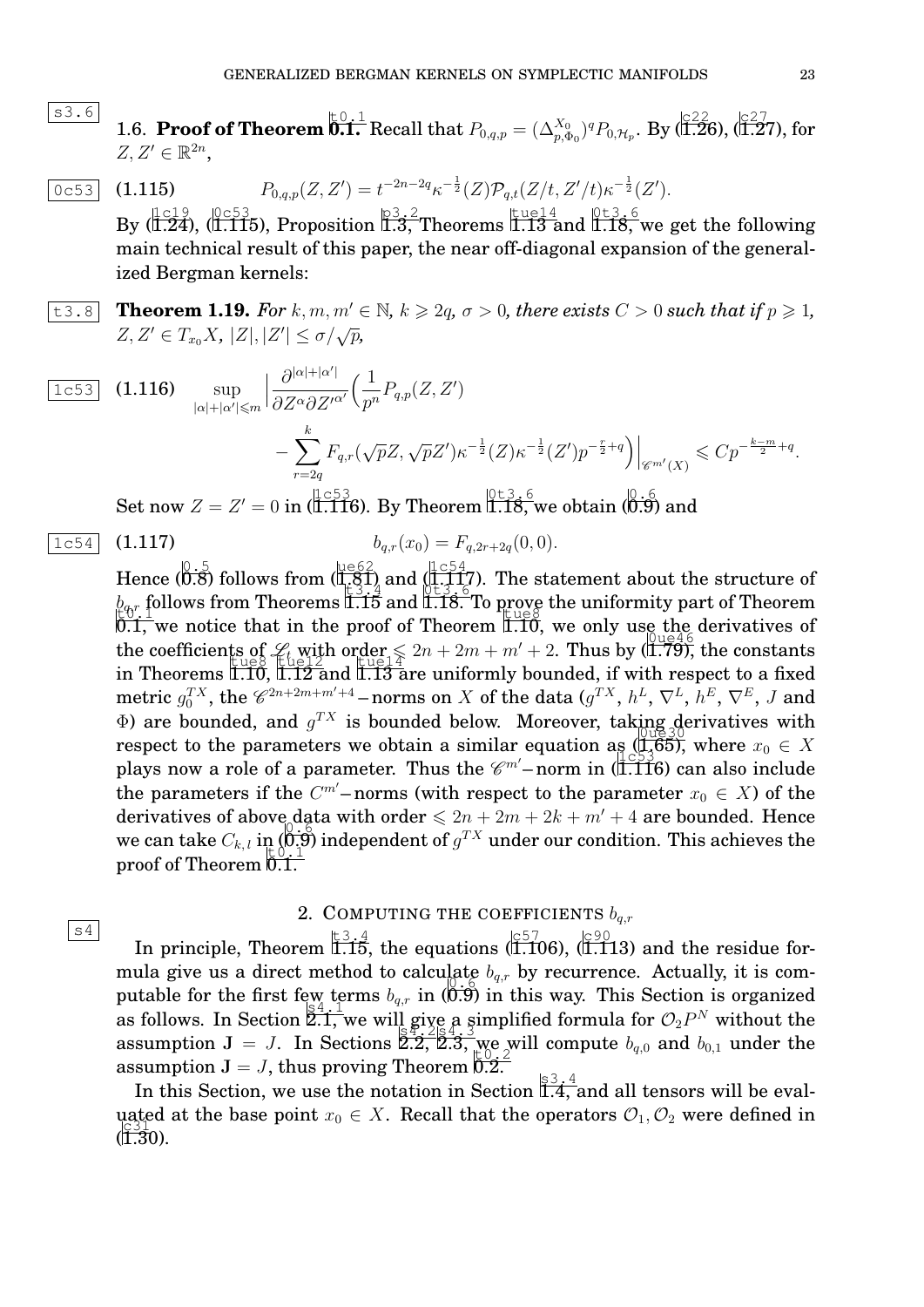## 1.6. Proof of Theorem 0.1.

Recall that $P_{0,q,p} = (\Delta^{X_0}_{p,\Phi_0})^q P_{0,\mathcal{H}_p}$. By (1.26), (1.27), for $Z, Z' \in \mathbb{R}^{2n}$,

$$P_{0,q,p}(Z,Z') = t^{-2n-2q}\kappa^{-\frac{1}{2}}(Z)\mathcal{P}_{q,t}(Z/t, Z'/t)\kappa^{-\frac{1}{2}}(Z'). \tag{1.115}$$

By (1.24), (1.115), Proposition 1.3, Theorems 1.13 and 1.18, we get the following main technical result of this paper, the near off-diagonal expansion of the generalized Bergman kernels:

**Theorem 1.19.** *For $k, m, m' \in \mathbb{N}$, $k \geqslant 2q$, $\sigma > 0$, there exists $C > 0$ such that if $p \geqslant 1$, $Z, Z' \in T_{x_0}X$, $|Z|, |Z'| \le \sigma/\sqrt{p}$,*

$$\sup_{|\alpha|+|\alpha'|\leqslant m} \Big| \frac{\partial^{|\alpha|+|\alpha'|}}{\partial Z^\alpha \partial Z'^{\alpha'}} \Big( \frac{1}{p^n} P_{q,p}(Z,Z') - \sum_{r=2q}^{k} F_{q,r}(\sqrt{p}Z, \sqrt{p}Z')\kappa^{-\frac{1}{2}}(Z)\kappa^{-\frac{1}{2}}(Z')p^{-\frac{r}{2}+q} \Big) \Big|_{\mathscr{C}^{m'}(X)} \leqslant C p^{-\frac{k-m}{2}+q}. \tag{1.116}$$

Set now $Z = Z' = 0$ in (1.116). By Theorem 1.18, we obtain (0.9) and

$$b_{q,r}(x_0) = F_{q,2r+2q}(0,0). \tag{1.117}$$

Hence (0.8) follows from (1.81) and (1.117). The statement about the structure of $b_{q,r}$ follows from Theorems 1.15 and 1.18. To prove the uniformity part of Theorem 0.1, we notice that in the proof of Theorem 1.10, we only use the derivatives of the coefficients of $\mathscr{L}_t$ with order $\leqslant 2n + 2m + m' + 2$. Thus by (1.79), the constants in Theorems 1.10, 1.12 and 1.13 are uniformly bounded, if with respect to a fixed metric $g_0^{TX}$, the $\mathscr{C}^{2n+2m+m'+4}$–norms on $X$ of the data ($g^{TX}$, $h^L$, $\nabla^L$, $h^E$, $\nabla^E$, $J$ and $\Phi$) are bounded, and $g^{TX}$ is bounded below. Moreover, taking derivatives with respect to the parameters we obtain a similar equation as (1.65), where $x_0 \in X$ plays now a role of a parameter. Thus the $\mathscr{C}^{m'}$–norm in (1.116) can also include the parameters if the $C^{m'}$–norms (with respect to the parameter $x_0 \in X$) of the derivatives of above data with order $\leqslant 2n + 2m + 2k + m' + 4$ are bounded. Hence we can take $C_{k,l}$ in (0.9) independent of $g^{TX}$ under our condition. This achieves the proof of Theorem 0.1.

## 2. Computing the coefficients $b_{q,r}$

In principle, Theorem 1.15, the equations (1.106), (1.113) and the residue formula give us a direct method to calculate $b_{q,r}$ by recurrence. Actually, it is computable for the first few terms $b_{q,r}$ in (0.9) in this way. This Section is organized as follows. In Section 2.1, we will give a simplified formula for $\mathcal{O}_2 P^N$ without the assumption $\mathbf{J} = J$. In Sections 2.2, 2.3, we will compute $b_{q,0}$ and $b_{0,1}$ under the assumption $\mathbf{J} = J$, thus proving Theorem 0.2.

In this Section, we use the notation in Section 1.4, and all tensors will be evaluated at the base point $x_0 \in X$. Recall that the operators $\mathcal{O}_1, \mathcal{O}_2$ were defined in (1.30).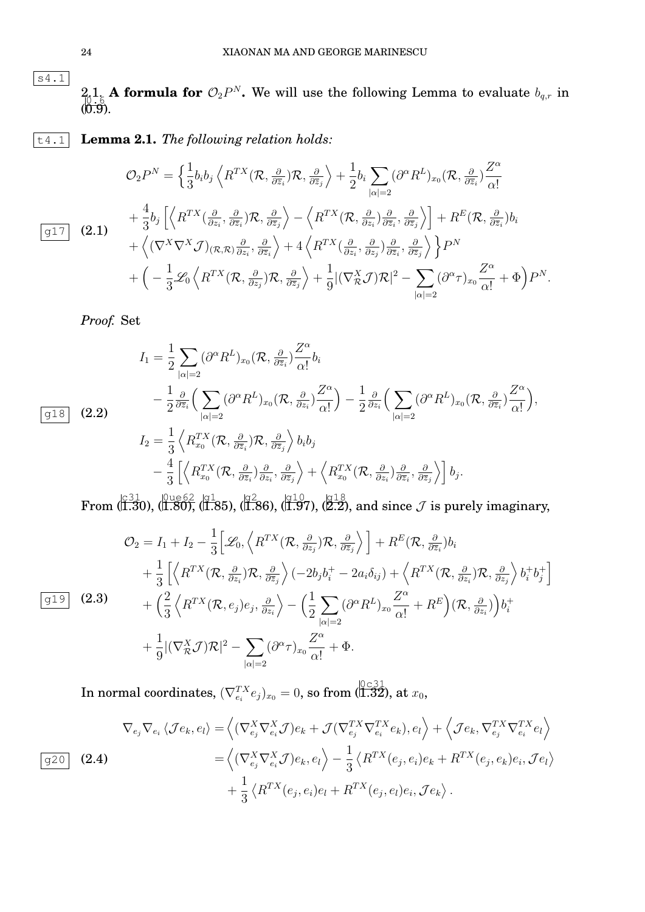## 2.1. A formula for $\mathcal{O}_2 P^N$.

We will use the following Lemma to evaluate $b_{q,r}$ in (0.9).

**Lemma 2.1.** *The following relation holds:*

$$
\begin{aligned}
\mathcal{O}_2 P^N = \Big\{ & \frac{1}{3} b_i b_j \left\langle R^{TX}(\mathcal{R}, \tfrac{\partial}{\partial \overline{z}_i})\mathcal{R}, \tfrac{\partial}{\partial \overline{z}_j} \right\rangle + \frac{1}{2} b_i \sum_{|\alpha|=2} (\partial^\alpha R^L)_{x_0}(\mathcal{R}, \tfrac{\partial}{\partial \overline{z}_i}) \frac{Z^\alpha}{\alpha!} \\
& + \frac{4}{3} b_j \Big[ \left\langle R^{TX}(\tfrac{\partial}{\partial z_i}, \tfrac{\partial}{\partial \overline{z}_i})\mathcal{R}, \tfrac{\partial}{\partial \overline{z}_j} \right\rangle - \left\langle R^{TX}(\mathcal{R}, \tfrac{\partial}{\partial z_i})\tfrac{\partial}{\partial \overline{z}_i}, \tfrac{\partial}{\partial \overline{z}_j} \right\rangle \Big] + R^E(\mathcal{R}, \tfrac{\partial}{\partial \overline{z}_i}) b_i \\
& + \left\langle (\nabla^X \nabla^X \mathcal{J})_{(\mathcal{R},\mathcal{R})} \tfrac{\partial}{\partial z_i}, \tfrac{\partial}{\partial \overline{z}_i} \right\rangle + 4 \left\langle R^{TX}(\tfrac{\partial}{\partial z_i}, \tfrac{\partial}{\partial z_j})\tfrac{\partial}{\partial \overline{z}_i}, \tfrac{\partial}{\partial \overline{z}_j} \right\rangle \Big\} P^N \\
& + \Big( -\frac{1}{3} \mathscr{L}_0 \left\langle R^{TX}(\mathcal{R}, \tfrac{\partial}{\partial z_j})\mathcal{R}, \tfrac{\partial}{\partial \overline{z}_j} \right\rangle + \frac{1}{9} |(\nabla^X_{\mathcal{R}} \mathcal{J})\mathcal{R}|^2 - \sum_{|\alpha|=2} (\partial^\alpha \tau)_{x_0} \frac{Z^\alpha}{\alpha!} + \Phi \Big) P^N.
\end{aligned} \tag{2.1}
$$

*Proof.* Set

$$
\begin{aligned}
I_1 = & \frac{1}{2} \sum_{|\alpha|=2} (\partial^\alpha R^L)_{x_0}(\mathcal{R}, \tfrac{\partial}{\partial \overline{z}_i}) \frac{Z^\alpha}{\alpha!} b_i \\
& - \frac{1}{2} \tfrac{\partial}{\partial \overline{z}_i} \Big( \sum_{|\alpha|=2} (\partial^\alpha R^L)_{x_0}(\mathcal{R}, \tfrac{\partial}{\partial z_i}) \frac{Z^\alpha}{\alpha!} \Big) - \frac{1}{2} \tfrac{\partial}{\partial z_i} \Big( \sum_{|\alpha|=2} (\partial^\alpha R^L)_{x_0}(\mathcal{R}, \tfrac{\partial}{\partial \overline{z}_i}) \frac{Z^\alpha}{\alpha!} \Big), \\
I_2 = & \frac{1}{3} \left\langle R^{TX}_{x_0}(\mathcal{R}, \tfrac{\partial}{\partial \overline{z}_i})\mathcal{R}, \tfrac{\partial}{\partial \overline{z}_j} \right\rangle b_i b_j \\
& - \frac{4}{3} \Big[ \left\langle R^{TX}_{x_0}(\mathcal{R}, \tfrac{\partial}{\partial \overline{z}_i})\tfrac{\partial}{\partial z_i}, \tfrac{\partial}{\partial \overline{z}_j} \right\rangle + \left\langle R^{TX}_{x_0}(\mathcal{R}, \tfrac{\partial}{\partial z_i})\tfrac{\partial}{\partial \overline{z}_i}, \tfrac{\partial}{\partial \overline{z}_j} \right\rangle \Big] b_j.
\end{aligned} \tag{2.2}
$$

From (1.30), (1.80), (1.85), (1.86), (1.97), (2.2), and since $\mathcal{J}$ is purely imaginary,

$$
\begin{aligned}
\mathcal{O}_2 = & I_1 + I_2 - \frac{1}{3} \Big[ \mathscr{L}_0, \left\langle R^{TX}(\mathcal{R}, \tfrac{\partial}{\partial z_j})\mathcal{R}, \tfrac{\partial}{\partial \overline{z}_j} \right\rangle \Big] + R^E(\mathcal{R}, \tfrac{\partial}{\partial \overline{z}_i}) b_i \\
& + \frac{1}{3} \Big[ \left\langle R^{TX}(\mathcal{R}, \tfrac{\partial}{\partial z_i})\mathcal{R}, \tfrac{\partial}{\partial \overline{z}_j} \right\rangle (-2 b_j b_i^+ - 2 a_i \delta_{ij}) + \left\langle R^{TX}(\mathcal{R}, \tfrac{\partial}{\partial z_i})\mathcal{R}, \tfrac{\partial}{\partial z_j} \right\rangle b_i^+ b_j^+ \Big] \\
& + \Big( \frac{2}{3} \left\langle R^{TX}(\mathcal{R}, e_j) e_j, \tfrac{\partial}{\partial z_i} \right\rangle - \Big( \frac{1}{2} \sum_{|\alpha|=2} (\partial^\alpha R^L)_{x_0} \frac{Z^\alpha}{\alpha!} + R^E \Big)(\mathcal{R}, \tfrac{\partial}{\partial z_i}) \Big) b_i^+ \\
& + \frac{1}{9} |(\nabla^X_{\mathcal{R}} \mathcal{J})\mathcal{R}|^2 - \sum_{|\alpha|=2} (\partial^\alpha \tau)_{x_0} \frac{Z^\alpha}{\alpha!} + \Phi.
\end{aligned} \tag{2.3}
$$

In normal coordinates, $(\nabla^{TX}_{e_i} e_j)_{x_0} = 0$, so from (1.32), at $x_0$,

$$
\begin{aligned}
\nabla_{e_j} \nabla_{e_i} \langle \mathcal{J} e_k, e_l \rangle = & \left\langle (\nabla^X_{e_j} \nabla^X_{e_i} \mathcal{J}) e_k + \mathcal{J}(\nabla^{TX}_{e_j} \nabla^{TX}_{e_i} e_k), e_l \right\rangle + \left\langle \mathcal{J} e_k, \nabla^{TX}_{e_j} \nabla^{TX}_{e_i} e_l \right\rangle \\
= & \left\langle (\nabla^X_{e_j} \nabla^X_{e_i} \mathcal{J}) e_k, e_l \right\rangle - \frac{1}{3} \left\langle R^{TX}(e_j, e_i) e_k + R^{TX}(e_j, e_k) e_i, \mathcal{J} e_l \right\rangle \\
& + \frac{1}{3} \left\langle R^{TX}(e_j, e_i) e_l + R^{TX}(e_j, e_l) e_i, \mathcal{J} e_k \right\rangle.
\end{aligned} \tag{2.4}
$$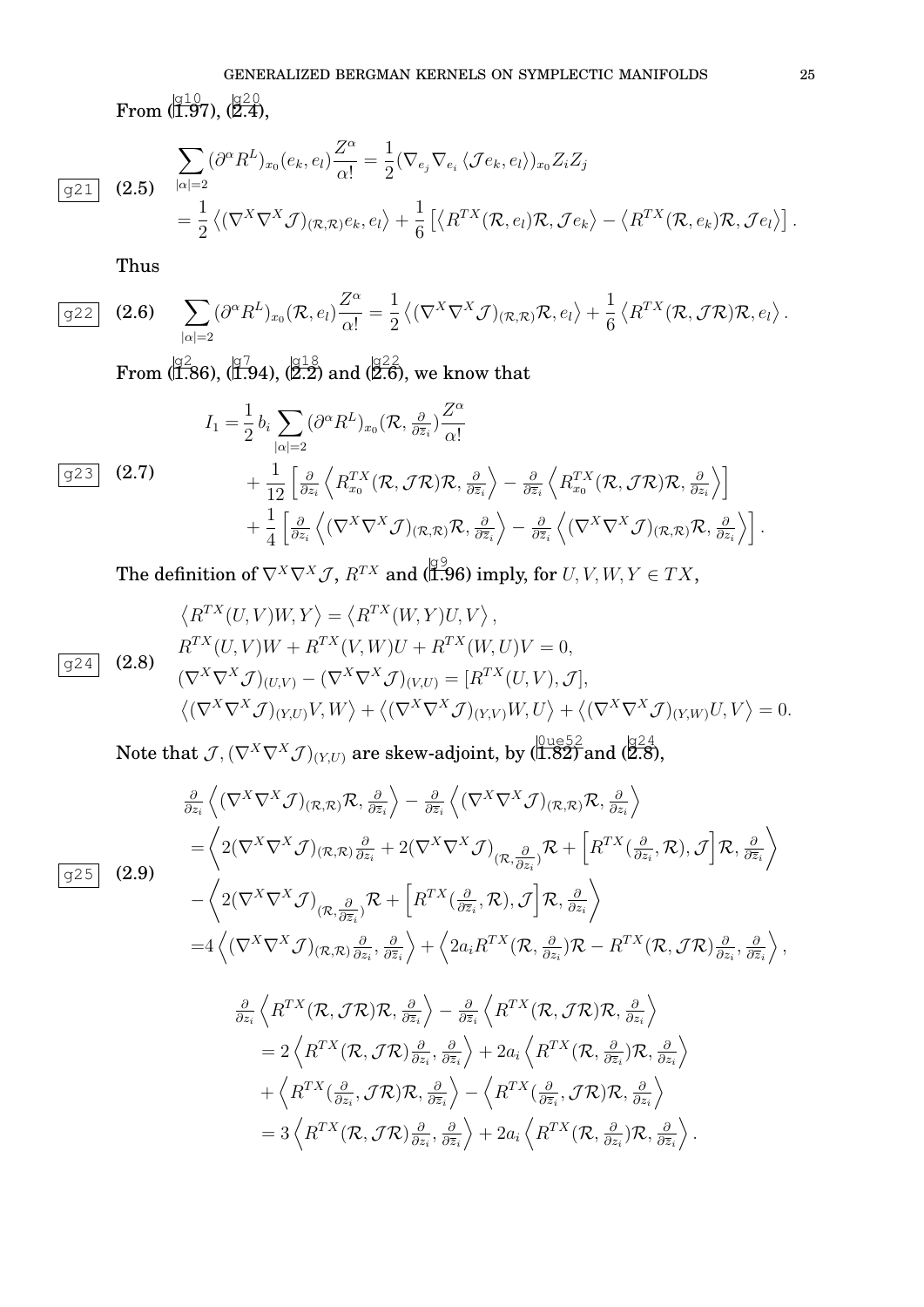From (1.97), (2.4),

$$
\begin{aligned}
\sum_{|\alpha|=2} (\partial^\alpha R^L)_{x_0}(e_k, e_l) \frac{Z^\alpha}{\alpha!} &= \frac{1}{2} (\nabla_{e_j} \nabla_{e_i} \langle \mathcal{J} e_k, e_l \rangle)_{x_0} Z_i Z_j \\
&= \frac{1}{2} \left\langle (\nabla^X \nabla^X \mathcal{J})_{(\mathcal{R},\mathcal{R})} e_k, e_l \right\rangle + \frac{1}{6} \left[ \left\langle R^{TX}(\mathcal{R}, e_l)\mathcal{R}, \mathcal{J} e_k \right\rangle - \left\langle R^{TX}(\mathcal{R}, e_k)\mathcal{R}, \mathcal{J} e_l \right\rangle \right].
\end{aligned} \tag{2.5}
$$

Thus

$$
\sum_{|\alpha|=2} (\partial^\alpha R^L)_{x_0}(\mathcal{R}, e_l) \frac{Z^\alpha}{\alpha!} = \frac{1}{2} \left\langle (\nabla^X \nabla^X \mathcal{J})_{(\mathcal{R},\mathcal{R})} \mathcal{R}, e_l \right\rangle + \frac{1}{6} \left\langle R^{TX}(\mathcal{R}, \mathcal{J}\mathcal{R})\mathcal{R}, e_l \right\rangle. \tag{2.6}
$$

From (1.86), (1.94), (2.2) and (2.6), we know that

$$
\begin{aligned}
I_1 = &\frac{1}{2} b_i \sum_{|\alpha|=2} (\partial^\alpha R^L)_{x_0}(\mathcal{R}, \tfrac{\partial}{\partial \overline{z}_i}) \frac{Z^\alpha}{\alpha!} \\
&+ \frac{1}{12} \left[ \tfrac{\partial}{\partial z_i} \left\langle R^{TX}_{x_0}(\mathcal{R}, \mathcal{J}\mathcal{R})\mathcal{R}, \tfrac{\partial}{\partial \overline{z}_i} \right\rangle - \tfrac{\partial}{\partial \overline{z}_i} \left\langle R^{TX}_{x_0}(\mathcal{R}, \mathcal{J}\mathcal{R})\mathcal{R}, \tfrac{\partial}{\partial z_i} \right\rangle \right] \\
&+ \frac{1}{4} \left[ \tfrac{\partial}{\partial z_i} \left\langle (\nabla^X \nabla^X \mathcal{J})_{(\mathcal{R},\mathcal{R})} \mathcal{R}, \tfrac{\partial}{\partial \overline{z}_i} \right\rangle - \tfrac{\partial}{\partial \overline{z}_i} \left\langle (\nabla^X \nabla^X \mathcal{J})_{(\mathcal{R},\mathcal{R})} \mathcal{R}, \tfrac{\partial}{\partial z_i} \right\rangle \right].
\end{aligned} \tag{2.7}
$$

The definition of $\nabla^X \nabla^X \mathcal{J}$, $R^{TX}$ and (1.96) imply, for $U, V, W, Y \in TX$,

$$
\begin{aligned}
&\left\langle R^{TX}(U,V)W, Y \right\rangle = \left\langle R^{TX}(W,Y)U, V \right\rangle, \\
&R^{TX}(U,V)W + R^{TX}(V,W)U + R^{TX}(W,U)V = 0, \\
&(\nabla^X \nabla^X \mathcal{J})_{(U,V)} - (\nabla^X \nabla^X \mathcal{J})_{(V,U)} = [R^{TX}(U,V), \mathcal{J}], \\
&\left\langle (\nabla^X \nabla^X \mathcal{J})_{(Y,U)} V, W \right\rangle + \left\langle (\nabla^X \nabla^X \mathcal{J})_{(Y,V)} W, U \right\rangle + \left\langle (\nabla^X \nabla^X \mathcal{J})_{(Y,W)} U, V \right\rangle = 0.
\end{aligned} \tag{2.8}
$$

Note that $\mathcal{J}, (\nabla^X \nabla^X \mathcal{J})_{(Y,U)}$ are skew-adjoint, by (1.82) and (2.8),

$$
\begin{aligned}
&\tfrac{\partial}{\partial z_i} \left\langle (\nabla^X \nabla^X \mathcal{J})_{(\mathcal{R},\mathcal{R})} \mathcal{R}, \tfrac{\partial}{\partial \overline{z}_i} \right\rangle - \tfrac{\partial}{\partial \overline{z}_i} \left\langle (\nabla^X \nabla^X \mathcal{J})_{(\mathcal{R},\mathcal{R})} \mathcal{R}, \tfrac{\partial}{\partial z_i} \right\rangle \\
&= \left\langle 2(\nabla^X \nabla^X \mathcal{J})_{(\mathcal{R},\mathcal{R})} \tfrac{\partial}{\partial z_i} + 2(\nabla^X \nabla^X \mathcal{J})_{(\mathcal{R}, \frac{\partial}{\partial z_i})} \mathcal{R} + \left[ R^{TX}(\tfrac{\partial}{\partial z_i}, \mathcal{R}), \mathcal{J} \right] \mathcal{R}, \tfrac{\partial}{\partial \overline{z}_i} \right\rangle \\
&- \left\langle 2(\nabla^X \nabla^X \mathcal{J})_{(\mathcal{R}, \frac{\partial}{\partial \overline{z}_i})} \mathcal{R} + \left[ R^{TX}(\tfrac{\partial}{\partial \overline{z}_i}, \mathcal{R}), \mathcal{J} \right] \mathcal{R}, \tfrac{\partial}{\partial z_i} \right\rangle \\
&= 4 \left\langle (\nabla^X \nabla^X \mathcal{J})_{(\mathcal{R},\mathcal{R})} \tfrac{\partial}{\partial z_i}, \tfrac{\partial}{\partial \overline{z}_i} \right\rangle + \left\langle 2 a_i R^{TX}(\mathcal{R}, \tfrac{\partial}{\partial z_i})\mathcal{R} - R^{TX}(\mathcal{R}, \mathcal{J}\mathcal{R}) \tfrac{\partial}{\partial z_i}, \tfrac{\partial}{\partial \overline{z}_i} \right\rangle,
\end{aligned} \tag{2.9}
$$

$$
\begin{aligned}
&\tfrac{\partial}{\partial z_i} \left\langle R^{TX}(\mathcal{R}, \mathcal{J}\mathcal{R})\mathcal{R}, \tfrac{\partial}{\partial \overline{z}_i} \right\rangle - \tfrac{\partial}{\partial \overline{z}_i} \left\langle R^{TX}(\mathcal{R}, \mathcal{J}\mathcal{R})\mathcal{R}, \tfrac{\partial}{\partial z_i} \right\rangle \\
&= 2 \left\langle R^{TX}(\mathcal{R}, \mathcal{J}\mathcal{R}) \tfrac{\partial}{\partial z_i}, \tfrac{\partial}{\partial \overline{z}_i} \right\rangle + 2 a_i \left\langle R^{TX}(\mathcal{R}, \tfrac{\partial}{\partial \overline{z}_i})\mathcal{R}, \tfrac{\partial}{\partial z_i} \right\rangle \\
&+ \left\langle R^{TX}(\tfrac{\partial}{\partial z_i}, \mathcal{J}\mathcal{R})\mathcal{R}, \tfrac{\partial}{\partial \overline{z}_i} \right\rangle - \left\langle R^{TX}(\tfrac{\partial}{\partial \overline{z}_i}, \mathcal{J}\mathcal{R})\mathcal{R}, \tfrac{\partial}{\partial z_i} \right\rangle \\
&= 3 \left\langle R^{TX}(\mathcal{R}, \mathcal{J}\mathcal{R}) \tfrac{\partial}{\partial z_i}, \tfrac{\partial}{\partial \overline{z}_i} \right\rangle + 2 a_i \left\langle R^{TX}(\mathcal{R}, \tfrac{\partial}{\partial z_i})\mathcal{R}, \tfrac{\partial}{\partial \overline{z}_i} \right\rangle.
\end{aligned}
$$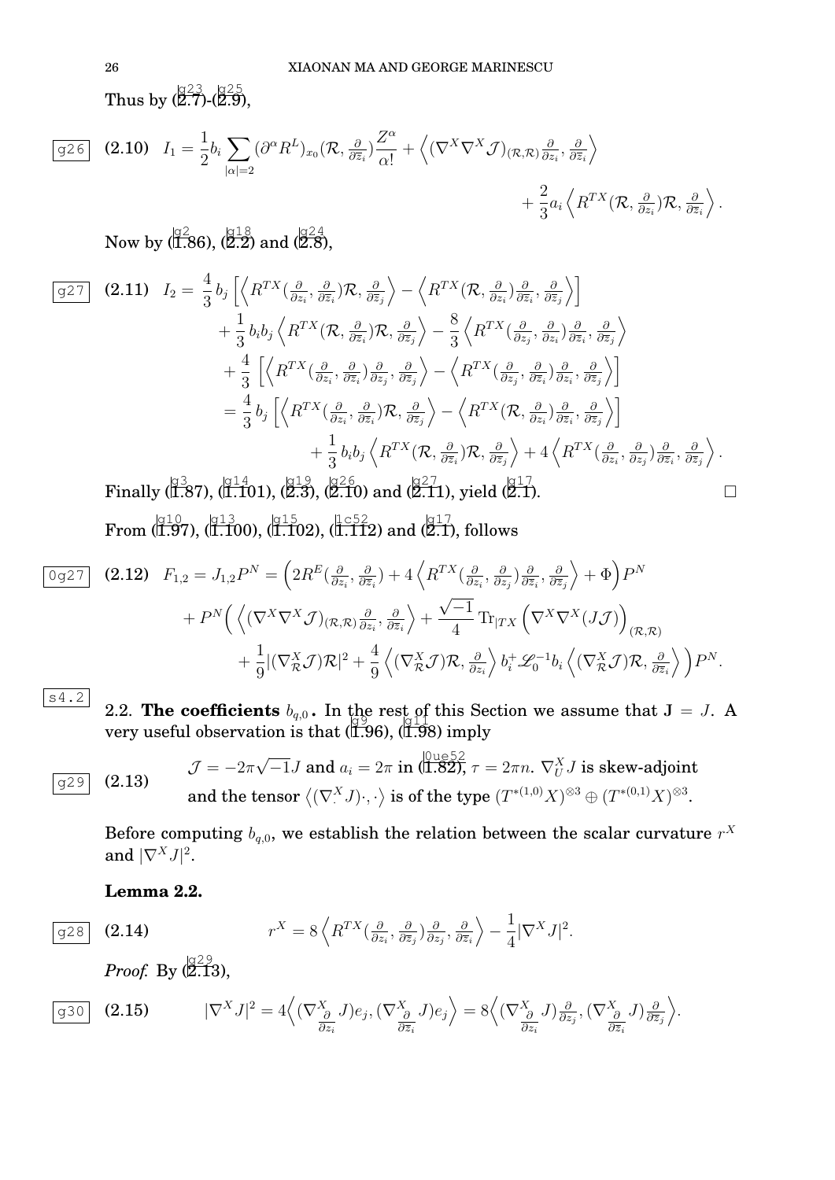Thus by (2.7)-(2.9),

$$I_1 = \frac{1}{2} b_i \sum_{|\alpha|=2} (\partial^\alpha R^L)_{x_0}(\mathcal{R}, \tfrac{\partial}{\partial \overline{z}_i}) \frac{Z^\alpha}{\alpha!} + \left\langle (\nabla^X \nabla^X \mathcal{J})_{(\mathcal{R},\mathcal{R})} \tfrac{\partial}{\partial z_i}, \tfrac{\partial}{\partial \overline{z}_i} \right\rangle + \frac{2}{3} a_i \left\langle R^{TX}(\mathcal{R}, \tfrac{\partial}{\partial z_i})\mathcal{R}, \tfrac{\partial}{\partial \overline{z}_i} \right\rangle . \tag{2.10}$$

Now by (1.86), (2.2) and (2.8),

$$\begin{aligned}
I_2 = \ & \frac{4}{3} b_j \Big[ \left\langle R^{TX}(\tfrac{\partial}{\partial z_i}, \tfrac{\partial}{\partial \overline{z}_i})\mathcal{R}, \tfrac{\partial}{\partial \overline{z}_j} \right\rangle - \left\langle R^{TX}(\mathcal{R}, \tfrac{\partial}{\partial z_i})\tfrac{\partial}{\partial \overline{z}_i}, \tfrac{\partial}{\partial \overline{z}_j} \right\rangle \Big] \\
& + \frac{1}{3} b_i b_j \left\langle R^{TX}(\mathcal{R}, \tfrac{\partial}{\partial \overline{z}_i})\mathcal{R}, \tfrac{\partial}{\partial \overline{z}_j} \right\rangle - \frac{8}{3} \left\langle R^{TX}(\tfrac{\partial}{\partial z_j}, \tfrac{\partial}{\partial z_i})\tfrac{\partial}{\partial \overline{z}_i}, \tfrac{\partial}{\partial \overline{z}_j} \right\rangle \\
& + \frac{4}{3} \Big[ \left\langle R^{TX}(\tfrac{\partial}{\partial z_i}, \tfrac{\partial}{\partial \overline{z}_i})\tfrac{\partial}{\partial z_j}, \tfrac{\partial}{\partial \overline{z}_j} \right\rangle - \left\langle R^{TX}(\tfrac{\partial}{\partial z_j}, \tfrac{\partial}{\partial \overline{z}_i})\tfrac{\partial}{\partial z_i}, \tfrac{\partial}{\partial \overline{z}_j} \right\rangle \Big] \\
= \ & \frac{4}{3} b_j \Big[ \left\langle R^{TX}(\tfrac{\partial}{\partial z_i}, \tfrac{\partial}{\partial \overline{z}_i})\mathcal{R}, \tfrac{\partial}{\partial \overline{z}_j} \right\rangle - \left\langle R^{TX}(\mathcal{R}, \tfrac{\partial}{\partial z_i})\tfrac{\partial}{\partial \overline{z}_i}, \tfrac{\partial}{\partial \overline{z}_j} \right\rangle \Big] \\
& + \frac{1}{3} b_i b_j \left\langle R^{TX}(\mathcal{R}, \tfrac{\partial}{\partial \overline{z}_i})\mathcal{R}, \tfrac{\partial}{\partial \overline{z}_j} \right\rangle + 4 \left\langle R^{TX}(\tfrac{\partial}{\partial z_i}, \tfrac{\partial}{\partial z_j})\tfrac{\partial}{\partial \overline{z}_i}, \tfrac{\partial}{\partial \overline{z}_j} \right\rangle .
\end{aligned} \tag{2.11}$$

Finally (1.87), (1.101), (2.3), (2.10) and (2.11), yield (2.1). □

From (1.97), (1.100), (1.102), (1.112) and (2.1), follows

$$\begin{aligned}
F_{1,2} = J_{1,2} P^N = & \Big( 2R^E(\tfrac{\partial}{\partial z_i}, \tfrac{\partial}{\partial \overline{z}_i}) + 4 \left\langle R^{TX}(\tfrac{\partial}{\partial z_i}, \tfrac{\partial}{\partial z_j})\tfrac{\partial}{\partial \overline{z}_i}, \tfrac{\partial}{\partial \overline{z}_j} \right\rangle + \Phi \Big) P^N \\
& + P^N \Big( \left\langle (\nabla^X \nabla^X \mathcal{J})_{(\mathcal{R},\mathcal{R})} \tfrac{\partial}{\partial z_i}, \tfrac{\partial}{\partial \overline{z}_i} \right\rangle + \frac{\sqrt{-1}}{4} \operatorname{Tr}_{|TX} \Big( \nabla^X \nabla^X (J\mathcal{J}) \Big)_{(\mathcal{R},\mathcal{R})} \\
& + \frac{1}{9} |(\nabla^X_{\mathcal{R}} \mathcal{J})\mathcal{R}|^2 + \frac{4}{9} \left\langle (\nabla^X_{\mathcal{R}} \mathcal{J})\mathcal{R}, \tfrac{\partial}{\partial z_i} \right\rangle b_i^+ \mathscr{L}_0^{-1} b_i \left\langle (\nabla^X_{\mathcal{R}} \mathcal{J})\mathcal{R}, \tfrac{\partial}{\partial \overline{z}_i} \right\rangle \Big) P^N .
\end{aligned} \tag{2.12}$$

## 2.2. The coefficients $b_{q,0}$.

In the rest of this Section we assume that $\mathbf{J} = J$. A very useful observation is that (1.96), (1.98) imply

$$\mathcal{J} = -2\pi\sqrt{-1}J \text{ and } a_i = 2\pi \text{ in (1.82), } \tau = 2\pi n. \ \nabla^X_U J \text{ is skew-adjoint and the tensor } \langle (\nabla^X_{\cdot} J)\cdot, \cdot \rangle \text{ is of the type } (T^{*(1,0)}X)^{\otimes 3} \oplus (T^{*(0,1)}X)^{\otimes 3}. \tag{2.13}$$

Before computing $b_{q,0}$, we establish the relation between the scalar curvature $r^X$ and $|\nabla^X J|^2$.

**Lemma 2.2.**

$$r^X = 8 \left\langle R^{TX}(\tfrac{\partial}{\partial z_i}, \tfrac{\partial}{\partial \overline{z}_j})\tfrac{\partial}{\partial z_j}, \tfrac{\partial}{\partial \overline{z}_i} \right\rangle - \frac{1}{4} |\nabla^X J|^2 . \tag{2.14}$$

*Proof.* By (2.13),

$$|\nabla^X J|^2 = 4 \Big\langle (\nabla^X_{\frac{\partial}{\partial z_i}} J) e_j, (\nabla^X_{\frac{\partial}{\partial \overline{z}_i}} J) e_j \Big\rangle = 8 \Big\langle (\nabla^X_{\frac{\partial}{\partial z_i}} J) \tfrac{\partial}{\partial z_j}, (\nabla^X_{\frac{\partial}{\partial \overline{z}_i}} J) \tfrac{\partial}{\partial \overline{z}_j} \Big\rangle . \tag{2.15}$$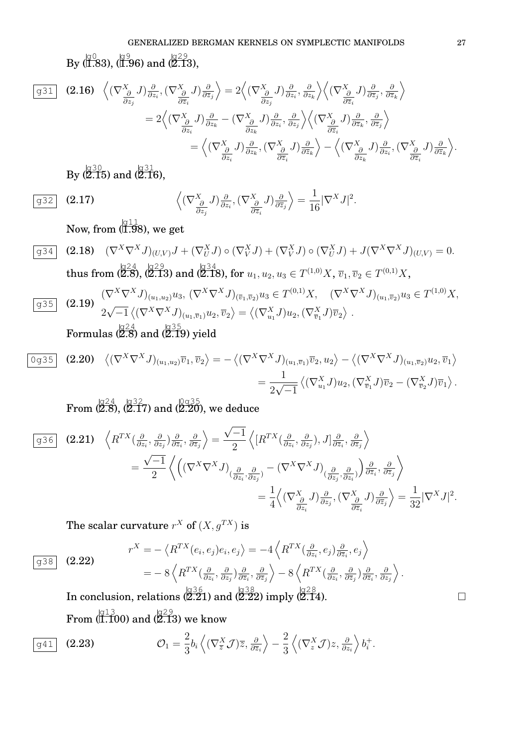By (1.83), (1.96) and (2.13),

$$\begin{aligned}
\text{(2.16)}\quad \Big\langle (\nabla^X_{\frac{\partial}{\partial z_j}} J)\tfrac{\partial}{\partial z_i}, (\nabla^X_{\frac{\partial}{\partial \overline{z}_i}} J)\tfrac{\partial}{\partial \overline{z}_j}\Big\rangle &= 2\Big\langle (\nabla^X_{\frac{\partial}{\partial z_j}} J)\tfrac{\partial}{\partial z_i}, \tfrac{\partial}{\partial z_k}\Big\rangle\Big\langle (\nabla^X_{\frac{\partial}{\partial \overline{z}_i}} J)\tfrac{\partial}{\partial \overline{z}_j}, \tfrac{\partial}{\partial \overline{z}_k}\Big\rangle \\
&= 2\Big\langle (\nabla^X_{\frac{\partial}{\partial z_i}} J)\tfrac{\partial}{\partial z_k} - (\nabla^X_{\frac{\partial}{\partial z_k}} J)\tfrac{\partial}{\partial z_i}, \tfrac{\partial}{\partial z_j}\Big\rangle\Big\langle (\nabla^X_{\frac{\partial}{\partial \overline{z}_i}} J)\tfrac{\partial}{\partial \overline{z}_k}, \tfrac{\partial}{\partial \overline{z}_j}\Big\rangle \\
&= \Big\langle (\nabla^X_{\frac{\partial}{\partial z_i}} J)\tfrac{\partial}{\partial z_k}, (\nabla^X_{\frac{\partial}{\partial \overline{z}_i}} J)\tfrac{\partial}{\partial \overline{z}_k}\Big\rangle - \Big\langle (\nabla^X_{\frac{\partial}{\partial z_k}} J)\tfrac{\partial}{\partial z_i}, (\nabla^X_{\frac{\partial}{\partial \overline{z}_i}} J)\tfrac{\partial}{\partial \overline{z}_k}\Big\rangle.
\end{aligned}$$

By (2.15) and (2.16),

$$\text{(2.17)}\qquad \Big\langle (\nabla^X_{\frac{\partial}{\partial z_j}} J)\tfrac{\partial}{\partial z_i}, (\nabla^X_{\frac{\partial}{\partial \overline{z}_i}} J)\tfrac{\partial}{\partial \overline{z}_j}\Big\rangle = \frac{1}{16}|\nabla^X J|^2.$$

Now, from (1.98), we get

$$\text{(2.18)}\quad (\nabla^X\nabla^X J)_{(U,V)}J + (\nabla^X_U J)\circ(\nabla^X_V J) + (\nabla^X_V J)\circ(\nabla^X_U J) + J(\nabla^X\nabla^X J)_{(U,V)} = 0.$$

thus from (2.8), (2.13) and (2.18), for $u_1, u_2, u_3 \in T^{(1,0)}X$, $\overline{v}_1, \overline{v}_2 \in T^{(0,1)}X$,

$$\text{(2.19)}\quad \begin{aligned}
&(\nabla^X\nabla^X J)_{(u_1,u_2)}u_3,\ (\nabla^X\nabla^X J)_{(\overline{v}_1,\overline{v}_2)}u_3 \in T^{(0,1)}X, \quad (\nabla^X\nabla^X J)_{(u_1,\overline{v}_2)}u_3 \in T^{(1,0)}X,\\
&2\sqrt{-1}\left\langle (\nabla^X\nabla^X J)_{(u_1,\overline{v}_1)}u_2, \overline{v}_2\right\rangle = \left\langle (\nabla^X_{u_1}J)u_2, (\nabla^X_{\overline{v}_1}J)\overline{v}_2\right\rangle.
\end{aligned}$$

Formulas (2.8) and (2.19) yield

$$\begin{aligned}
\text{(2.20)}\quad \left\langle (\nabla^X\nabla^X J)_{(u_1,u_2)}\overline{v}_1, \overline{v}_2\right\rangle &= -\left\langle (\nabla^X\nabla^X J)_{(u_1,\overline{v}_1)}\overline{v}_2, u_2\right\rangle - \left\langle (\nabla^X\nabla^X J)_{(u_1,\overline{v}_2)}u_2, \overline{v}_1\right\rangle \\
&= \frac{1}{2\sqrt{-1}}\left\langle (\nabla^X_{u_1}J)u_2, (\nabla^X_{\overline{v}_1}J)\overline{v}_2 - (\nabla^X_{\overline{v}_2}J)\overline{v}_1\right\rangle.
\end{aligned}$$

From (2.8), (2.17) and (2.20), we deduce

$$\begin{aligned}
\text{(2.21)}\quad \left\langle R^{TX}(\tfrac{\partial}{\partial z_i}, \tfrac{\partial}{\partial z_j})\tfrac{\partial}{\partial \overline{z}_i}, \tfrac{\partial}{\partial \overline{z}_j}\right\rangle &= \frac{\sqrt{-1}}{2}\left\langle [R^{TX}(\tfrac{\partial}{\partial z_i}, \tfrac{\partial}{\partial z_j}), J]\tfrac{\partial}{\partial \overline{z}_i}, \tfrac{\partial}{\partial \overline{z}_j}\right\rangle \\
&= \frac{\sqrt{-1}}{2}\left\langle \Big((\nabla^X\nabla^X J)_{(\frac{\partial}{\partial z_i},\frac{\partial}{\partial z_j})} - (\nabla^X\nabla^X J)_{(\frac{\partial}{\partial z_j},\frac{\partial}{\partial z_i})}\Big)\tfrac{\partial}{\partial \overline{z}_i}, \tfrac{\partial}{\partial \overline{z}_j}\right\rangle \\
&= \frac{1}{4}\Big\langle (\nabla^X_{\frac{\partial}{\partial z_i}} J)\tfrac{\partial}{\partial z_j}, (\nabla^X_{\frac{\partial}{\partial \overline{z}_i}} J)\tfrac{\partial}{\partial \overline{z}_j}\Big\rangle = \frac{1}{32}|\nabla^X J|^2.
\end{aligned}$$

The scalar curvature $r^X$ of $(X, g^{TX})$ is

$$\begin{aligned}
\text{(2.22)}\quad r^X &= -\left\langle R^{TX}(e_i,e_j)e_i, e_j\right\rangle = -4\left\langle R^{TX}(\tfrac{\partial}{\partial z_i}, e_j)\tfrac{\partial}{\partial \overline{z}_i}, e_j\right\rangle \\
&= -8\left\langle R^{TX}(\tfrac{\partial}{\partial z_i}, \tfrac{\partial}{\partial z_j})\tfrac{\partial}{\partial \overline{z}_i}, \tfrac{\partial}{\partial \overline{z}_j}\right\rangle - 8\left\langle R^{TX}(\tfrac{\partial}{\partial z_i}, \tfrac{\partial}{\partial \overline{z}_j})\tfrac{\partial}{\partial \overline{z}_i}, \tfrac{\partial}{\partial z_j}\right\rangle.
\end{aligned}$$

In conclusion, relations (2.21) and (2.22) imply (2.14). □

From (1.100) and (2.13) we know

$$\text{(2.23)}\qquad \mathcal{O}_1 = \frac{2}{3}b_i\left\langle (\nabla^X_{\overline{z}}\mathcal{J})\overline{z}, \tfrac{\partial}{\partial \overline{z}_i}\right\rangle - \frac{2}{3}\left\langle (\nabla^X_z\mathcal{J})z, \tfrac{\partial}{\partial z_i}\right\rangle b_i^+.$$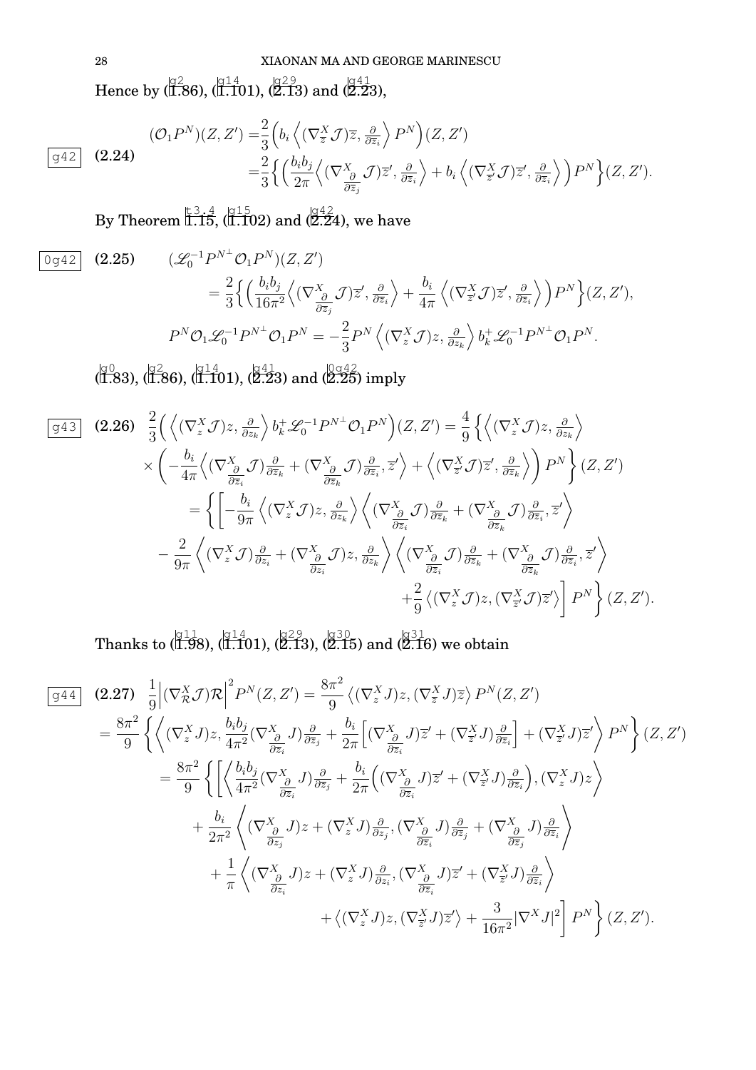Hence by (1.86), (1.101), (2.13) and (2.23),

$$
(2.24)\qquad \begin{aligned}(\mathcal{O}_1 P^N)(Z,Z') &= \frac{2}{3}\Big( b_i \left\langle (\nabla^X_{\overline{z}} \mathcal{J})\overline{z}, \tfrac{\partial}{\partial \overline{z}_i}\right\rangle P^N\Big)(Z,Z')\\
&= \frac{2}{3}\Big\{ \Big( \frac{b_i b_j}{2\pi}\Big\langle (\nabla^X_{\frac{\partial}{\partial \overline{z}_j}} \mathcal{J})\overline{z}', \tfrac{\partial}{\partial \overline{z}_i}\Big\rangle + b_i \left\langle (\nabla^X_{\overline{z}'} \mathcal{J})\overline{z}', \tfrac{\partial}{\partial \overline{z}_i}\right\rangle \Big) P^N\Big\}(Z,Z').\end{aligned}
$$

By Theorem 1.15, (1.102) and (2.24), we have

$$
(2.25)\qquad \begin{aligned}(\mathscr{L}_0^{-1} P^{N^\perp} \mathcal{O}_1 P^N)(Z,Z')
&= \frac{2}{3}\Big\{ \Big( \frac{b_i b_j}{16\pi^2}\Big\langle (\nabla^X_{\frac{\partial}{\partial \overline{z}_j}} \mathcal{J})\overline{z}', \tfrac{\partial}{\partial \overline{z}_i}\Big\rangle + \frac{b_i}{4\pi} \left\langle (\nabla^X_{\overline{z}'} \mathcal{J})\overline{z}', \tfrac{\partial}{\partial \overline{z}_i}\right\rangle \Big) P^N\Big\}(Z,Z'),\\
P^N \mathcal{O}_1 \mathscr{L}_0^{-1} P^{N^\perp} \mathcal{O}_1 P^N &= -\frac{2}{3} P^N \left\langle (\nabla^X_{z} \mathcal{J})z, \tfrac{\partial}{\partial z_k}\right\rangle b_k^+ \mathscr{L}_0^{-1} P^{N^\perp} \mathcal{O}_1 P^N.\end{aligned}
$$

(1.83), (1.86), (1.101), (2.23) and (2.25) imply

$$
(2.26)\qquad \begin{aligned}\frac{2}{3}\Big( \left\langle (\nabla^X_{z} \mathcal{J})z, \tfrac{\partial}{\partial z_k}\right\rangle b_k^+ \mathscr{L}_0^{-1} P^{N^\perp} \mathcal{O}_1 P^N\Big)(Z,Z') &= \frac{4}{9}\Big\{ \left\langle (\nabla^X_{z} \mathcal{J})z, \tfrac{\partial}{\partial z_k}\right\rangle \\
\times \Big( -\frac{b_i}{4\pi}\Big\langle (\nabla^X_{\frac{\partial}{\partial \overline{z}_i}} \mathcal{J})\tfrac{\partial}{\partial \overline{z}_k} + (\nabla^X_{\frac{\partial}{\partial \overline{z}_k}} \mathcal{J})\tfrac{\partial}{\partial \overline{z}_i}, \overline{z}'\Big\rangle &+ \left\langle (\nabla^X_{\overline{z}'} \mathcal{J})\overline{z}', \tfrac{\partial}{\partial \overline{z}_k}\right\rangle \Big) P^N\Big\}(Z,Z')\\
= \Big\{ \Big[ -\frac{b_i}{9\pi}\left\langle (\nabla^X_{z} \mathcal{J})z, \tfrac{\partial}{\partial z_k}\right\rangle &\Big\langle (\nabla^X_{\frac{\partial}{\partial \overline{z}_i}} \mathcal{J})\tfrac{\partial}{\partial \overline{z}_k} + (\nabla^X_{\frac{\partial}{\partial \overline{z}_k}} \mathcal{J})\tfrac{\partial}{\partial \overline{z}_i}, \overline{z}'\Big\rangle\\
- \frac{2}{9\pi}\Big\langle (\nabla^X_{z} \mathcal{J})\tfrac{\partial}{\partial z_i} + (\nabla^X_{\frac{\partial}{\partial z_i}} \mathcal{J})z, \tfrac{\partial}{\partial z_k}\Big\rangle &\Big\langle (\nabla^X_{\frac{\partial}{\partial \overline{z}_i}} \mathcal{J})\tfrac{\partial}{\partial \overline{z}_k} + (\nabla^X_{\frac{\partial}{\partial \overline{z}_k}} \mathcal{J})\tfrac{\partial}{\partial \overline{z}_i}, \overline{z}'\Big\rangle\\
&+ \frac{2}{9}\left\langle (\nabla^X_{z} \mathcal{J})z, (\nabla^X_{\overline{z}'} \mathcal{J})\overline{z}'\right\rangle \Big] P^N\Big\}(Z,Z').\end{aligned}
$$

Thanks to (1.98), (1.101), (2.13), (2.15) and (2.16) we obtain

$$
(2.27)\qquad \begin{aligned}\frac{1}{9}\Big|(\nabla^X_{\mathcal{R}} \mathcal{J})\mathcal{R}\Big|^2 P^N(Z,Z') &= \frac{8\pi^2}{9}\left\langle (\nabla^X_{z} J)z, (\nabla^X_{\overline{z}} J)\overline{z}\right\rangle P^N(Z,Z')\\
= \frac{8\pi^2}{9}\Big\{ \Big\langle (\nabla^X_{z} J)z, \frac{b_i b_j}{4\pi^2}(\nabla^X_{\frac{\partial}{\partial \overline{z}_i}} J)\tfrac{\partial}{\partial \overline{z}_j} &+ \frac{b_i}{2\pi}\Big[(\nabla^X_{\frac{\partial}{\partial \overline{z}_i}} J)\overline{z}' + (\nabla^X_{\overline{z}'} J)\tfrac{\partial}{\partial \overline{z}_i}\Big] + (\nabla^X_{\overline{z}'} J)\overline{z}'\Big\rangle P^N\Big\}(Z,Z')\\
= \frac{8\pi^2}{9}\Big\{ \Big[ \Big\langle \frac{b_i b_j}{4\pi^2}(\nabla^X_{\frac{\partial}{\partial \overline{z}_i}} J)\tfrac{\partial}{\partial \overline{z}_j} &+ \frac{b_i}{2\pi}\Big((\nabla^X_{\frac{\partial}{\partial \overline{z}_i}} J)\overline{z}' + (\nabla^X_{\overline{z}'} J)\tfrac{\partial}{\partial \overline{z}_i}\Big), (\nabla^X_{z} J)z\Big\rangle\\
+ \frac{b_i}{2\pi^2}\Big\langle (\nabla^X_{\frac{\partial}{\partial z_j}} J)z + (\nabla^X_{z} J)\tfrac{\partial}{\partial z_j}, &(\nabla^X_{\frac{\partial}{\partial \overline{z}_i}} J)\tfrac{\partial}{\partial \overline{z}_j} + (\nabla^X_{\frac{\partial}{\partial \overline{z}_j}} J)\tfrac{\partial}{\partial \overline{z}_i}\Big\rangle\\
+ \frac{1}{\pi}\Big\langle (\nabla^X_{\frac{\partial}{\partial z_i}} J)z + (\nabla^X_{z} J)\tfrac{\partial}{\partial z_i}, &(\nabla^X_{\frac{\partial}{\partial \overline{z}_i}} J)\overline{z}' + (\nabla^X_{\overline{z}'} J)\tfrac{\partial}{\partial \overline{z}_i}\Big\rangle\\
&+ \left\langle (\nabla^X_{z} J)z, (\nabla^X_{\overline{z}'} J)\overline{z}'\right\rangle + \frac{3}{16\pi^2}|\nabla^X J|^2\Big] P^N\Big\}(Z,Z').\end{aligned}
$$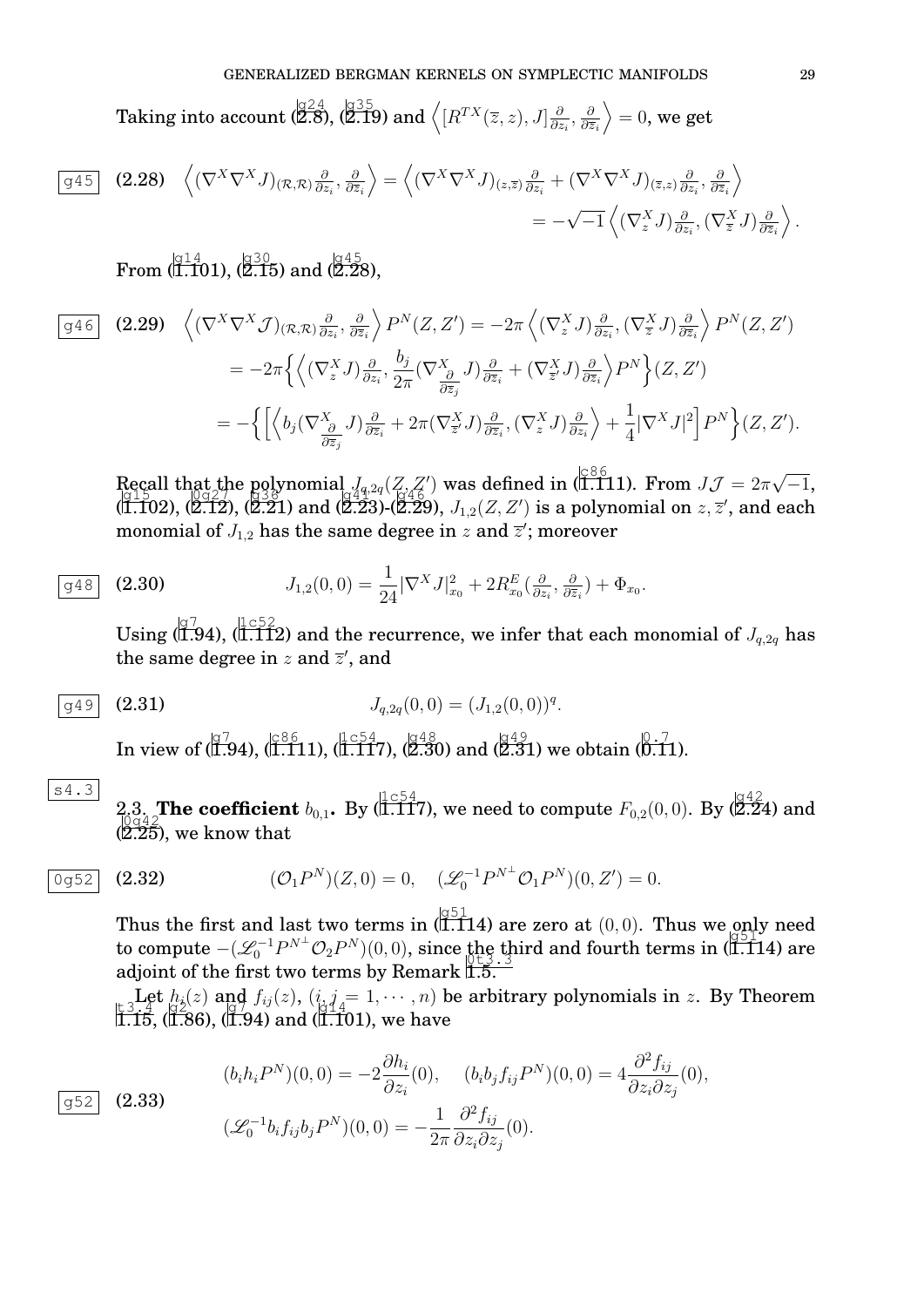Taking into account (2.8), (2.19) and $\left\langle [R^{TX}(\overline{z},z),J]\frac{\partial}{\partial z_i},\frac{\partial}{\partial \overline{z}_i}\right\rangle = 0$, we get

$$
\begin{aligned}
(2.28)\quad \left\langle (\nabla^X\nabla^X J)_{(\mathcal{R},\mathcal{R})}\tfrac{\partial}{\partial z_i},\tfrac{\partial}{\partial \overline{z}_i}\right\rangle &= \left\langle (\nabla^X\nabla^X J)_{(z,\overline{z})}\tfrac{\partial}{\partial z_i} + (\nabla^X\nabla^X J)_{(\overline{z},z)}\tfrac{\partial}{\partial z_i},\tfrac{\partial}{\partial \overline{z}_i}\right\rangle\\
&= -\sqrt{-1}\left\langle (\nabla^X_z J)\tfrac{\partial}{\partial z_i},(\nabla^X_{\overline{z}} J)\tfrac{\partial}{\partial \overline{z}_i}\right\rangle.
\end{aligned}
$$

From (1.101), (2.15) and (2.28),

$$
\begin{aligned}
(2.29)\quad \left\langle (\nabla^X\nabla^X \mathcal{J})_{(\mathcal{R},\mathcal{R})}\tfrac{\partial}{\partial z_i},\tfrac{\partial}{\partial \overline{z}_i}\right\rangle P^N(Z,Z') &= -2\pi\left\langle (\nabla^X_z J)\tfrac{\partial}{\partial z_i},(\nabla^X_{\overline{z}} J)\tfrac{\partial}{\partial \overline{z}_i}\right\rangle P^N(Z,Z')\\
&= -2\pi\Big\{\Big\langle (\nabla^X_z J)\tfrac{\partial}{\partial z_i},\frac{b_j}{2\pi}(\nabla^X_{\frac{\partial}{\partial \overline{z}_j}} J)\tfrac{\partial}{\partial \overline{z}_i}+(\nabla^X_{\overline{z}'} J)\tfrac{\partial}{\partial \overline{z}_i}\Big\rangle P^N\Big\}(Z,Z')\\
&= -\Big\{\Big[\Big\langle b_j(\nabla^X_{\frac{\partial}{\partial \overline{z}_j}} J)\tfrac{\partial}{\partial \overline{z}_i}+2\pi(\nabla^X_{\overline{z}'} J)\tfrac{\partial}{\partial \overline{z}_i},(\nabla^X_z J)\tfrac{\partial}{\partial z_i}\Big\rangle+\frac{1}{4}|\nabla^X J|^2\Big]P^N\Big\}(Z,Z').
\end{aligned}
$$

Recall that the polynomial $J_{q,2q}(Z,Z')$ was defined in (1.111). From $J\mathcal{J}=2\pi\sqrt{-1}$, (1.102), (2.12), (2.21) and (2.23)-(2.29), $J_{1,2}(Z,Z')$ is a polynomial on $z,\overline{z}'$, and each monomial of $J_{1,2}$ has the same degree in $z$ and $\overline{z}'$; moreover

$$
(2.30)\qquad J_{1,2}(0,0)=\frac{1}{24}|\nabla^X J|^2_{x_0}+2R^E_{x_0}(\tfrac{\partial}{\partial z_i},\tfrac{\partial}{\partial \overline{z}_i})+\Phi_{x_0}.
$$

Using (1.94), (1.112) and the recurrence, we infer that each monomial of $J_{q,2q}$ has the same degree in $z$ and $\overline{z}'$, and

$$
(2.31)\qquad J_{q,2q}(0,0)=(J_{1,2}(0,0))^q.
$$

In view of (1.94), (1.111), (1.117), (2.30) and (2.31) we obtain (0.11).

## 2.3. The coefficient $b_{0,1}$.

By (1.117), we need to compute $F_{0,2}(0,0)$. By (2.24) and (2.25), we know that

$$
(2.32)\qquad (\mathcal{O}_1P^N)(Z,0)=0,\quad (\mathscr{L}_0^{-1}P^{N^\perp}\mathcal{O}_1P^N)(0,Z')=0.
$$

Thus the first and last two terms in (1.114) are zero at $(0,0)$. Thus we only need to compute $-(\mathscr{L}_0^{-1}P^{N^\perp}\mathcal{O}_2P^N)(0,0)$, since the third and fourth terms in (1.114) are adjoint of the first two terms by Remark 1.5.

Let $h_i(z)$ and $f_{ij}(z)$, $(i,j=1,\cdots,n)$ be arbitrary polynomials in $z$. By Theorem 1.15, (1.86), (1.94) and (1.101), we have

$$
(2.33)\qquad
\begin{aligned}
&(b_ih_iP^N)(0,0)=-2\frac{\partial h_i}{\partial z_i}(0),\quad (b_ib_jf_{ij}P^N)(0,0)=4\frac{\partial^2 f_{ij}}{\partial z_i\partial z_j}(0),\\
&(\mathscr{L}_0^{-1}b_if_{ij}b_jP^N)(0,0)=-\frac{1}{2\pi}\frac{\partial^2 f_{ij}}{\partial z_i\partial z_j}(0).
\end{aligned}
$$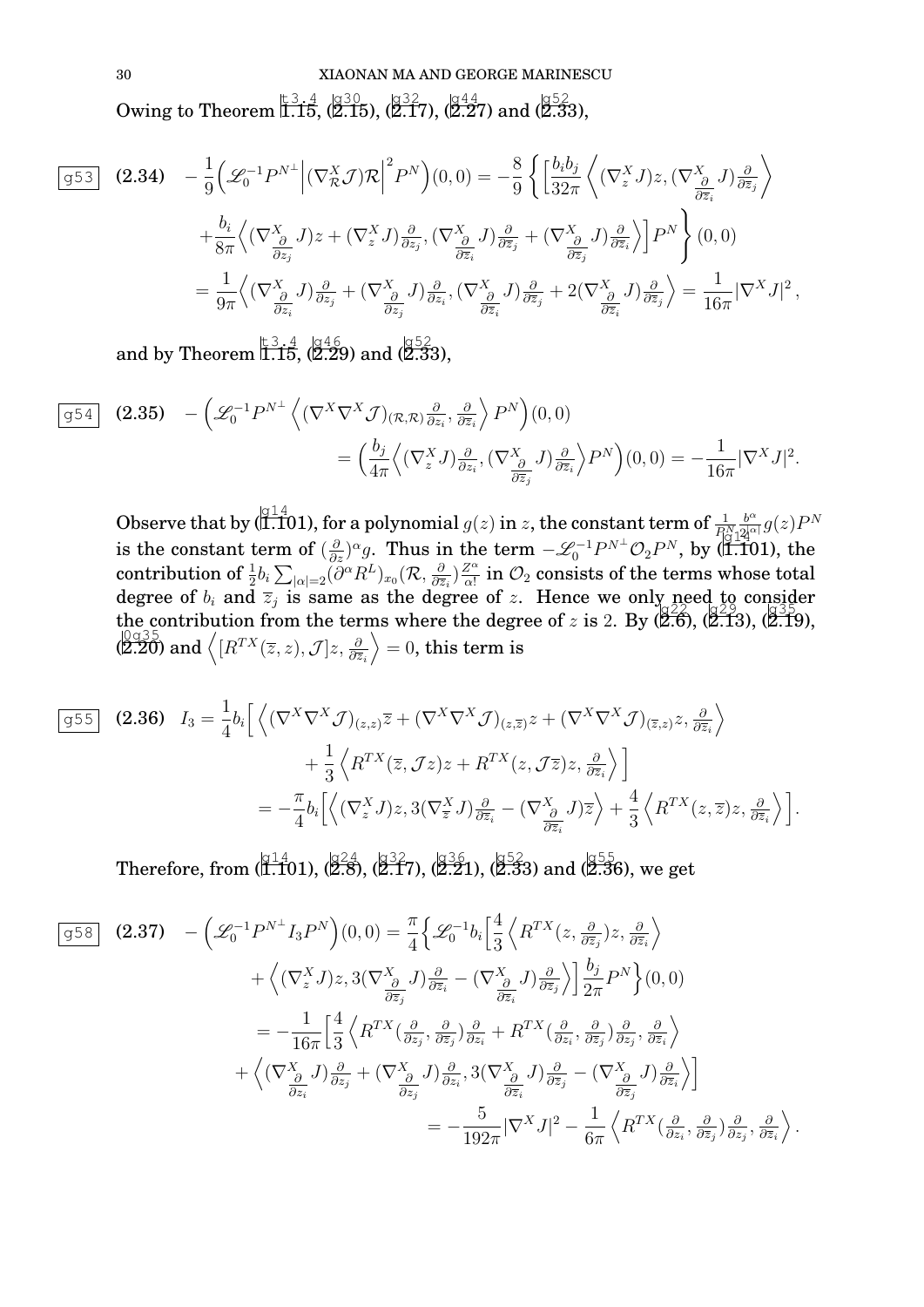Owing to Theorem 1.15, (2.15), (2.17), (2.27) and (2.33),

$$
\begin{aligned}
(2.34)\quad -\frac{1}{9}\Big(\mathscr{L}_0^{-1}P^{N^\perp}\Big|(\nabla^X_{\mathcal{R}}\mathcal{J})\mathcal{R}\Big|^2 P^N\Big)(0,0) &= -\frac{8}{9}\Big\{\Big[\frac{b_ib_j}{32\pi}\Big\langle(\nabla^X_z J)z, (\nabla^X_{\frac{\partial}{\partial \overline{z}_i}}J)\tfrac{\partial}{\partial \overline{z}_j}\Big\rangle \\
&\quad +\frac{b_i}{8\pi}\Big\langle(\nabla^X_{\frac{\partial}{\partial z_j}}J)z + (\nabla^X_z J)\tfrac{\partial}{\partial z_j}, (\nabla^X_{\frac{\partial}{\partial \overline{z}_i}}J)\tfrac{\partial}{\partial \overline{z}_j} + (\nabla^X_{\frac{\partial}{\partial \overline{z}_j}}J)\tfrac{\partial}{\partial \overline{z}_i}\Big\rangle\Big]P^N\Big\}(0,0)\\
&= \frac{1}{9\pi}\Big\langle(\nabla^X_{\frac{\partial}{\partial z_i}}J)\tfrac{\partial}{\partial z_j} + (\nabla^X_{\frac{\partial}{\partial z_j}}J)\tfrac{\partial}{\partial z_i}, (\nabla^X_{\frac{\partial}{\partial \overline{z}_i}}J)\tfrac{\partial}{\partial \overline{z}_j} + 2(\nabla^X_{\frac{\partial}{\partial \overline{z}_i}}J)\tfrac{\partial}{\partial \overline{z}_j}\Big\rangle = \frac{1}{16\pi}|\nabla^X J|^2,
\end{aligned}
$$

and by Theorem 1.15, (2.29) and (2.33),

$$
\begin{aligned}
(2.35)\quad -\Big(\mathscr{L}_0^{-1}P^{N^\perp}\Big\langle(\nabla^X\nabla^X\mathcal{J})_{(\mathcal{R},\mathcal{R})}\tfrac{\partial}{\partial z_i}, \tfrac{\partial}{\partial \overline{z}_i}\Big\rangle P^N\Big)(0,0) \\
= \Big(\frac{b_j}{4\pi}\Big\langle(\nabla^X_z J)\tfrac{\partial}{\partial z_i}, (\nabla^X_{\frac{\partial}{\partial \overline{z}_j}}J)\tfrac{\partial}{\partial \overline{z}_i}\Big\rangle P^N\Big)(0,0) = -\frac{1}{16\pi}|\nabla^X J|^2.
\end{aligned}
$$

Observe that by (1.101), for a polynomial $g(z)$ in $z$, the constant term of $\frac{1}{P^N}\frac{b^\alpha}{2^{|\alpha|}}g(z)P^N$ is the constant term of $(\frac{\partial}{\partial z})^\alpha g$. Thus in the term $-\mathscr{L}_0^{-1}P^{N^\perp}\mathcal{O}_2P^N$, by (1.101), the contribution of $\frac{1}{2}b_i\sum_{|\alpha|=2}(\partial^\alpha R^L)_{x_0}(\mathcal{R},\frac{\partial}{\partial \overline{z}_i})\frac{Z^\alpha}{\alpha!}$ in $\mathcal{O}_2$ consists of the terms whose total degree of $b_i$ and $\overline{z}_j$ is same as the degree of $z$. Hence we only need to consider the contribution from the terms where the degree of $z$ is 2. By (2.6), (2.13), (2.19), (2.20) and $\Big\langle[R^{TX}(\overline{z},z),\mathcal{J}]z,\frac{\partial}{\partial \overline{z}_i}\Big\rangle = 0$, this term is

$$
\begin{aligned}
(2.36)\quad I_3 &= \frac{1}{4}b_i\Big[\Big\langle(\nabla^X\nabla^X\mathcal{J})_{(z,z)}\overline{z} + (\nabla^X\nabla^X\mathcal{J})_{(z,\overline{z})}z + (\nabla^X\nabla^X\mathcal{J})_{(\overline{z},z)}z, \tfrac{\partial}{\partial \overline{z}_i}\Big\rangle \\
&\quad + \frac{1}{3}\Big\langle R^{TX}(\overline{z},\mathcal{J}z)z + R^{TX}(z,\mathcal{J}\overline{z})z, \tfrac{\partial}{\partial \overline{z}_i}\Big\rangle\Big]\\
&= -\frac{\pi}{4}b_i\Big[\Big\langle(\nabla^X_z J)z, 3(\nabla^X_{\overline{z}}J)\tfrac{\partial}{\partial \overline{z}_i} - (\nabla^X_{\frac{\partial}{\partial \overline{z}_i}}J)\overline{z}\Big\rangle + \frac{4}{3}\Big\langle R^{TX}(z,\overline{z})z, \tfrac{\partial}{\partial \overline{z}_i}\Big\rangle\Big].
\end{aligned}
$$

Therefore, from (1.101), (2.8), (2.17), (2.21), (2.33) and (2.36), we get

$$
\begin{aligned}
(2.37)\quad -\Big(\mathscr{L}_0^{-1}P^{N^\perp}I_3P^N\Big)(0,0) &= \frac{\pi}{4}\Big\{\mathscr{L}_0^{-1}b_i\Big[\frac{4}{3}\Big\langle R^{TX}(z,\tfrac{\partial}{\partial \overline{z}_j})z, \tfrac{\partial}{\partial \overline{z}_i}\Big\rangle \\
&\quad + \Big\langle(\nabla^X_z J)z, 3(\nabla^X_{\frac{\partial}{\partial \overline{z}_j}}J)\tfrac{\partial}{\partial \overline{z}_i} - (\nabla^X_{\frac{\partial}{\partial \overline{z}_i}}J)\tfrac{\partial}{\partial \overline{z}_j}\Big\rangle\Big]\frac{b_j}{2\pi}P^N\Big\}(0,0)\\
&= -\frac{1}{16\pi}\Big[\frac{4}{3}\Big\langle R^{TX}(\tfrac{\partial}{\partial z_j},\tfrac{\partial}{\partial \overline{z}_j})\tfrac{\partial}{\partial z_i} + R^{TX}(\tfrac{\partial}{\partial z_i},\tfrac{\partial}{\partial \overline{z}_j})\tfrac{\partial}{\partial z_j}, \tfrac{\partial}{\partial \overline{z}_i}\Big\rangle \\
&\quad + \Big\langle(\nabla^X_{\frac{\partial}{\partial z_i}}J)\tfrac{\partial}{\partial z_j} + (\nabla^X_{\frac{\partial}{\partial z_j}}J)\tfrac{\partial}{\partial z_i}, 3(\nabla^X_{\frac{\partial}{\partial \overline{z}_i}}J)\tfrac{\partial}{\partial \overline{z}_j} - (\nabla^X_{\frac{\partial}{\partial \overline{z}_j}}J)\tfrac{\partial}{\partial \overline{z}_i}\Big\rangle\Big]\\
&= -\frac{5}{192\pi}|\nabla^X J|^2 - \frac{1}{6\pi}\Big\langle R^{TX}(\tfrac{\partial}{\partial z_i},\tfrac{\partial}{\partial \overline{z}_j})\tfrac{\partial}{\partial z_j}, \tfrac{\partial}{\partial \overline{z}_i}\Big\rangle.
\end{aligned}
$$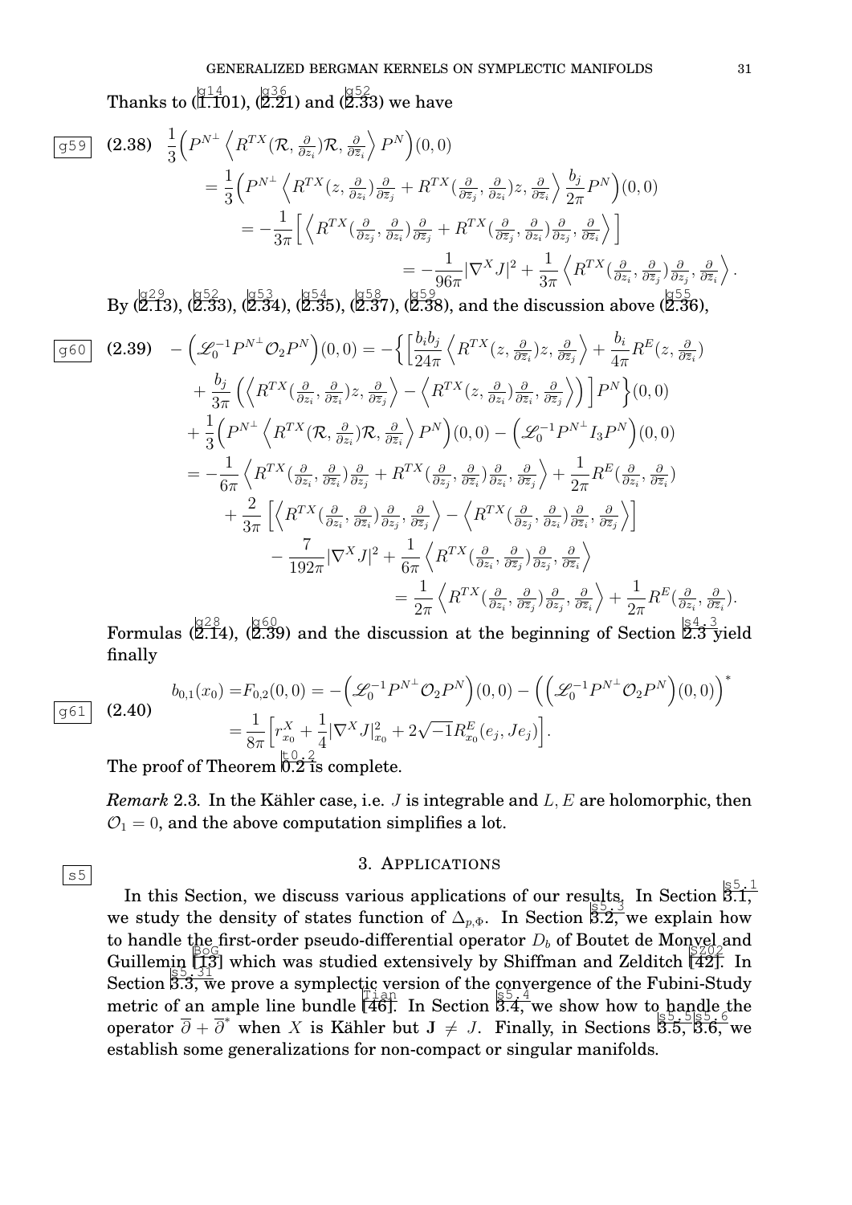Thanks to (1.101), (2.21) and (2.33) we have

$$
\begin{aligned}
(2.38)\quad \frac{1}{3}\Big(P^{N^\perp}\left\langle R^{TX}(\mathcal{R},\tfrac{\partial}{\partial z_i})\mathcal{R},\tfrac{\partial}{\partial \overline{z}_i}\right\rangle P^N\Big)(0,0)
&= \frac{1}{3}\Big(P^{N^\perp}\left\langle R^{TX}(z,\tfrac{\partial}{\partial z_i})\tfrac{\partial}{\partial \overline{z}_j} + R^{TX}(\tfrac{\partial}{\partial \overline{z}_j},\tfrac{\partial}{\partial z_i})z,\tfrac{\partial}{\partial \overline{z}_i}\right\rangle \frac{b_j}{2\pi}P^N\Big)(0,0)\\
&= -\frac{1}{3\pi}\Big[\left\langle R^{TX}(\tfrac{\partial}{\partial z_j},\tfrac{\partial}{\partial z_i})\tfrac{\partial}{\partial \overline{z}_j} + R^{TX}(\tfrac{\partial}{\partial \overline{z}_j},\tfrac{\partial}{\partial z_i})\tfrac{\partial}{\partial z_j},\tfrac{\partial}{\partial \overline{z}_i}\right\rangle\Big]\\
&= -\frac{1}{96\pi}|\nabla^X J|^2 + \frac{1}{3\pi}\left\langle R^{TX}(\tfrac{\partial}{\partial z_i},\tfrac{\partial}{\partial \overline{z}_j})\tfrac{\partial}{\partial z_j},\tfrac{\partial}{\partial \overline{z}_i}\right\rangle.
\end{aligned}
$$

By (2.13), (2.33), (2.34), (2.35), (2.37), (2.38), and the discussion above (2.36),

$$
\begin{aligned}
(2.39)\quad -\Big(\mathscr{L}_0^{-1}P^{N^\perp}\mathcal{O}_2P^N\Big)(0,0) &= -\Big\{\Big[\frac{b_ib_j}{24\pi}\left\langle R^{TX}(z,\tfrac{\partial}{\partial \overline{z}_i})z,\tfrac{\partial}{\partial \overline{z}_j}\right\rangle + \frac{b_i}{4\pi}R^E(z,\tfrac{\partial}{\partial \overline{z}_i})\\
&\quad + \frac{b_j}{3\pi}\Big(\left\langle R^{TX}(\tfrac{\partial}{\partial z_i},\tfrac{\partial}{\partial \overline{z}_i})z,\tfrac{\partial}{\partial \overline{z}_j}\right\rangle - \left\langle R^{TX}(z,\tfrac{\partial}{\partial z_i})\tfrac{\partial}{\partial \overline{z}_i},\tfrac{\partial}{\partial \overline{z}_j}\right\rangle\Big)\Big]P^N\Big\}(0,0)\\
&\quad + \frac{1}{3}\Big(P^{N^\perp}\left\langle R^{TX}(\mathcal{R},\tfrac{\partial}{\partial z_i})\mathcal{R},\tfrac{\partial}{\partial \overline{z}_i}\right\rangle P^N\Big)(0,0) - \Big(\mathscr{L}_0^{-1}P^{N^\perp}I_3P^N\Big)(0,0)\\
&= -\frac{1}{6\pi}\left\langle R^{TX}(\tfrac{\partial}{\partial z_i},\tfrac{\partial}{\partial \overline{z}_i})\tfrac{\partial}{\partial z_j} + R^{TX}(\tfrac{\partial}{\partial z_j},\tfrac{\partial}{\partial \overline{z}_i})\tfrac{\partial}{\partial z_i},\tfrac{\partial}{\partial \overline{z}_j}\right\rangle + \frac{1}{2\pi}R^E(\tfrac{\partial}{\partial z_i},\tfrac{\partial}{\partial \overline{z}_i})\\
&\quad + \frac{2}{3\pi}\Big[\left\langle R^{TX}(\tfrac{\partial}{\partial z_i},\tfrac{\partial}{\partial \overline{z}_i})\tfrac{\partial}{\partial z_j},\tfrac{\partial}{\partial \overline{z}_j}\right\rangle - \left\langle R^{TX}(\tfrac{\partial}{\partial z_j},\tfrac{\partial}{\partial z_i})\tfrac{\partial}{\partial \overline{z}_i},\tfrac{\partial}{\partial \overline{z}_j}\right\rangle\Big]\\
&\quad - \frac{7}{192\pi}|\nabla^X J|^2 + \frac{1}{6\pi}\left\langle R^{TX}(\tfrac{\partial}{\partial z_i},\tfrac{\partial}{\partial \overline{z}_j})\tfrac{\partial}{\partial z_j},\tfrac{\partial}{\partial \overline{z}_i}\right\rangle\\
&= \frac{1}{2\pi}\left\langle R^{TX}(\tfrac{\partial}{\partial z_i},\tfrac{\partial}{\partial \overline{z}_j})\tfrac{\partial}{\partial z_j},\tfrac{\partial}{\partial \overline{z}_i}\right\rangle + \frac{1}{2\pi}R^E(\tfrac{\partial}{\partial z_i},\tfrac{\partial}{\partial \overline{z}_i}).
\end{aligned}
$$

Formulas (2.14), (2.39) and the discussion at the beginning of Section 2.3 yield finally

$$
\begin{aligned}
(2.40)\quad b_{0,1}(x_0) &= F_{0,2}(0,0) = -\Big(\mathscr{L}_0^{-1}P^{N^\perp}\mathcal{O}_2P^N\Big)(0,0) - \Big(\Big(\mathscr{L}_0^{-1}P^{N^\perp}\mathcal{O}_2P^N\Big)(0,0)\Big)^*\\
&= \frac{1}{8\pi}\Big[r^X_{x_0} + \frac{1}{4}|\nabla^X J|^2_{x_0} + 2\sqrt{-1}R^E_{x_0}(e_j,Je_j)\Big].
\end{aligned}
$$

The proof of Theorem 0.2 is complete.

*Remark* 2.3. In the Kähler case, i.e. $J$ is integrable and $L,E$ are holomorphic, then $\mathcal{O}_1 = 0$, and the above computation simplifies a lot.

# 3. Applications

In this Section, we discuss various applications of our results. In Section 3.1, we study the density of states function of $\Delta_{p,\Phi}$. In Section 3.2, we explain how to handle the first-order pseudo-differential operator $D_b$ of Boutet de Monvel and Guillemin [13] which was studied extensively by Shiffman and Zelditch [42]. In Section 3.3, we prove a symplectic version of the convergence of the Fubini-Study metric of an ample line bundle [46]. In Section 3.4, we show how to handle the operator $\overline{\partial} + \overline{\partial}^*$ when $X$ is Kähler but $\mathbf{J} \neq J$. Finally, in Sections 3.5, 3.6, we establish some generalizations for non-compact or singular manifolds.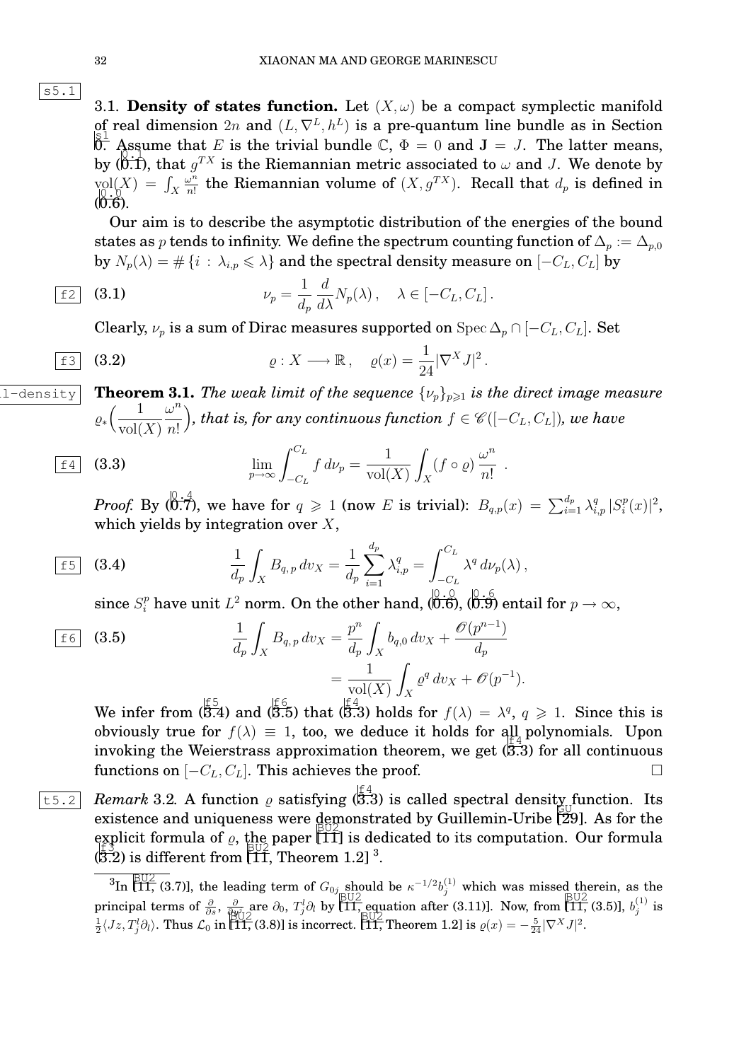3.1. **Density of states function.** Let $(X,\omega)$ be a compact symplectic manifold of real dimension $2n$ and $(L,\nabla^L,h^L)$ is a pre-quantum line bundle as in Section 0. Assume that $E$ is the trivial bundle $\mathbb{C}$, $\Phi=0$ and $\mathbf{J}=J$. The latter means, by (0.1), that $g^{TX}$ is the Riemannian metric associated to $\omega$ and $J$. We denote by $\operatorname{vol}(X)=\int_X \frac{\omega^n}{n!}$ the Riemannian volume of $(X,g^{TX})$. Recall that $d_p$ is defined in (0.6).

Our aim is to describe the asymptotic distribution of the energies of the bound states as $p$ tends to infinity. We define the spectrum counting function of $\Delta_p:=\Delta_{p,0}$ by $N_p(\lambda)=\#\{i\,:\,\lambda_{i,p}\leqslant\lambda\}$ and the spectral density measure on $[-C_L,C_L]$ by

$$\nu_p=\frac{1}{d_p}\frac{d}{d\lambda}N_p(\lambda)\,,\quad \lambda\in[-C_L,C_L]\,. \tag{3.1}$$

Clearly, $\nu_p$ is a sum of Dirac measures supported on $\operatorname{Spec}\Delta_p\cap[-C_L,C_L]$. Set

$$\varrho: X\longrightarrow\mathbb{R}\,,\quad \varrho(x)=\frac{1}{24}|\nabla^X J|^2\,. \tag{3.2}$$

**Theorem 3.1.** *The weak limit of the sequence $\{\nu_p\}_{p\geqslant1}$ is the direct image measure $\varrho_*\Big(\frac{1}{\operatorname{vol}(X)}\frac{\omega^n}{n!}\Big)$, that is, for any continuous function $f\in\mathscr{C}([-C_L,C_L])$, we have*

$$\lim_{p\to\infty}\int_{-C_L}^{C_L} f\,d\nu_p=\frac{1}{\operatorname{vol}(X)}\int_X (f\circ\varrho)\,\frac{\omega^n}{n!}\ . \tag{3.3}$$

*Proof.* By (0.7), we have for $q\geqslant1$ (now $E$ is trivial): $B_{q,p}(x)=\sum_{i=1}^{d_p}\lambda_{i,p}^q\,|S_i^p(x)|^2$, which yields by integration over $X$,

$$\frac{1}{d_p}\int_X B_{q,p}\,dv_X=\frac{1}{d_p}\sum_{i=1}^{d_p}\lambda_{i,p}^q=\int_{-C_L}^{C_L}\lambda^q\,d\nu_p(\lambda)\,, \tag{3.4}$$

since $S_i^p$ have unit $L^2$ norm. On the other hand, (0.6), (0.9) entail for $p\to\infty$,

$$\begin{aligned}\frac{1}{d_p}\int_X B_{q,p}\,dv_X&=\frac{p^n}{d_p}\int_X b_{q,0}\,dv_X+\frac{\mathscr{O}(p^{n-1})}{d_p}\\&=\frac{1}{\operatorname{vol}(X)}\int_X\varrho^q\,dv_X+\mathscr{O}(p^{-1}).\end{aligned} \tag{3.5}$$

We infer from (3.4) and (3.5) that (3.3) holds for $f(\lambda)=\lambda^q$, $q\geqslant1$. Since this is obviously true for $f(\lambda)\equiv1$, too, we deduce it holds for all polynomials. Upon invoking the Weierstrass approximation theorem, we get (3.3) for all continuous functions on $[-C_L,C_L]$. This achieves the proof. $\square$

*Remark* 3.2. A function $\varrho$ satisfying (3.3) is called spectral density function. Its existence and uniqueness were demonstrated by Guillemin-Uribe [29]. As for the explicit formula of $\varrho$, the paper [11] is dedicated to its computation. Our formula (3.2) is different from [11, Theorem 1.2] [3].

[3] In [11, (3.7)], the leading term of $G_{0j}$ should be $\kappa^{-1/2}b_j^{(1)}$ which was missed therein, as the principal terms of $\frac{\partial}{\partial s}$, $\frac{\partial}{\partial\eta^l}$ are $\partial_0$, $T_j^l\partial_l$ by [11, equation after (3.11)]. Now, from [11, (3.5)], $b_j^{(1)}$ is $\frac12\langle Jz,T_j^l\partial_l\rangle$. Thus $\mathcal{L}_0$ in [11, (3.8)] is incorrect. [11, Theorem 1.2] is $\varrho(x)=-\frac{5}{24}|\nabla^X J|^2$.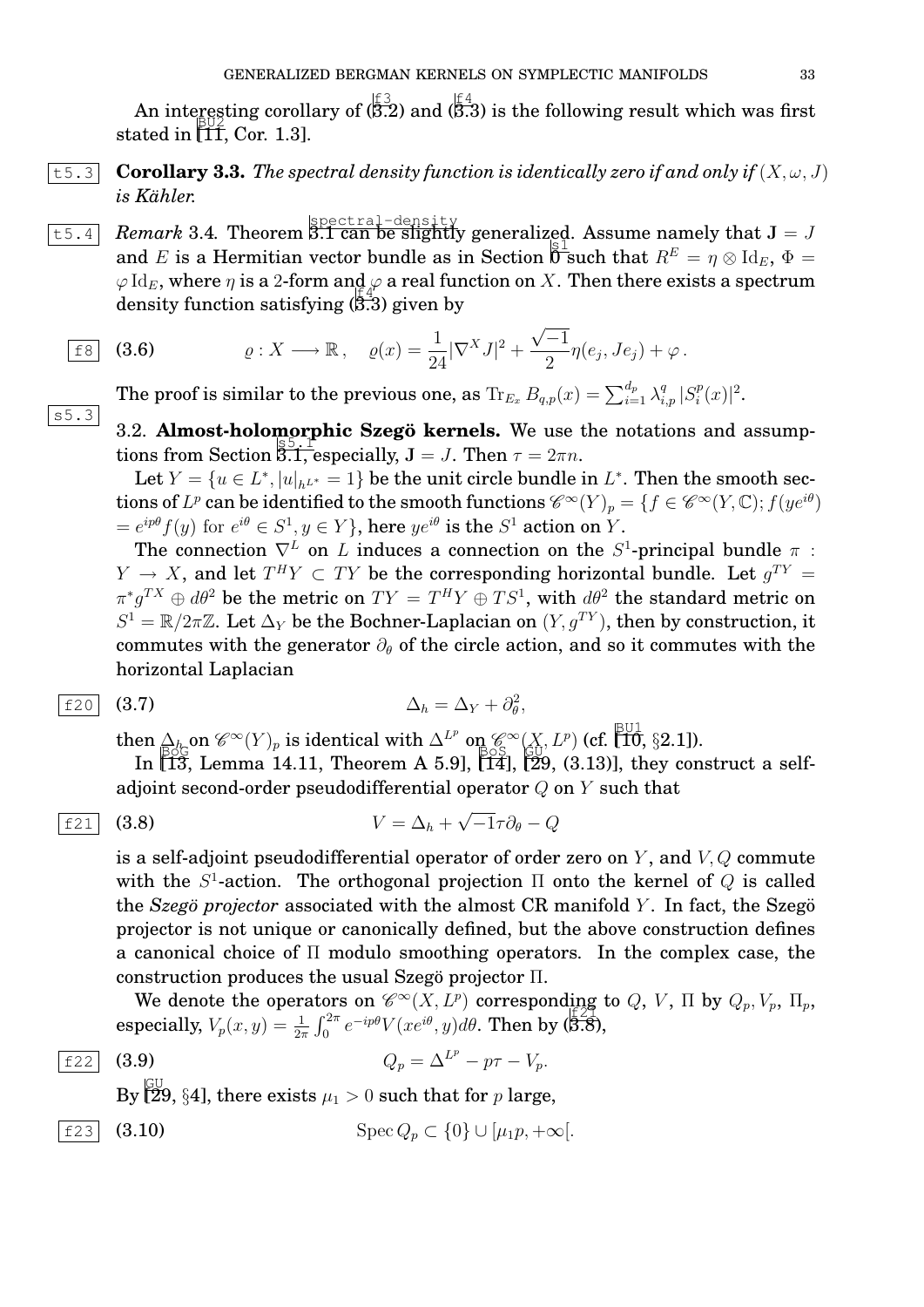An interesting corollary of (3.2) and (3.3) is the following result which was first stated in [11, Cor. 1.3].

**Corollary 3.3.** *The spectral density function is identically zero if and only if $(X, \omega, J)$ is Kähler.*

*Remark* 3.4. Theorem 3.1 can be slightly generalized. Assume namely that $\mathbf{J} = J$ and $E$ is a Hermitian vector bundle as in Section 0 such that $R^E = \eta \otimes \mathrm{Id}_E$, $\Phi = \varphi \,\mathrm{Id}_E$, where $\eta$ is a 2-form and $\varphi$ a real function on $X$. Then there exists a spectrum density function satisfying (3.3) given by

$$\varrho : X \longrightarrow \mathbb{R}\,, \quad \varrho(x) = \frac{1}{24}|\nabla^X J|^2 + \frac{\sqrt{-1}}{2}\eta(e_j, Je_j) + \varphi\,. \tag{3.6}$$

The proof is similar to the previous one, as $\mathrm{Tr}_{E_x} B_{q,p}(x) = \sum_{i=1}^{d_p} \lambda_{i,p}^q \, |S_i^p(x)|^2$.

## 3.2. Almost-holomorphic Szegö kernels.

We use the notations and assumptions from Section 3.1, especially, $\mathbf{J} = J$. Then $\tau = 2\pi n$.

Let $Y = \{u \in L^*, |u|_{h^{L^*}} = 1\}$ be the unit circle bundle in $L^*$. Then the smooth sections of $L^p$ can be identified to the smooth functions $\mathscr{C}^\infty(Y)_p = \{f \in \mathscr{C}^\infty(Y, \mathbb{C}); f(ye^{i\theta}) = e^{ip\theta} f(y) \text{ for } e^{i\theta} \in S^1, y \in Y\}$, here $ye^{i\theta}$ is the $S^1$ action on $Y$.

The connection $\nabla^L$ on $L$ induces a connection on the $S^1$-principal bundle $\pi : Y \to X$, and let $T^H Y \subset TY$ be the corresponding horizontal bundle. Let $g^{TY} = \pi^* g^{TX} \oplus d\theta^2$ be the metric on $TY = T^H Y \oplus TS^1$, with $d\theta^2$ the standard metric on $S^1 = \mathbb{R}/2\pi\mathbb{Z}$. Let $\Delta_Y$ be the Bochner-Laplacian on $(Y, g^{TY})$, then by construction, it commutes with the generator $\partial_\theta$ of the circle action, and so it commutes with the horizontal Laplacian

$$\Delta_h = \Delta_Y + \partial_\theta^2, \tag{3.7}$$

then $\Delta_h$ on $\mathscr{C}^\infty(Y)_p$ is identical with $\Delta^{L^p}$ on $\mathscr{C}^\infty(X, L^p)$ (cf. [10, §2.1]).

In [13, Lemma 14.11, Theorem A 5.9], [14], [29, (3.13)], they construct a self-adjoint second-order pseudodifferential operator $Q$ on $Y$ such that

$$V = \Delta_h + \sqrt{-1}\tau\partial_\theta - Q \tag{3.8}$$

is a self-adjoint pseudodifferential operator of order zero on $Y$, and $V, Q$ commute with the $S^1$-action. The orthogonal projection $\Pi$ onto the kernel of $Q$ is called the *Szegö projector* associated with the almost CR manifold $Y$. In fact, the Szegö projector is not unique or canonically defined, but the above construction defines a canonical choice of $\Pi$ modulo smoothing operators. In the complex case, the construction produces the usual Szegö projector $\Pi$.

We denote the operators on $\mathscr{C}^\infty(X, L^p)$ corresponding to $Q$, $V$, $\Pi$ by $Q_p, V_p$, $\Pi_p$, especially, $V_p(x, y) = \frac{1}{2\pi}\int_0^{2\pi} e^{-ip\theta} V(xe^{i\theta}, y) d\theta$. Then by (3.8),

$$Q_p = \Delta^{L^p} - p\tau - V_p. \tag{3.9}$$

By [29, §4], there exists $\mu_1 > 0$ such that for $p$ large,

$$\mathrm{Spec}\, Q_p \subset \{0\} \cup [\mu_1 p, +\infty[. \tag{3.10}$$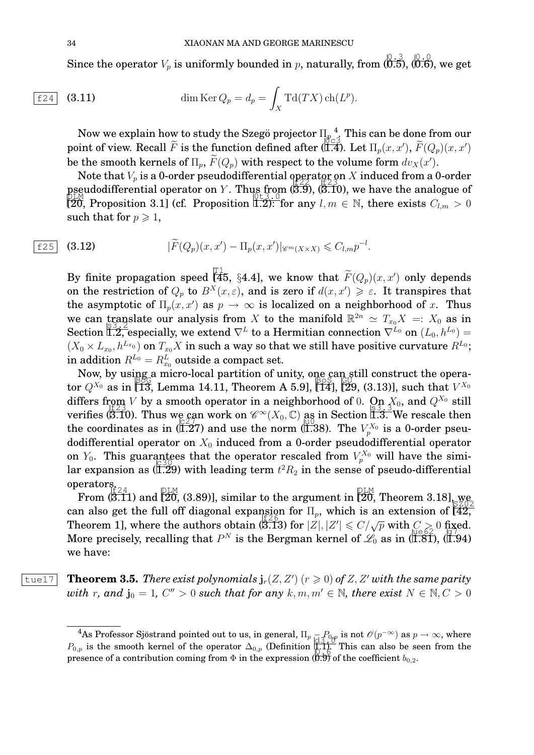Since the operator $V_p$ is uniformly bounded in $p$, naturally, from (0.5), (0.6), we get

$$\dim \operatorname{Ker} Q_p = d_p = \int_X \operatorname{Td}(TX)\operatorname{ch}(L^p). \tag{3.11}$$

Now we explain how to study the Szegö projector $\Pi_p$ [4]. This can be done from our point of view. Recall $\widetilde{F}$ is the function defined after (1.4). Let $\Pi_p(x,x')$, $\widetilde{F}(Q_p)(x,x')$ be the smooth kernels of $\Pi_p$, $\widetilde{F}(Q_p)$ with respect to the volume form $dv_X(x')$.

Note that $V_p$ is a 0-order pseudodifferential operator on $X$ induced from a 0-order pseudodifferential operator on $Y$. Thus from (3.9), (3.10), we have the analogue of [20, Proposition 3.1] (cf. Proposition 1.2): for any $l,m\in\mathbb{N}$, there exists $C_{l,m}>0$ such that for $p\geqslant 1$,

$$|\widetilde{F}(Q_p)(x,x') - \Pi_p(x,x')|_{\mathscr{C}^m(X\times X)} \leqslant C_{l,m}p^{-l}. \tag{3.12}$$

By finite propagation speed [45, §4.4], we know that $\widetilde{F}(Q_p)(x,x')$ only depends on the restriction of $Q_p$ to $B^X(x,\varepsilon)$, and is zero if $d(x,x')\geqslant\varepsilon$. It transpires that the asymptotic of $\Pi_p(x,x')$ as $p\to\infty$ is localized on a neighborhood of $x$. Thus we can translate our analysis from $X$ to the manifold $\mathbb{R}^{2n}\simeq T_{x_0}X =: X_0$ as in Section 1.2, especially, we extend $\nabla^L$ to a Hermitian connection $\nabla^{L_0}$ on $(L_0,h^{L_0}) = (X_0\times L_{x_0}, h^{L_{x_0}})$ on $T_{x_0}X$ in such a way so that we still have positive curvature $R^{L_0}$; in addition $R^{L_0}=R^L_{x_0}$ outside a compact set.

Now, by using a micro-local partition of unity, one can still construct the operator $Q^{X_0}$ as in [13, Lemma 14.11, Theorem A 5.9], [14], [29, (3.13)], such that $V^{X_0}$ differs from $V$ by a smooth operator in a neighborhood of 0. On $X_0$, and $Q^{X_0}$ still verifies (3.10). Thus we can work on $\mathscr{C}^\infty(X_0,\mathbb{C})$ as in Section 1.3. We rescale then the coordinates as in (1.27) and use the norm (1.38). The $V_p^{X_0}$ is a 0-order pseudodifferential operator on $X_0$ induced from a 0-order pseudodifferential operator on $Y_0$. This guarantees that the operator rescaled from $V_p^{X_0}$ will have the similar expansion as (1.29) with leading term $t^2R_2$ in the sense of pseudo-differential operators.

From (3.11) and [20, (3.89)], similar to the argument in [20, Theorem 3.18], we can also get the full off diagonal expansion for $\Pi_p$, which is an extension of [42, Theorem 1], where the authors obtain (3.13) for $|Z|,|Z'|\leqslant C/\sqrt{p}$ with $C>0$ fixed. More precisely, recalling that $P^N$ is the Bergman kernel of $\mathscr{L}_0$ as in (1.81), (1.94) we have:

**Theorem 3.5.** *There exist polynomials $\mathbf{j}_r(Z,Z')$ ($r\geqslant 0$) of $Z,Z'$ with the same parity with $r$, and $\mathbf{j}_0=1$, $C''>0$ such that for any $k,m,m'\in\mathbb{N}$, there exist $N\in\mathbb{N}, C>0$*

---

[4] As Professor Sjöstrand pointed out to us, in general, $\Pi_p - P_{0,p}$ is not $\mathscr{O}(p^{-\infty})$ as $p\to\infty$, where $P_{0,p}$ is the smooth kernel of the operator $\Delta_{0,p}$ (Definition 1.1). This can also be seen from the presence of a contribution coming from $\Phi$ in the expression (0.9) of the coefficient $b_{0,2}$.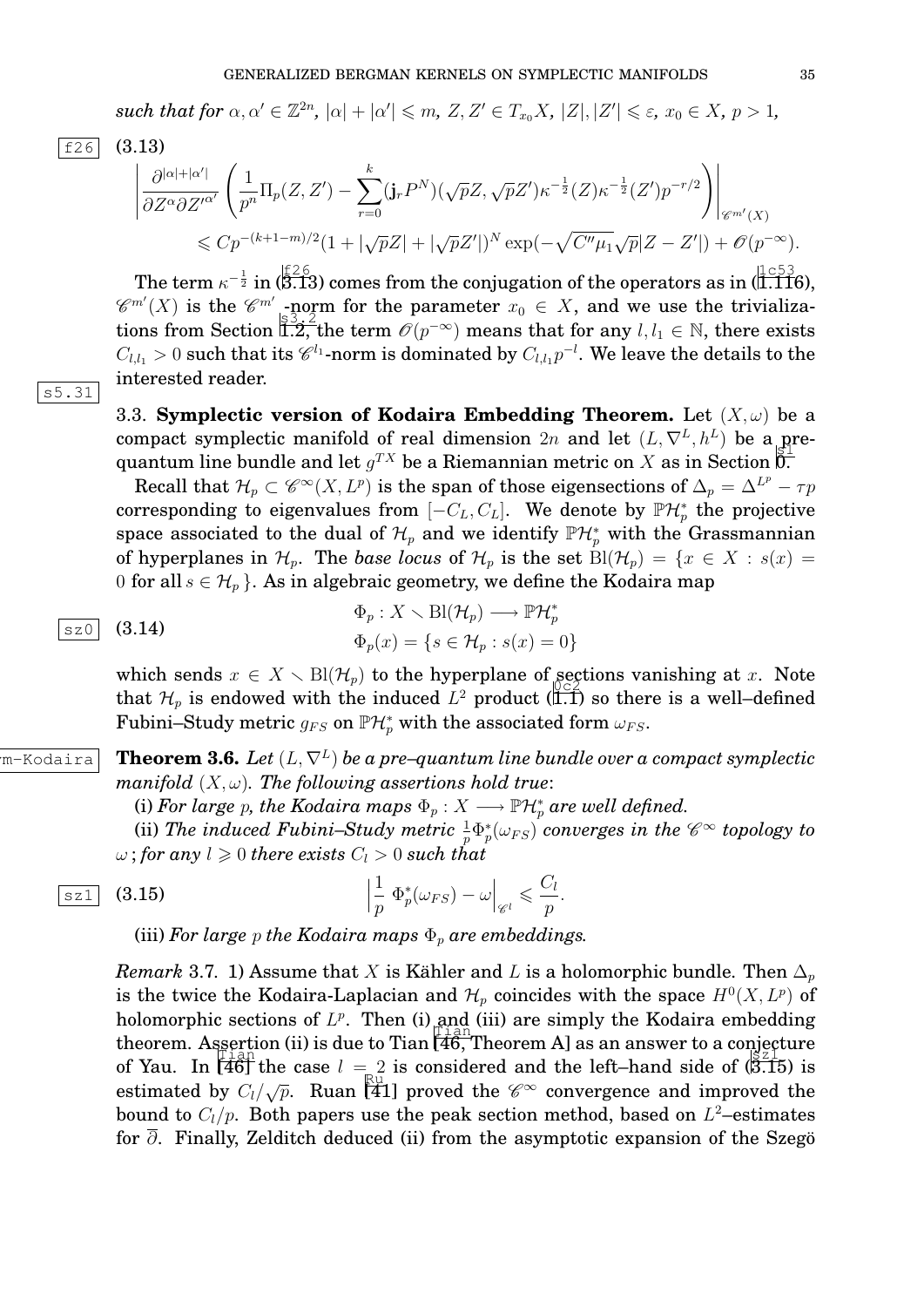*such that for $\alpha, \alpha' \in \mathbb{Z}^{2n}$, $|\alpha| + |\alpha'| \leqslant m$, $Z, Z' \in T_{x_0}X$, $|Z|, |Z'| \leqslant \varepsilon$, $x_0 \in X$, $p > 1$,*

$$
\left| \frac{\partial^{|\alpha|+|\alpha'|}}{\partial Z^{\alpha} \partial Z'^{\alpha'}} \left( \frac{1}{p^n} \Pi_p(Z, Z') - \sum_{r=0}^{k} (\mathbf{j}_r P^N)(\sqrt{p}Z, \sqrt{p}Z') \kappa^{-\frac{1}{2}}(Z) \kappa^{-\frac{1}{2}}(Z') p^{-r/2} \right) \right|_{\mathscr{C}^{m'}(X)}
\leqslant C p^{-(k+1-m)/2} (1 + |\sqrt{p}Z| + |\sqrt{p}Z'|)^N \exp(-\sqrt{C''\mu_1}\sqrt{p}|Z - Z'|) + \mathscr{O}(p^{-\infty}). \tag{3.13}
$$

The term $\kappa^{-\frac{1}{2}}$ in (3.13) comes from the conjugation of the operators as in (1.116), $\mathscr{C}^{m'}(X)$ is the $\mathscr{C}^{m'}$-norm for the parameter $x_0 \in X$, and we use the trivializations from Section 1.2, the term $\mathscr{O}(p^{-\infty})$ means that for any $l, l_1 \in \mathbb{N}$, there exists $C_{l,l_1} > 0$ such that its $\mathscr{C}^{l_1}$-norm is dominated by $C_{l,l_1} p^{-l}$. We leave the details to the interested reader.

## 3.3. Symplectic version of Kodaira Embedding Theorem.

Let $(X, \omega)$ be a compact symplectic manifold of real dimension $2n$ and let $(L, \nabla^L, h^L)$ be a pre-quantum line bundle and let $g^{TX}$ be a Riemannian metric on $X$ as in Section 0.

Recall that $\mathcal{H}_p \subset \mathscr{C}^\infty(X, L^p)$ is the span of those eigensections of $\Delta_p = \Delta^{L^p} - \tau p$ corresponding to eigenvalues from $[-C_L, C_L]$. We denote by $\mathbb{P}\mathcal{H}_p^*$ the projective space associated to the dual of $\mathcal{H}_p$ and we identify $\mathbb{P}\mathcal{H}_p^*$ with the Grassmannian of hyperplanes in $\mathcal{H}_p$. The *base locus* of $\mathcal{H}_p$ is the set $\mathrm{Bl}(\mathcal{H}_p) = \{x \in X : s(x) = 0 \text{ for all } s \in \mathcal{H}_p\}$. As in algebraic geometry, we define the Kodaira map

$$
\begin{aligned}
&\Phi_p : X \smallsetminus \mathrm{Bl}(\mathcal{H}_p) \longrightarrow \mathbb{P}\mathcal{H}_p^* \\
&\Phi_p(x) = \{s \in \mathcal{H}_p : s(x) = 0\}
\end{aligned}
\tag{3.14}
$$

which sends $x \in X \smallsetminus \mathrm{Bl}(\mathcal{H}_p)$ to the hyperplane of sections vanishing at $x$. Note that $\mathcal{H}_p$ is endowed with the induced $L^2$ product (1.1) so there is a well–defined Fubini–Study metric $g_{FS}$ on $\mathbb{P}\mathcal{H}_p^*$ with the associated form $\omega_{FS}$.

**Theorem 3.6.** *Let $(L, \nabla^L)$ be a pre–quantum line bundle over a compact symplectic manifold $(X, \omega)$. The following assertions hold true*:

(i) *For large $p$, the Kodaira maps $\Phi_p : X \longrightarrow \mathbb{P}\mathcal{H}_p^*$ are well defined.*

(ii) *The induced Fubini–Study metric $\frac{1}{p}\Phi_p^*(\omega_{FS})$ converges in the $\mathscr{C}^\infty$ topology to $\omega$; for any $l \geqslant 0$ there exists $C_l > 0$ such that*

$$
\Big| \frac{1}{p}\, \Phi_p^*(\omega_{FS}) - \omega \Big|_{\mathscr{C}^l} \leqslant \frac{C_l}{p}. \tag{3.15}
$$

(iii) *For large $p$ the Kodaira maps $\Phi_p$ are embeddings.*

*Remark* 3.7. 1) Assume that $X$ is Kähler and $L$ is a holomorphic bundle. Then $\Delta_p$ is the twice the Kodaira-Laplacian and $\mathcal{H}_p$ coincides with the space $H^0(X, L^p)$ of holomorphic sections of $L^p$. Then (i) and (iii) are simply the Kodaira embedding theorem. Assertion (ii) is due to Tian [46, Theorem A] as an answer to a conjecture of Yau. In [46] the case $l = 2$ is considered and the left–hand side of (3.15) is estimated by $C_l/\sqrt{p}$. Ruan [41] proved the $\mathscr{C}^\infty$ convergence and improved the bound to $C_l/p$. Both papers use the peak section method, based on $L^2$–estimates for $\overline{\partial}$. Finally, Zelditch deduced (ii) from the asymptotic expansion of the Szegö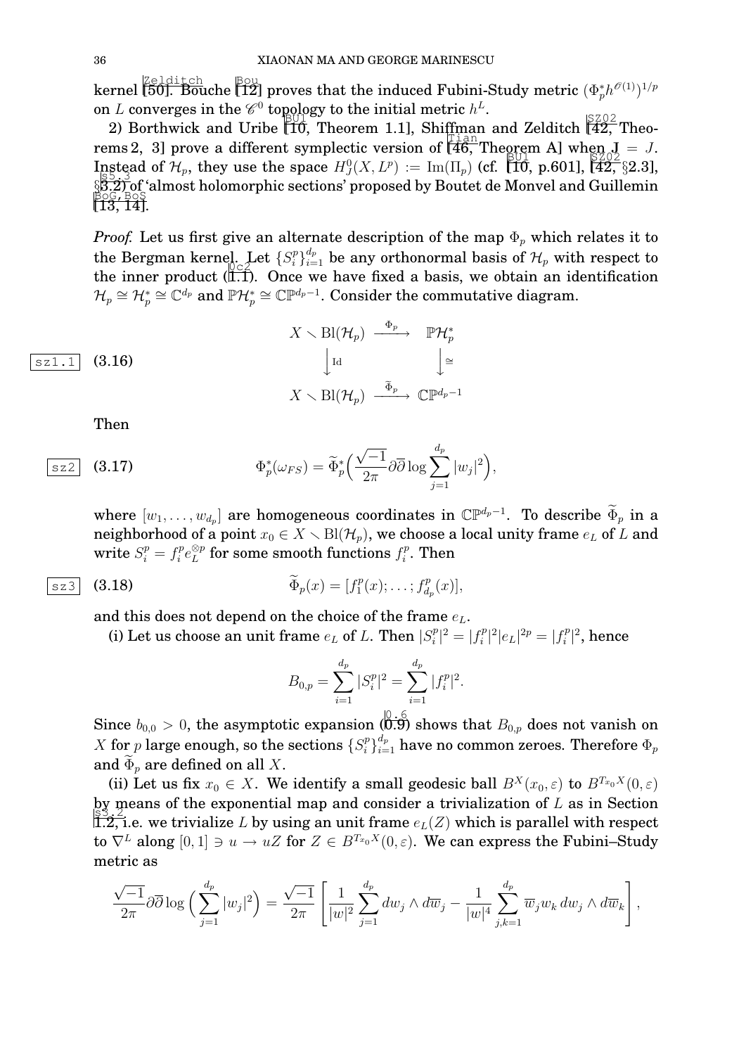kernel [50]. Bouche [12] proves that the induced Fubini-Study metric $(\Phi_p^* h^{\mathscr{O}(1)})^{1/p}$ on $L$ converges in the $\mathscr{C}^0$ topology to the initial metric $h^L$.

2) Borthwick and Uribe [10, Theorem 1.1], Shiffman and Zelditch [42, Theorems 2, 3] prove a different symplectic version of [46, Theorem A] when $\mathbf{J} = J$. Instead of $\mathcal{H}_p$, they use the space $H^0_J(X, L^p) := \operatorname{Im}(\Pi_p)$ (cf. [10, p.601], [42, §2.3], §3.2) of 'almost holomorphic sections' proposed by Boutet de Monvel and Guillemin [13, 14].

*Proof.* Let us first give an alternate description of the map $\Phi_p$ which relates it to the Bergman kernel. Let $\{S_i^p\}_{i=1}^{d_p}$ be any orthonormal basis of $\mathcal{H}_p$ with respect to the inner product (1.1). Once we have fixed a basis, we obtain an identification $\mathcal{H}_p \cong \mathcal{H}_p^* \cong \mathbb{C}^{d_p}$ and $\mathbb{P}\mathcal{H}_p^* \cong \mathbb{CP}^{d_p - 1}$. Consider the commutative diagram.

$$
\begin{array}{ccc}
X \smallsetminus \operatorname{Bl}(\mathcal{H}_p) & \xrightarrow{\ \Phi_p\ } & \mathbb{P}\mathcal{H}_p^* \\
\Big\downarrow \mathrm{Id} & & \Big\downarrow \cong \\
X \smallsetminus \operatorname{Bl}(\mathcal{H}_p) & \xrightarrow{\ \widetilde{\Phi}_p\ } & \mathbb{CP}^{d_p-1}
\end{array}
\tag{3.16}
$$

Then

$$
\Phi_p^*(\omega_{FS}) = \widetilde{\Phi}_p^*\Big(\frac{\sqrt{-1}}{2\pi}\partial\overline{\partial}\log\sum_{j=1}^{d_p}|w_j|^2\Big),
\tag{3.17}
$$

where $[w_1, \dots, w_{d_p}]$ are homogeneous coordinates in $\mathbb{CP}^{d_p-1}$. To describe $\widetilde{\Phi}_p$ in a neighborhood of a point $x_0 \in X \smallsetminus \operatorname{Bl}(\mathcal{H}_p)$, we choose a local unity frame $e_L$ of $L$ and write $S_i^p = f_i^p e_L^{\otimes p}$ for some smooth functions $f_i^p$. Then

$$
\widetilde{\Phi}_p(x) = [f_1^p(x); \dots ; f_{d_p}^p(x)],
\tag{3.18}
$$

and this does not depend on the choice of the frame $e_L$.

(i) Let us choose an unit frame $e_L$ of $L$. Then $|S_i^p|^2 = |f_i^p|^2 |e_L|^{2p} = |f_i^p|^2$, hence

$$
B_{0,p} = \sum_{i=1}^{d_p}|S_i^p|^2 = \sum_{i=1}^{d_p}|f_i^p|^2.
$$

Since $b_{0,0} > 0$, the asymptotic expansion (0.9) shows that $B_{0,p}$ does not vanish on $X$ for $p$ large enough, so the sections $\{S_i^p\}_{i=1}^{d_p}$ have no common zeroes. Therefore $\Phi_p$ and $\widetilde{\Phi}_p$ are defined on all $X$.

(ii) Let us fix $x_0 \in X$. We identify a small geodesic ball $B^X(x_0, \varepsilon)$ to $B^{T_{x_0}X}(0, \varepsilon)$ by means of the exponential map and consider a trivialization of $L$ as in Section 1.2, i.e. we trivialize $L$ by using an unit frame $e_L(Z)$ which is parallel with respect to $\nabla^L$ along $[0,1] \ni u \to uZ$ for $Z \in B^{T_{x_0}X}(0, \varepsilon)$. We can express the Fubini–Study metric as

$$
\frac{\sqrt{-1}}{2\pi}\partial\overline{\partial}\log\Big(\sum_{j=1}^{d_p}|w_j|^2\Big) = \frac{\sqrt{-1}}{2\pi}\left[\frac{1}{|w|^2}\sum_{j=1}^{d_p} dw_j \wedge d\overline{w}_j - \frac{1}{|w|^4}\sum_{j,k=1}^{d_p}\overline{w}_j w_k \, dw_j \wedge d\overline{w}_k\right],
$$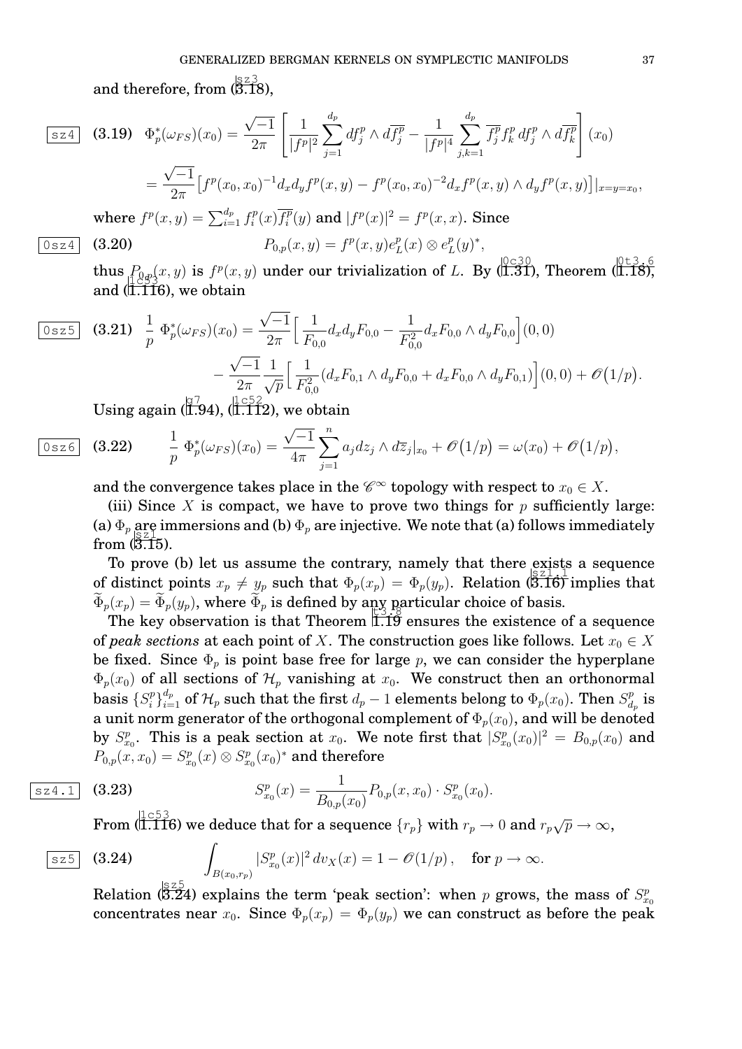and therefore, from (3.18),

$$\Phi_p^*(\omega_{FS})(x_0) = \frac{\sqrt{-1}}{2\pi}\left[\frac{1}{|f^p|^2}\sum_{j=1}^{d_p} df_j^p \wedge d\overline{f_j^p} - \frac{1}{|f^p|^4}\sum_{j,k=1}^{d_p} \overline{f_j^p} f_k^p\, df_j^p \wedge d\overline{f_k^p}\right](x_0)$$
$$= \frac{\sqrt{-1}}{2\pi}\left[f^p(x_0,x_0)^{-1} d_x d_y f^p(x,y) - f^p(x_0,x_0)^{-2} d_x f^p(x,y)\wedge d_y f^p(x,y)\right]|_{x=y=x_0}, \tag{3.19}$$

where $f^p(x,y) = \sum_{i=1}^{d_p} f_i^p(x)\overline{f_i^p}(y)$ and $|f^p(x)|^2 = f^p(x,x)$. Since

$$P_{0,p}(x,y) = f^p(x,y) e_L^p(x) \otimes e_L^p(y)^*, \tag{3.20}$$

thus $P_{0,p}(x,y)$ is $f^p(x,y)$ under our trivialization of $L$. By (1.31), Theorem (1.18), and (1.116), we obtain

$$\frac{1}{p}\,\Phi_p^*(\omega_{FS})(x_0) = \frac{\sqrt{-1}}{2\pi}\Big[\frac{1}{F_{0,0}} d_x d_y F_{0,0} - \frac{1}{F_{0,0}^2} d_x F_{0,0}\wedge d_y F_{0,0}\Big](0,0)$$
$$- \frac{\sqrt{-1}}{2\pi}\frac{1}{\sqrt{p}}\Big[\frac{1}{F_{0,0}^2}(d_x F_{0,1}\wedge d_y F_{0,0} + d_x F_{0,0}\wedge d_y F_{0,1})\Big](0,0) + \mathscr{O}\big(1/p\big). \tag{3.21}$$

Using again (1.94), (1.112), we obtain

$$\frac{1}{p}\,\Phi_p^*(\omega_{FS})(x_0) = \frac{\sqrt{-1}}{4\pi}\sum_{j=1}^{n} a_j dz_j \wedge d\overline{z}_j|_{x_0} + \mathscr{O}\big(1/p\big) = \omega(x_0) + \mathscr{O}\big(1/p\big), \tag{3.22}$$

and the convergence takes place in the $\mathscr{C}^\infty$ topology with respect to $x_0 \in X$.

**(iii)** Since $X$ is compact, we have to prove two things for $p$ sufficiently large: (a) $\Phi_p$ are immersions and (b) $\Phi_p$ are injective. We note that (a) follows immediately from (3.15).

To prove (b) let us assume the contrary, namely that there exists a sequence of distinct points $x_p \neq y_p$ such that $\Phi_p(x_p) = \Phi_p(y_p)$. Relation (3.16) implies that $\widetilde{\Phi}_p(x_p) = \widetilde{\Phi}_p(y_p)$, where $\widetilde{\Phi}_p$ is defined by any particular choice of basis.

The key observation is that Theorem 1.19 ensures the existence of a sequence of *peak sections* at each point of $X$. The construction goes like follows. Let $x_0 \in X$ be fixed. Since $\Phi_p$ is point base free for large $p$, we can consider the hyperplane $\Phi_p(x_0)$ of all sections of $\mathcal{H}_p$ vanishing at $x_0$. We construct then an orthonormal basis $\{S_i^p\}_{i=1}^{d_p}$ of $\mathcal{H}_p$ such that the first $d_p - 1$ elements belong to $\Phi_p(x_0)$. Then $S_{d_p}^p$ is a unit norm generator of the orthogonal complement of $\Phi_p(x_0)$, and will be denoted by $S_{x_0}^p$. This is a peak section at $x_0$. We note first that $|S_{x_0}^p(x_0)|^2 = B_{0,p}(x_0)$ and $P_{0,p}(x,x_0) = S_{x_0}^p(x)\otimes S_{x_0}^p(x_0)^*$ and therefore

$$S_{x_0}^p(x) = \frac{1}{B_{0,p}(x_0)} P_{0,p}(x,x_0)\cdot S_{x_0}^p(x_0). \tag{3.23}$$

From (1.116) we deduce that for a sequence $\{r_p\}$ with $r_p \to 0$ and $r_p\sqrt{p} \to \infty$,

$$\int_{B(x_0,r_p)} |S_{x_0}^p(x)|^2\, dv_X(x) = 1 - \mathscr{O}(1/p)\,, \quad \text{for } p \to \infty. \tag{3.24}$$

Relation (3.24) explains the term 'peak section': when $p$ grows, the mass of $S_{x_0}^p$ concentrates near $x_0$. Since $\Phi_p(x_p) = \Phi_p(y_p)$ we can construct as before the peak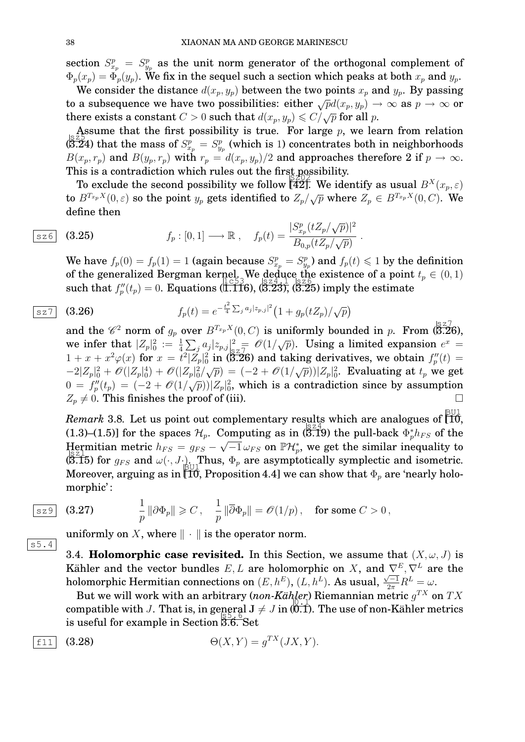section $S^p_{x_p} = S^p_{y_p}$ as the unit norm generator of the orthogonal complement of $\Phi_p(x_p) = \Phi_p(y_p)$. We fix in the sequel such a section which peaks at both $x_p$ and $y_p$.

We consider the distance $d(x_p, y_p)$ between the two points $x_p$ and $y_p$. By passing to a subsequence we have two possibilities: either $\sqrt{p}d(x_p, y_p) \to \infty$ as $p \to \infty$ or there exists a constant $C > 0$ such that $d(x_p, y_p) \leqslant C/\sqrt{p}$ for all $p$.

Assume that the first possibility is true. For large $p$, we learn from relation (3.24) that the mass of $S^p_{x_p} = S^p_{y_p}$ (which is 1) concentrates both in neighborhoods $B(x_p, r_p)$ and $B(y_p, r_p)$ with $r_p = d(x_p, y_p)/2$ and approaches therefore 2 if $p \to \infty$. This is a contradiction which rules out the first possibility.

To exclude the second possibility we follow [42]. We identify as usual $B^X(x_p, \varepsilon)$ to $B^{T_{x_p}X}(0, \varepsilon)$ so the point $y_p$ gets identified to $Z_p/\sqrt{p}$ where $Z_p \in B^{T_{x_p}X}(0, C)$. We define then

$$f_p : [0, 1] \longrightarrow \mathbb{R}\,, \quad f_p(t) = \frac{|S^p_{x_p}(tZ_p/\sqrt{p})|^2}{B_{0,p}(tZ_p/\sqrt{p})}\,. \tag{3.25}$$

We have $f_p(0) = f_p(1) = 1$ (again because $S^p_{x_p} = S^p_{y_p}$) and $f_p(t) \leqslant 1$ by the definition of the generalized Bergman kernel. We deduce the existence of a point $t_p \in (0, 1)$ such that $f''_p(t_p) = 0$. Equations (1.116), (3.23), (3.25) imply the estimate

$$f_p(t) = e^{-\frac{t^2}{4}\sum_j a_j |z_{p,j}|^2}\big(1 + g_p(tZ_p)/\sqrt{p}\big) \tag{3.26}$$

and the $\mathscr{C}^2$ norm of $g_p$ over $B^{T_{x_p}X}(0, C)$ is uniformly bounded in $p$. From (3.26), we infer that $|Z_p|_0^2 := \frac{1}{4}\sum_j a_j |z_{p,j}|^2 = \mathscr{O}(1/\sqrt{p})$. Using a limited expansion $e^x = 1 + x + x^2\varphi(x)$ for $x = t^2|Z_p|_0^2$ in (3.26) and taking derivatives, we obtain $f''_p(t) = -2|Z_p|_0^2 + \mathscr{O}(|Z_p|_0^4) + \mathscr{O}(|Z_p|_0^2/\sqrt{p}) = (-2 + \mathscr{O}(1/\sqrt{p}))|Z_p|_0^2$. Evaluating at $t_p$ we get $0 = f''_p(t_p) = (-2 + \mathscr{O}(1/\sqrt{p}))|Z_p|_0^2$, which is a contradiction since by assumption $Z_p \neq 0$. This finishes the proof of (iii). $\square$

*Remark* 3.8. Let us point out complementary results which are analogues of [10, (1.3)–(1.5)] for the spaces $\mathcal{H}_p$. Computing as in (3.19) the pull-back $\Phi_p^* h_{FS}$ of the Hermitian metric $h_{FS} = g_{FS} - \sqrt{-1}\,\omega_{FS}$ on $\mathbb{P}\mathcal{H}_p^*$, we get the similar inequality to (3.15) for $g_{FS}$ and $\omega(\cdot, J\cdot)$. Thus, $\Phi_p$ are asymptotically symplectic and isometric. Moreover, arguing as in [10, Proposition 4.4] we can show that $\Phi_p$ are 'nearly holomorphic':

$$\frac{1}{p}\,\|\partial\Phi_p\| \geqslant C\,, \quad \frac{1}{p}\,\|\overline{\partial}\Phi_p\| = \mathscr{O}(1/p)\,, \quad \text{for some } C > 0\,, \tag{3.27}$$

uniformly on $X$, where $\|\cdot\|$ is the operator norm.

## 3.4. **Holomorphic case revisited.**

In this Section, we assume that $(X, \omega, J)$ is Kähler and the vector bundles $E, L$ are holomorphic on $X$, and $\nabla^E, \nabla^L$ are the holomorphic Hermitian connections on $(E, h^E)$, $(L, h^L)$. As usual, $\frac{\sqrt{-1}}{2\pi}R^L = \omega$.

But we will work with an arbitrary (*non-Kähler*) Riemannian metric $g^{TX}$ on $TX$ compatible with $J$. That is, in general $\mathbf{J} \neq J$ in (0.1). The use of non-Kähler metrics is useful for example in Section 3.6. Set

$$\Theta(X, Y) = g^{TX}(JX, Y). \tag{3.28}$$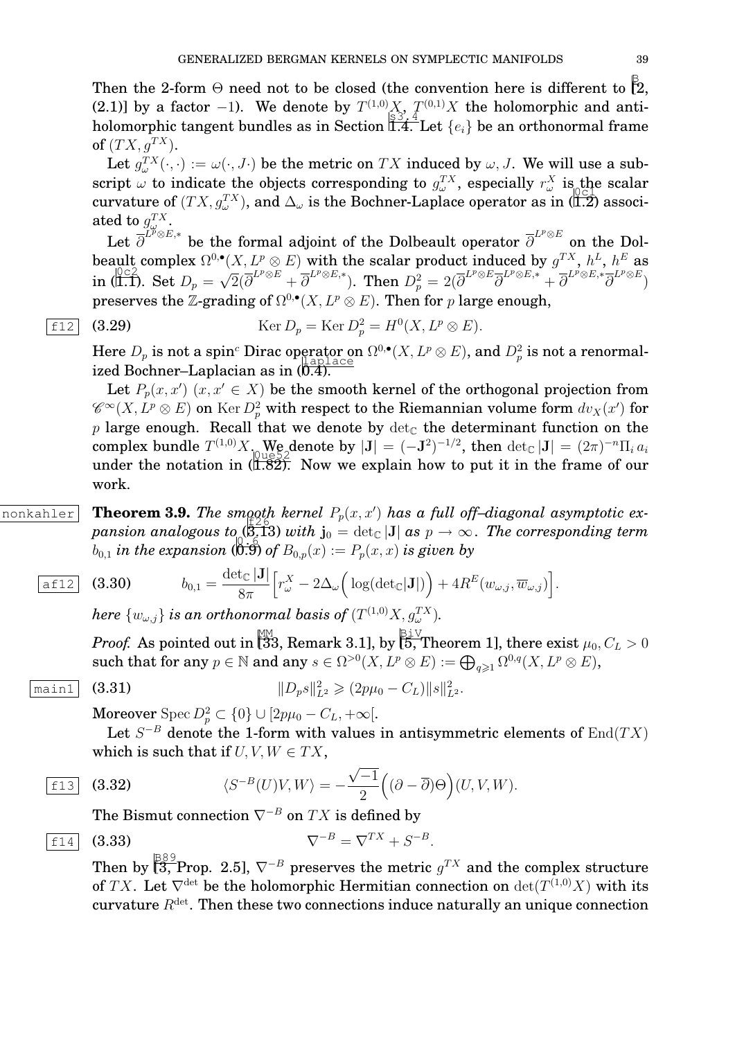Then the 2-form $\Theta$ need not to be closed (the convention here is different to [2, (2.1)] by a factor $-1$). We denote by $T^{(1,0)}X$, $T^{(0,1)}X$ the holomorphic and anti-holomorphic tangent bundles as in Section 1.4. Let $\{e_i\}$ be an orthonormal frame of $(TX, g^{TX})$.

Let $g^{TX}_\omega(\cdot,\cdot) := \omega(\cdot, J\cdot)$ be the metric on $TX$ induced by $\omega, J$. We will use a subscript $\omega$ to indicate the objects corresponding to $g^{TX}_\omega$, especially $r^X_\omega$ is the scalar curvature of $(TX, g^{TX}_\omega)$, and $\Delta_\omega$ is the Bochner-Laplace operator as in (1.2) associated to $g^{TX}_\omega$.

Let $\overline{\partial}^{L^p\otimes E,*}$ be the formal adjoint of the Dolbeault operator $\overline{\partial}^{L^p\otimes E}$ on the Dolbeault complex $\Omega^{0,\bullet}(X, L^p\otimes E)$ with the scalar product induced by $g^{TX}$, $h^L$, $h^E$ as in (1.1). Set $D_p = \sqrt{2}(\overline{\partial}^{L^p\otimes E} + \overline{\partial}^{L^p\otimes E,*})$. Then $D_p^2 = 2(\overline{\partial}^{L^p\otimes E}\overline{\partial}^{L^p\otimes E,*} + \overline{\partial}^{L^p\otimes E,*}\overline{\partial}^{L^p\otimes E})$ preserves the $\mathbb{Z}$-grading of $\Omega^{0,\bullet}(X, L^p\otimes E)$. Then for $p$ large enough,

$$\operatorname{Ker} D_p = \operatorname{Ker} D_p^2 = H^0(X, L^p\otimes E). \tag{3.29}$$

Here $D_p$ is not a spin$^c$ Dirac operator on $\Omega^{0,\bullet}(X, L^p\otimes E)$, and $D_p^2$ is not a renormalized Bochner–Laplacian as in (0.4).

Let $P_p(x,x')$ $(x,x'\in X)$ be the smooth kernel of the orthogonal projection from $\mathscr{C}^\infty(X, L^p\otimes E)$ on $\operatorname{Ker} D_p^2$ with respect to the Riemannian volume form $dv_X(x')$ for $p$ large enough. Recall that we denote by $\det_{\mathbb{C}}$ the determinant function on the complex bundle $T^{(1,0)}X$. We denote by $|\mathbf{J}| = (-\mathbf{J}^2)^{-1/2}$, then $\det_{\mathbb{C}}|\mathbf{J}| = (2\pi)^{-n}\Pi_i a_i$ under the notation in (1.82). Now we explain how to put it in the frame of our work.

**Theorem 3.9.** *The smooth kernel $P_p(x,x')$ has a full off–diagonal asymptotic expansion analogous to (3.13) with $\mathbf{j}_0 = \det_{\mathbb{C}}|\mathbf{J}|$ as $p\to\infty$. The corresponding term $b_{0,1}$ in the expansion (0.9) of $B_{0,p}(x) := P_p(x,x)$ is given by*

$$b_{0,1} = \frac{\det_{\mathbb{C}}|\mathbf{J}|}{8\pi}\Big[r^X_\omega - 2\Delta_\omega\Big(\log(\det_{\mathbb{C}}|\mathbf{J}|)\Big) + 4R^E(w_{\omega,j}, \overline{w}_{\omega,j})\Big]. \tag{3.30}$$

*here $\{w_{\omega,j}\}$ is an orthonormal basis of $(T^{(1,0)}X, g^{TX}_\omega)$.*

*Proof.* As pointed out in [33, Remark 3.1], by [5, Theorem 1], there exist $\mu_0, C_L > 0$ such that for any $p\in\mathbb{N}$ and any $s\in\Omega^{>0}(X, L^p\otimes E) := \bigoplus_{q\geqslant 1}\Omega^{0,q}(X, L^p\otimes E)$,

$$\|D_p s\|^2_{L^2} \geqslant (2p\mu_0 - C_L)\|s\|^2_{L^2}. \tag{3.31}$$

Moreover $\operatorname{Spec} D_p^2 \subset \{0\}\cup[2p\mu_0 - C_L, +\infty[$.

Let $S^{-B}$ denote the 1-form with values in antisymmetric elements of $\operatorname{End}(TX)$ which is such that if $U,V,W\in TX$,

$$\langle S^{-B}(U)V, W\rangle = -\frac{\sqrt{-1}}{2}\Big((\partial - \overline{\partial})\Theta\Big)(U,V,W). \tag{3.32}$$

The Bismut connection $\nabla^{-B}$ on $TX$ is defined by

$$\nabla^{-B} = \nabla^{TX} + S^{-B}. \tag{3.33}$$

Then by [3, Prop. 2.5], $\nabla^{-B}$ preserves the metric $g^{TX}$ and the complex structure of $TX$. Let $\nabla^{\det}$ be the holomorphic Hermitian connection on $\det(T^{(1,0)}X)$ with its curvature $R^{\det}$. Then these two connections induce naturally an unique connection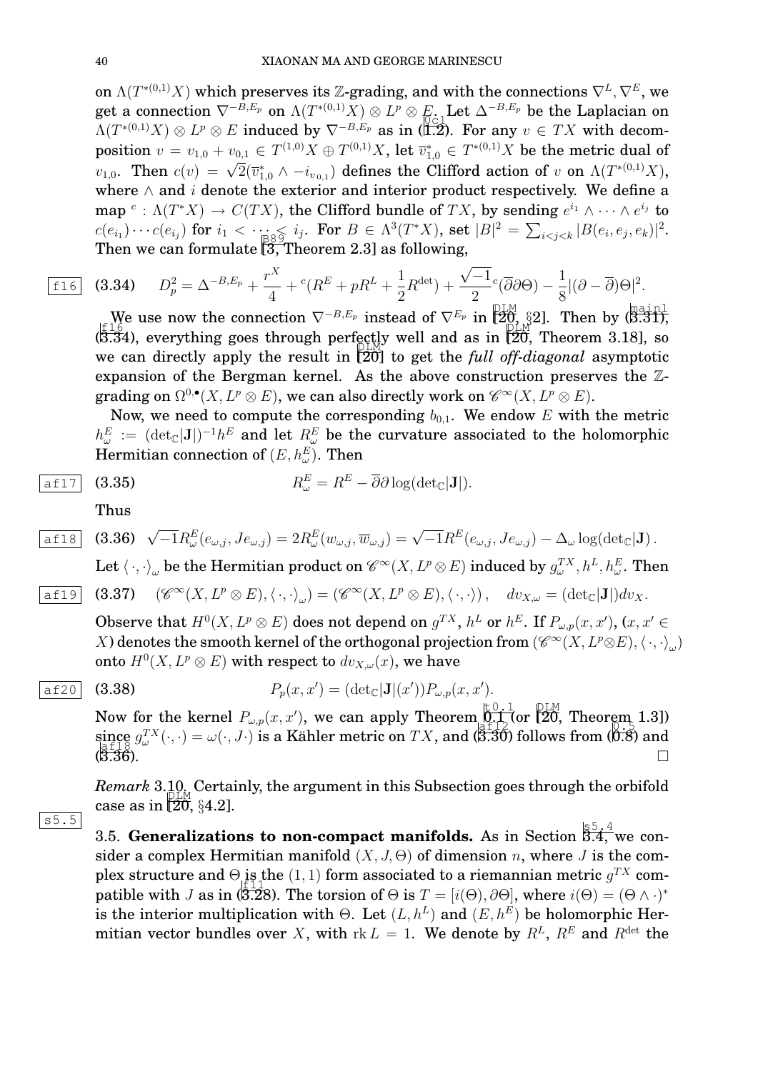on $\Lambda(T^{*(0,1)}X)$ which preserves its $\mathbb{Z}$-grading, and with the connections $\nabla^L, \nabla^E$, we get a connection $\nabla^{-B,E_p}$ on $\Lambda(T^{*(0,1)}X) \otimes L^p \otimes E$. Let $\Delta^{-B,E_p}$ be the Laplacian on $\Lambda(T^{*(0,1)}X) \otimes L^p \otimes E$ induced by $\nabla^{-B,E_p}$ as in (1.2). For any $v \in TX$ with decomposition $v = v_{1,0} + v_{0,1} \in T^{(1,0)}X \oplus T^{(0,1)}X$, let $\overline{v}^*_{1,0} \in T^{*(0,1)}X$ be the metric dual of $v_{1,0}$. Then $c(v) = \sqrt{2}(\overline{v}^*_{1,0} \wedge - i_{v_{0,1}})$ defines the Clifford action of $v$ on $\Lambda(T^{*(0,1)}X)$, where $\wedge$ and $i$ denote the exterior and interior product respectively. We define a map ${}^c : \Lambda(T^*X) \to C(TX)$, the Clifford bundle of $TX$, by sending $e^{i_1} \wedge \cdots \wedge e^{i_j}$ to $c(e_{i_1}) \cdots c(e_{i_j})$ for $i_1 < \cdots < i_j$. For $B \in \Lambda^3(T^*X)$, set $|B|^2 = \sum_{i<j<k} |B(e_i, e_j, e_k)|^2$. Then we can formulate [3, Theorem 2.3] as following,

$$D_p^2 = \Delta^{-B,E_p} + \frac{r^X}{4} + {}^c(R^E + pR^L + \frac{1}{2}R^{\det}) + \frac{\sqrt{-1}}{2}{}^c(\overline{\partial}\partial\Theta) - \frac{1}{8}|(\partial - \overline{\partial})\Theta|^2. \tag{3.34}$$

We use now the connection $\nabla^{-B,E_p}$ instead of $\nabla^{E_p}$ in [20, §2]. Then by (3.31), (3.34), everything goes through perfectly well and as in [20, Theorem 3.18], so we can directly apply the result in [20] to get the *full off-diagonal* asymptotic expansion of the Bergman kernel. As the above construction preserves the $\mathbb{Z}$-grading on $\Omega^{0,\bullet}(X, L^p \otimes E)$, we can also directly work on $\mathscr{C}^\infty(X, L^p \otimes E)$.

Now, we need to compute the corresponding $b_{0,1}$. We endow $E$ with the metric $h^E_\omega := (\det_{\mathbb{C}}|\mathbf{J}|)^{-1}h^E$ and let $R^E_\omega$ be the curvature associated to the holomorphic Hermitian connection of $(E, h^E_\omega)$. Then

$$R^E_\omega = R^E - \overline{\partial}\partial \log(\det{}_{\mathbb{C}}|\mathbf{J}|). \tag{3.35}$$

Thus

$$\sqrt{-1}R^E_\omega(e_{\omega,j}, Je_{\omega,j}) = 2R^E_\omega(w_{\omega,j}, \overline{w}_{\omega,j}) = \sqrt{-1}R^E(e_{\omega,j}, Je_{\omega,j}) - \Delta_\omega \log(\det{}_{\mathbb{C}}|\mathbf{J}) . \tag{3.36}$$

Let $\langle \cdot, \cdot \rangle_\omega$ be the Hermitian product on $\mathscr{C}^\infty(X, L^p \otimes E)$ induced by $g^{TX}_\omega, h^L, h^E_\omega$. Then

$$(\mathscr{C}^\infty(X, L^p \otimes E), \langle \cdot, \cdot \rangle_\omega) = (\mathscr{C}^\infty(X, L^p \otimes E), \langle \cdot, \cdot \rangle), \quad dv_{X,\omega} = (\det{}_{\mathbb{C}}|\mathbf{J}|)dv_X. \tag{3.37}$$

Observe that $H^0(X, L^p \otimes E)$ does not depend on $g^{TX}$, $h^L$ or $h^E$. If $P_{\omega,p}(x, x')$, $(x, x' \in X)$ denotes the smooth kernel of the orthogonal projection from $(\mathscr{C}^\infty(X, L^p \otimes E), \langle \cdot, \cdot \rangle_\omega)$ onto $H^0(X, L^p \otimes E)$ with respect to $dv_{X,\omega}(x)$, we have

$$P_p(x, x') = (\det{}_{\mathbb{C}}|\mathbf{J}|(x'))P_{\omega,p}(x, x'). \tag{3.38}$$

Now for the kernel $P_{\omega,p}(x, x')$, we can apply Theorem 0.1 (or [20, Theorem 1.3]) since $g^{TX}_\omega(\cdot, \cdot) = \omega(\cdot, J\cdot)$ is a Kähler metric on $TX$, and (3.30) follows from (0.8) and (3.36). $\square$

*Remark* 3.10. Certainly, the argument in this Subsection goes through the orbifold case as in [20, §4.2].

### 3.5. Generalizations to non-compact manifolds.

As in Section 3.4, we consider a complex Hermitian manifold $(X, J, \Theta)$ of dimension $n$, where $J$ is the complex structure and $\Theta$ is the $(1,1)$ form associated to a riemannian metric $g^{TX}$ compatible with $J$ as in (3.28). The torsion of $\Theta$ is $T = [i(\Theta), \partial\Theta]$, where $i(\Theta) = (\Theta \wedge \cdot)^*$ is the interior multiplication with $\Theta$. Let $(L, h^L)$ and $(E, h^E)$ be holomorphic Hermitian vector bundles over $X$, with $\operatorname{rk} L = 1$. We denote by $R^L$, $R^E$ and $R^{\det}$ the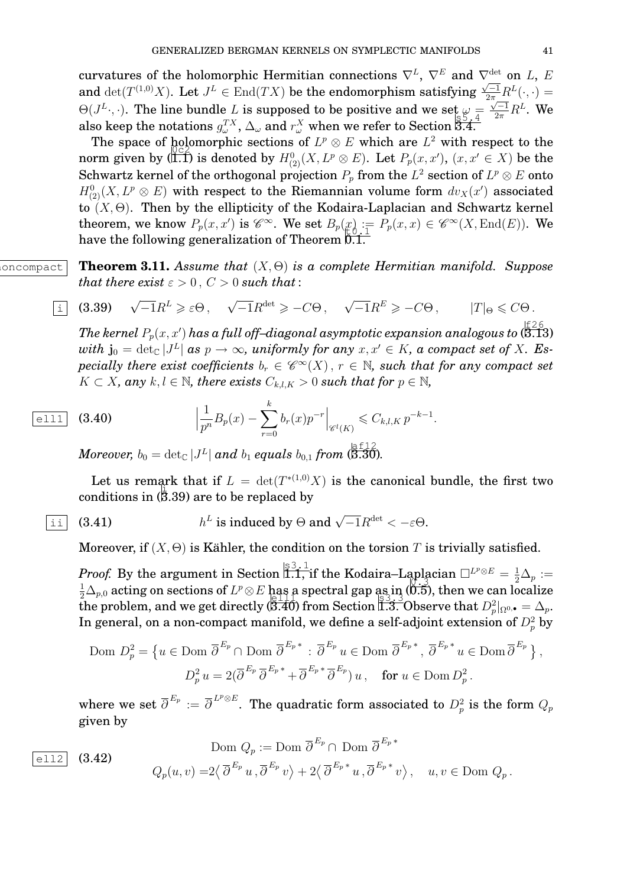curvatures of the holomorphic Hermitian connections $\nabla^L$, $\nabla^E$ and $\nabla^{\det}$ on $L$, $E$ and $\det(T^{(1,0)}X)$. Let $J^L \in \mathrm{End}(TX)$ be the endomorphism satisfying $\frac{\sqrt{-1}}{2\pi}R^L(\cdot,\cdot) = \Theta(J^L\cdot,\cdot)$. The line bundle $L$ is supposed to be positive and we set $\omega = \frac{\sqrt{-1}}{2\pi}R^L$. We also keep the notations $g^{TX}_\omega$, $\Delta_\omega$ and $r^X_\omega$ when we refer to Section 3.4.

The space of holomorphic sections of $L^p \otimes E$ which are $L^2$ with respect to the norm given by (1.1) is denoted by $H^0_{(2)}(X, L^p\otimes E)$. Let $P_p(x,x')$, $(x,x' \in X)$ be the Schwartz kernel of the orthogonal projection $P_p$ from the $L^2$ section of $L^p\otimes E$ onto $H^0_{(2)}(X, L^p\otimes E)$ with respect to the Riemannian volume form $dv_X(x')$ associated to $(X,\Theta)$. Then by the ellipticity of the Kodaira-Laplacian and Schwartz kernel theorem, we know $P_p(x,x')$ is $\mathscr{C}^\infty$. We set $B_p(x) := P_p(x,x) \in \mathscr{C}^\infty(X, \mathrm{End}(E))$. We have the following generalization of Theorem 0.1.

**Theorem 3.11.** *Assume that $(X,\Theta)$ is a complete Hermitian manifold. Suppose that there exist $\varepsilon > 0$, $C > 0$ such that:*

$$\sqrt{-1}R^L \geqslant \varepsilon\Theta\,, \quad \sqrt{-1}R^{\det} \geqslant -C\Theta\,, \quad \sqrt{-1}R^E \geqslant -C\Theta\,, \qquad |T|_\Theta \leqslant C\Theta\,. \tag{3.39}$$

*The kernel $P_p(x,x')$ has a full off–diagonal asymptotic expansion analogous to (3.13) with $\mathbf{j}_0 = \det_{\mathbb{C}}|J^L|$ as $p\to\infty$, uniformly for any $x,x' \in K$, a compact set of $X$. Especially there exist coefficients $b_r \in \mathscr{C}^\infty(X)$, $r\in\mathbb{N}$, such that for any compact set $K \subset X$, any $k,l\in\mathbb{N}$, there exists $C_{k,l,K} > 0$ such that for $p\in\mathbb{N}$,*

$$\Big|\frac{1}{p^n}B_p(x) - \sum_{r=0}^{k} b_r(x)p^{-r}\Big|_{\mathscr{C}^l(K)} \leqslant C_{k,l,K}\, p^{-k-1}. \tag{3.40}$$

*Moreover, $b_0 = \det_{\mathbb{C}}|J^L|$ and $b_1$ equals $b_{0,1}$ from (3.30).*

Let us remark that if $L = \det(T^{*(1,0)}X)$ is the canonical bundle, the first two conditions in (3.39) are to be replaced by

$$h^L \text{ is induced by } \Theta \text{ and } \sqrt{-1}R^{\det} < -\varepsilon\Theta. \tag{3.41}$$

Moreover, if $(X,\Theta)$ is Kähler, the condition on the torsion $T$ is trivially satisfied.

*Proof.* By the argument in Section 1.1, if the Kodaira–Laplacian $\square^{L^p\otimes E} = \frac12\Delta_p := \frac12\Delta_{p,0}$ acting on sections of $L^p\otimes E$ has a spectral gap as in (0.5), then we can localize the problem, and we get directly (3.40) from Section 1.3. Observe that $D_p^2|_{\Omega^{0,\bullet}} = \Delta_p$. In general, on a non-compact manifold, we define a self-adjoint extension of $D_p^2$ by

$$\begin{gathered}
\mathrm{Dom}\ D_p^2 = \big\{u \in \mathrm{Dom}\ \overline{\partial}^{E_p} \cap \mathrm{Dom}\ \overline{\partial}^{E_p\,*} : \overline{\partial}^{E_p}u \in \mathrm{Dom}\,\overline{\partial}^{E_p\,*}\,,\ \overline{\partial}^{E_p\,*}u \in \mathrm{Dom}\,\overline{\partial}^{E_p}\,\big\}\,,\\
D_p^2\, u = 2(\overline{\partial}^{E_p}\,\overline{\partial}^{E_p\,*} + \overline{\partial}^{E_p\,*}\,\overline{\partial}^{E_p})\,u\,, \quad \text{for } u\in\mathrm{Dom}\,D_p^2\,.
\end{gathered}$$

where we set $\overline{\partial}^{E_p} := \overline{\partial}^{L^p\otimes E}$. The quadratic form associated to $D_p^2$ is the form $Q_p$ given by

$$\begin{aligned}
&\mathrm{Dom}\ Q_p := \mathrm{Dom}\ \overline{\partial}^{E_p} \cap\ \mathrm{Dom}\ \overline{\partial}^{E_p\,*}\\
&Q_p(u,v) = 2\big\langle\, \overline{\partial}^{E_p}\,u\,,\overline{\partial}^{E_p}\,v\big\rangle + 2\big\langle\,\overline{\partial}^{E_p\,*}\,u\,,\overline{\partial}^{E_p\,*}\,v\big\rangle\,, \quad u,v\in\mathrm{Dom}\ Q_p\,.
\end{aligned} \tag{3.42}$$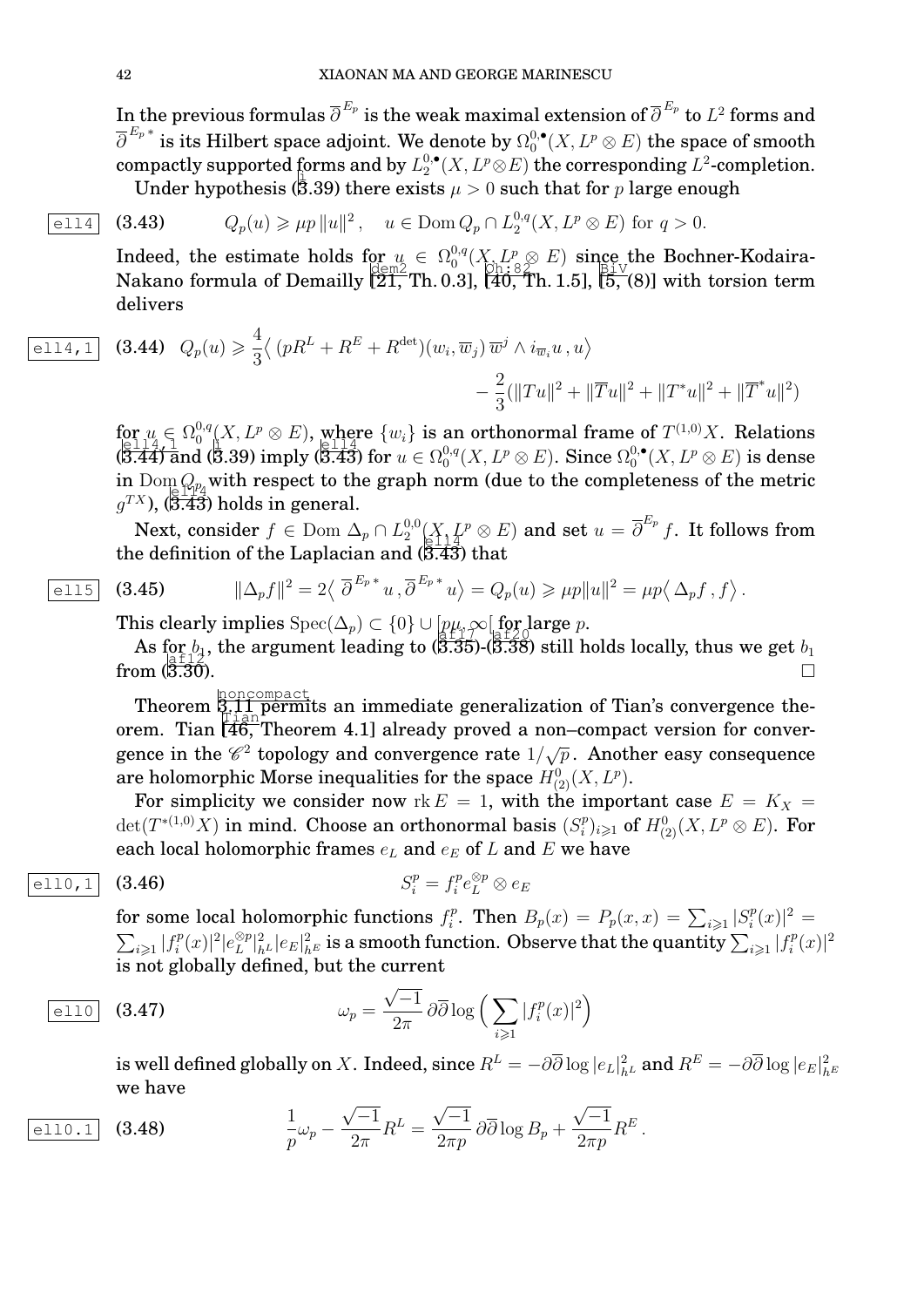In the previous formulas $\overline{\partial}^{E_p}$ is the weak maximal extension of $\overline{\partial}^{E_p}$ to $L^2$ forms and $\overline{\partial}^{E_p *}$ is its Hilbert space adjoint. We denote by $\Omega_0^{0,\bullet}(X, L^p \otimes E)$ the space of smooth compactly supported forms and by $L_2^{0,\bullet}(X, L^p \otimes E)$ the corresponding $L^2$-completion.

Under hypothesis (3.39) there exists $\mu > 0$ such that for $p$ large enough

$$
Q_p(u) \geqslant \mu p \, \|u\|^2 \,, \quad u \in \operatorname{Dom} Q_p \cap L_2^{0,q}(X, L^p \otimes E) \text{ for } q > 0. \tag{3.43}
$$

Indeed, the estimate holds for $u \in \Omega_0^{0,q}(X, L^p \otimes E)$ since the Bochner-Kodaira-Nakano formula of Demailly [21, Th. 0.3], [40, Th. 1.5], [5, (8)] with torsion term delivers

$$
\begin{aligned}
Q_p(u) \geqslant \frac{4}{3} \big\langle \, (pR^L + R^E + R^{\det})(w_i, \overline{w}_j) \, \overline{w}^j \wedge i_{\overline{w}_i} u \, , u \big\rangle \\
- \frac{2}{3} (\|Tu\|^2 + \|\overline{T}u\|^2 + \|T^* u\|^2 + \|\overline{T}^* u\|^2)
\end{aligned} \tag{3.44}
$$

for $u \in \Omega_0^{0,q}(X, L^p \otimes E)$, where $\{w_i\}$ is an orthonormal frame of $T^{(1,0)}X$. Relations (3.44) and (3.39) imply (3.43) for $u \in \Omega_0^{0,q}(X, L^p \otimes E)$. Since $\Omega_0^{0,\bullet}(X, L^p \otimes E)$ is dense in $\operatorname{Dom} Q_p$ with respect to the graph norm (due to the completeness of the metric $g^{TX}$), (3.43) holds in general.

Next, consider $f \in \operatorname{Dom} \Delta_p \cap L_2^{0,0}(X, L^p \otimes E)$ and set $u = \overline{\partial}^{E_p} f$. It follows from the definition of the Laplacian and (3.43) that

$$
\|\Delta_p f\|^2 = 2 \big\langle \, \overline{\partial}^{E_p *} u \, , \overline{\partial}^{E_p *} u \big\rangle = Q_p(u) \geqslant \mu p \|u\|^2 = \mu p \big\langle \, \Delta_p f \, , f \big\rangle \, . \tag{3.45}
$$

This clearly implies $\operatorname{Spec}(\Delta_p) \subset \{0\} \cup [p\mu, \infty[$ for large $p$.

As for $b_1$, the argument leading to (3.35)-(3.38) still holds locally, thus we get $b_1$ from (3.30). $\square$

Theorem 3.11 permits an immediate generalization of Tian's convergence theorem. Tian [46, Theorem 4.1] already proved a non–compact version for convergence in the $\mathscr{C}^2$ topology and convergence rate $1/\sqrt{p}$. Another easy consequence are holomorphic Morse inequalities for the space $H^0_{(2)}(X, L^p)$.

For simplicity we consider now $\operatorname{rk} E = 1$, with the important case $E = K_X = \det(T^{*(1,0)}X)$ in mind. Choose an orthonormal basis $(S_i^p)_{i \geqslant 1}$ of $H^0_{(2)}(X, L^p \otimes E)$. For each local holomorphic frames $e_L$ and $e_E$ of $L$ and $E$ we have

$$
S_i^p = f_i^p e_L^{\otimes p} \otimes e_E \tag{3.46}
$$

for some local holomorphic functions $f_i^p$. Then $B_p(x) = P_p(x,x) = \sum_{i \geqslant 1} |S_i^p(x)|^2 = \sum_{i \geqslant 1} |f_i^p(x)|^2 |e_L^{\otimes p}|^2_{h^L} |e_E|^2_{h^E}$ is a smooth function. Observe that the quantity $\sum_{i \geqslant 1} |f_i^p(x)|^2$ is not globally defined, but the current

$$
\omega_p = \frac{\sqrt{-1}}{2\pi} \, \partial \overline{\partial} \log \Big( \sum_{i \geqslant 1} |f_i^p(x)|^2 \Big) \tag{3.47}
$$

is well defined globally on $X$. Indeed, since $R^L = -\partial\overline{\partial} \log |e_L|^2_{h^L}$ and $R^E = -\partial\overline{\partial} \log |e_E|^2_{h^E}$ we have

$$
\frac{1}{p} \omega_p - \frac{\sqrt{-1}}{2\pi} R^L = \frac{\sqrt{-1}}{2\pi p} \, \partial \overline{\partial} \log B_p + \frac{\sqrt{-1}}{2\pi p} R^E \, . \tag{3.48}
$$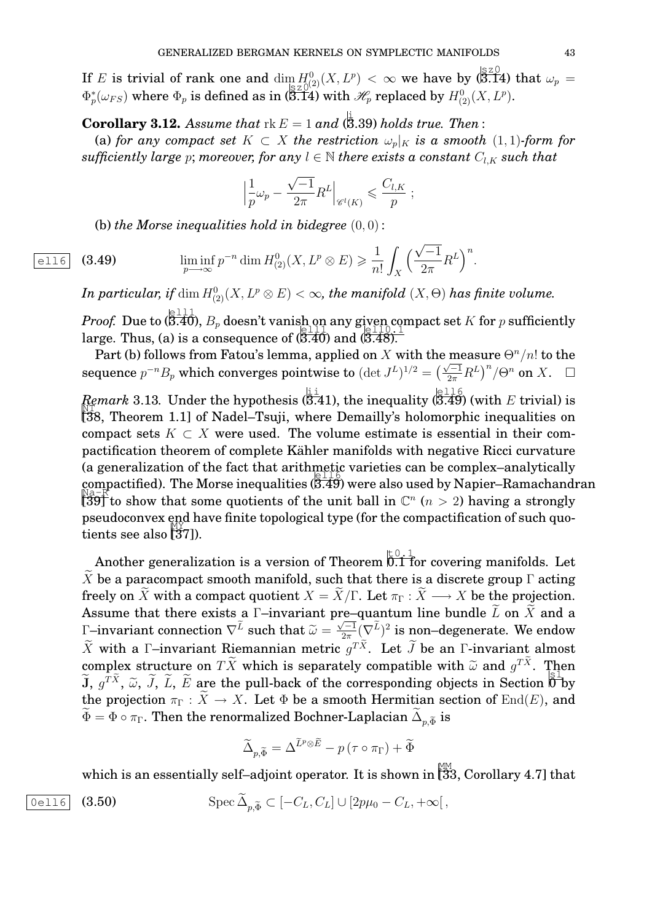If $E$ is trivial of rank one and $\dim H^0_{(2)}(X, L^p) < \infty$ we have by (3.14) that $\omega_p = \Phi_p^*(\omega_{FS})$ where $\Phi_p$ is defined as in (3.14) with $\mathscr{H}_p$ replaced by $H^0_{(2)}(X, L^p)$.

**Corollary 3.12.** *Assume that* $\operatorname{rk} E = 1$ *and* (3.39) *holds true. Then*:

(a) *for any compact set* $K \subset X$ *the restriction* $\omega_p|_K$ *is a smooth* $(1,1)$*-form for sufficiently large* $p$*; moreover, for any* $l \in \mathbb{N}$ *there exists a constant* $C_{l,K}$ *such that*

$$\Big|\frac{1}{p}\omega_p - \frac{\sqrt{-1}}{2\pi}R^L\Big|_{\mathscr{C}^l(K)} \leqslant \frac{C_{l,K}}{p}\ ;$$

(b) *the Morse inequalities hold in bidegree* $(0,0)$:

$$\liminf_{p\longrightarrow\infty} p^{-n}\dim H^0_{(2)}(X, L^p\otimes E) \geqslant \frac{1}{n!}\int_X \Big(\frac{\sqrt{-1}}{2\pi}R^L\Big)^n. \tag{3.49}$$

*In particular, if* $\dim H^0_{(2)}(X, L^p \otimes E) < \infty$*, the manifold* $(X, \Theta)$ *has finite volume.*

*Proof.* Due to (3.40), $B_p$ doesn't vanish on any given compact set $K$ for $p$ sufficiently large. Thus, (a) is a consequence of (3.40) and (3.48).

Part (b) follows from Fatou's lemma, applied on $X$ with the measure $\Theta^n/n!$ to the sequence $p^{-n}B_p$ which converges pointwise to $(\det J^L)^{1/2} = \big(\frac{\sqrt{-1}}{2\pi}R^L\big)^n/\Theta^n$ on $X$. $\square$

*Remark* 3.13. Under the hypothesis (3.41), the inequality (3.49) (with $E$ trivial) is [38, Theorem 1.1] of Nadel–Tsuji, where Demailly's holomorphic inequalities on compact sets $K \subset X$ were used. The volume estimate is essential in their compactification theorem of complete Kähler manifolds with negative Ricci curvature (a generalization of the fact that arithmetic varieties can be complex–analytically compactified). The Morse inequalities (3.49) were also used by Napier–Ramachandran [39] to show that some quotients of the unit ball in $\mathbb{C}^n$ ($n > 2$) having a strongly pseudoconvex end have finite topological type (for the compactification of such quotients see also [37]).

Another generalization is a version of Theorem 0.1 for covering manifolds. Let $\widetilde{X}$ be a paracompact smooth manifold, such that there is a discrete group $\Gamma$ acting freely on $\widetilde{X}$ with a compact quotient $X = \widetilde{X}/\Gamma$. Let $\pi_\Gamma : \widetilde{X} \longrightarrow X$ be the projection. Assume that there exists a $\Gamma$–invariant pre–quantum line bundle $\widetilde{L}$ on $\widetilde{X}$ and a $\Gamma$–invariant connection $\nabla^{\widetilde{L}}$ such that $\widetilde{\omega} = \frac{\sqrt{-1}}{2\pi}(\nabla^{\widetilde{L}})^2$ is non–degenerate. We endow $\widetilde{X}$ with a $\Gamma$–invariant Riemannian metric $g^{T\widetilde{X}}$. Let $\widetilde{J}$ be an $\Gamma$-invariant almost complex structure on $T\widetilde{X}$ which is separately compatible with $\widetilde{\omega}$ and $g^{T\widetilde{X}}$. Then $\widetilde{\mathbf{J}}$, $g^{T\widetilde{X}}$, $\widetilde{\omega}$, $\widetilde{J}$, $\widetilde{L}$, $\widetilde{E}$ are the pull-back of the corresponding objects in Section 0 by the projection $\pi_\Gamma : \widetilde{X} \to X$. Let $\Phi$ be a smooth Hermitian section of $\operatorname{End}(E)$, and $\widetilde{\Phi} = \Phi\circ\pi_\Gamma$. Then the renormalized Bochner-Laplacian $\widetilde{\Delta}_{p,\widetilde{\Phi}}$ is

$$\widetilde{\Delta}_{p,\widetilde{\Phi}} = \Delta^{\widetilde{L}^p\otimes\widetilde{E}} - p\,(\tau\circ\pi_\Gamma) + \widetilde{\Phi}$$

which is an essentially self–adjoint operator. It is shown in [33, Corollary 4.7] that

$$\operatorname{Spec}\widetilde{\Delta}_{p,\widetilde{\Phi}} \subset [-C_L, C_L] \cup [2p\mu_0 - C_L, +\infty[\,, \tag{3.50}$$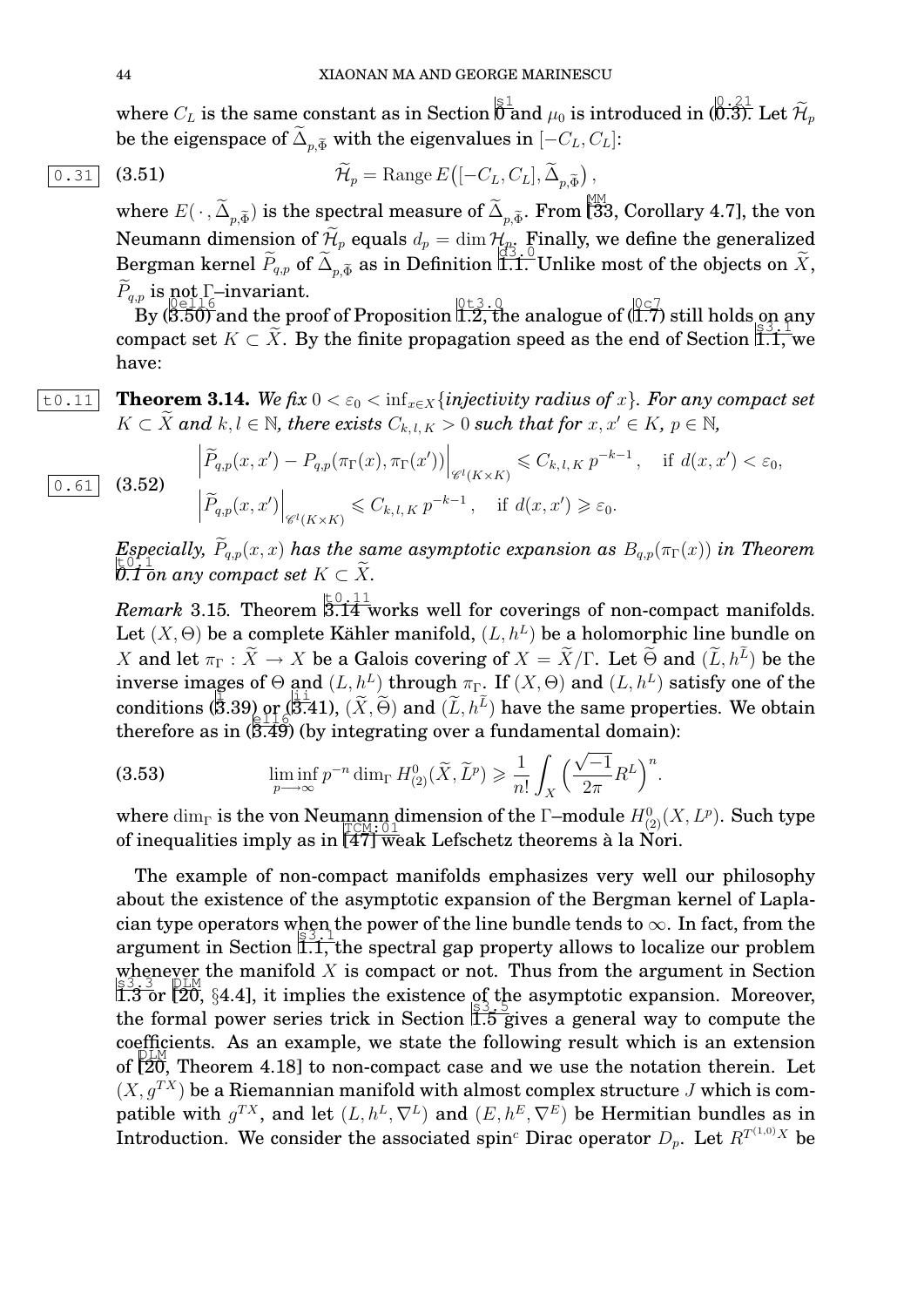where $C_L$ is the same constant as in Section 0 and $\mu_0$ is introduced in (0.3). Let $\widetilde{\mathcal{H}}_p$ be the eigenspace of $\widetilde{\Delta}_{p,\widetilde{\Phi}}$ with the eigenvalues in $[-C_L, C_L]$:

$$\widetilde{\mathcal{H}}_p = \operatorname{Range} E\big([-C_L, C_L], \widetilde{\Delta}_{p,\widetilde{\Phi}}\big)\,, \tag{3.51}$$

where $E(\,\cdot\,, \widetilde{\Delta}_{p,\widetilde{\Phi}})$ is the spectral measure of $\widetilde{\Delta}_{p,\widetilde{\Phi}}$. From [33, Corollary 4.7], the von Neumann dimension of $\widetilde{\mathcal{H}}_p$ equals $d_p = \dim \mathcal{H}_p$. Finally, we define the generalized Bergman kernel $\widetilde{P}_{q,p}$ of $\widetilde{\Delta}_{p,\widetilde{\Phi}}$ as in Definition 1.1. Unlike most of the objects on $\widetilde{X}$, $\widetilde{P}_{q,p}$ is not $\Gamma$–invariant.

By (3.50) and the proof of Proposition 1.2, the analogue of (1.7) still holds on any compact set $K \subset \widetilde{X}$. By the finite propagation speed as the end of Section 1.1, we have:

**Theorem 3.14.** *We fix $0 < \varepsilon_0 < \inf_{x\in X}\{$injectivity radius of $x\}$. For any compact set $K \subset \widetilde{X}$ and $k, l \in \mathbb{N}$, there exists $C_{k,l,K} > 0$ such that for $x, x' \in K$, $p \in \mathbb{N}$,*

$$\begin{aligned}
&\Big|\widetilde{P}_{q,p}(x,x') - P_{q,p}(\pi_\Gamma(x), \pi_\Gamma(x'))\Big|_{\mathscr{C}^l(K\times K)} \leqslant C_{k,l,K}\, p^{-k-1}\,, \quad \text{if } d(x,x') < \varepsilon_0,\\
&\Big|\widetilde{P}_{q,p}(x,x')\Big|_{\mathscr{C}^l(K\times K)} \leqslant C_{k,l,K}\, p^{-k-1}\,, \quad \text{if } d(x,x') \geqslant \varepsilon_0.
\end{aligned} \tag{3.52}$$

*Especially, $\widetilde{P}_{q,p}(x,x)$ has the same asymptotic expansion as $B_{q,p}(\pi_\Gamma(x))$ in Theorem 0.1 on any compact set $K \subset \widetilde{X}$.*

*Remark* 3.15. Theorem 3.14 works well for coverings of non-compact manifolds. Let $(X,\Theta)$ be a complete Kähler manifold, $(L, h^L)$ be a holomorphic line bundle on $X$ and let $\pi_\Gamma : \widetilde{X} \to X$ be a Galois covering of $X = \widetilde{X}/\Gamma$. Let $\widetilde{\Theta}$ and $(\widetilde{L}, h^{\widetilde{L}})$ be the inverse images of $\Theta$ and $(L, h^L)$ through $\pi_\Gamma$. If $(X,\Theta)$ and $(L, h^L)$ satisfy one of the conditions (3.39) or (3.41), $(\widetilde{X}, \widetilde{\Theta})$ and $(\widetilde{L}, h^{\widetilde{L}})$ have the same properties. We obtain therefore as in (3.49) (by integrating over a fundamental domain):

$$\liminf_{p\longrightarrow\infty} p^{-n} \dim_\Gamma H^0_{(2)}(\widetilde{X}, \widetilde{L}^p) \geqslant \frac{1}{n!}\int_X \Big(\frac{\sqrt{-1}}{2\pi}R^L\Big)^n. \tag{3.53}$$

where $\dim_\Gamma$ is the von Neumann dimension of the $\Gamma$–module $H^0_{(2)}(X, L^p)$. Such type of inequalities imply as in [47] weak Lefschetz theorems à la Nori.

The example of non-compact manifolds emphasizes very well our philosophy about the existence of the asymptotic expansion of the Bergman kernel of Laplacian type operators when the power of the line bundle tends to $\infty$. In fact, from the argument in Section 1.1, the spectral gap property allows to localize our problem whenever the manifold $X$ is compact or not. Thus from the argument in Section 1.3 or [20, §4.4], it implies the existence of the asymptotic expansion. Moreover, the formal power series trick in Section 1.5 gives a general way to compute the coefficients. As an example, we state the following result which is an extension of [20, Theorem 4.18] to non-compact case and we use the notation therein. Let $(X, g^{TX})$ be a Riemannian manifold with almost complex structure $J$ which is compatible with $g^{TX}$, and let $(L, h^L, \nabla^L)$ and $(E, h^E, \nabla^E)$ be Hermitian bundles as in Introduction. We consider the associated spin$^c$ Dirac operator $D_p$. Let $R^{T^{(1,0)}X}$ be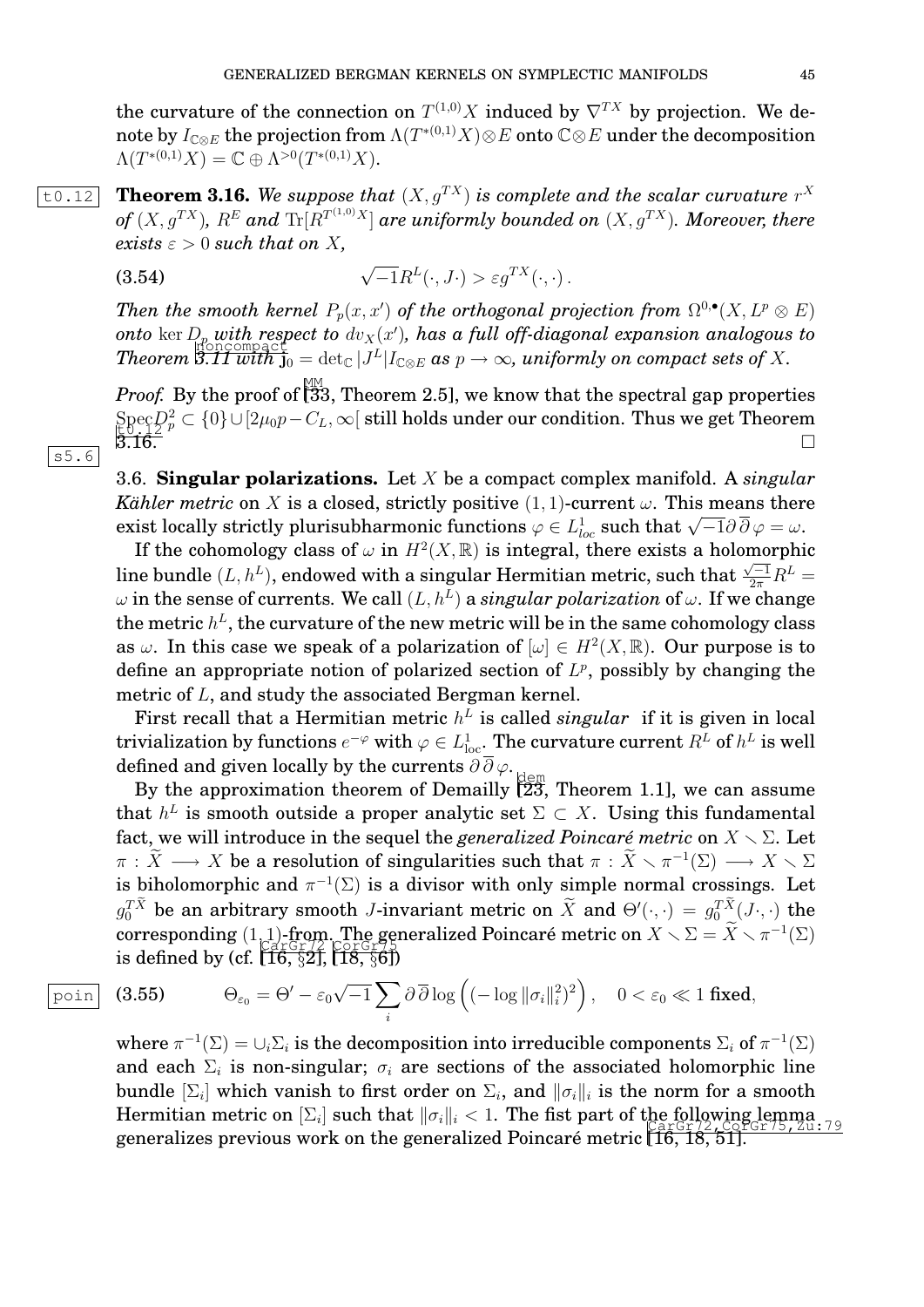the curvature of the connection on $T^{(1,0)}X$ induced by $\nabla^{TX}$ by projection. We denote by $I_{\mathbb{C}\otimes E}$ the projection from $\Lambda(T^{*(0,1)}X)\otimes E$ onto $\mathbb{C}\otimes E$ under the decomposition $\Lambda(T^{*(0,1)}X) = \mathbb{C}\oplus\Lambda^{>0}(T^{*(0,1)}X)$.

**Theorem 3.16.** *We suppose that $(X, g^{TX})$ is complete and the scalar curvature $r^X$ of $(X, g^{TX})$, $R^E$ and $\mathrm{Tr}[R^{T^{(1,0)}X}]$ are uniformly bounded on $(X, g^{TX})$. Moreover, there exists $\varepsilon > 0$ such that on $X$,*

$$\sqrt{-1}R^L(\cdot, J\cdot) > \varepsilon g^{TX}(\cdot,\cdot)\,. \tag{3.54}$$

*Then the smooth kernel $P_p(x,x')$ of the orthogonal projection from $\Omega^{0,\bullet}(X, L^p\otimes E)$ onto $\ker D_p$ with respect to $dv_X(x')$, has a full off-diagonal expansion analogous to Theorem 3.11 with $\mathbf{j}_0 = \det_{\mathbb{C}}|J^L| I_{\mathbb{C}\otimes E}$ as $p\to\infty$, uniformly on compact sets of $X$.*

*Proof.* By the proof of [33, Theorem 2.5], we know that the spectral gap properties $\mathrm{Spec} D_p^2 \subset \{0\}\cup[2\mu_0 p - C_L, \infty[$ still holds under our condition. Thus we get Theorem 3.16. $\square$

### 3.6. Singular polarizations.

Let $X$ be a compact complex manifold. A *singular Kähler metric* on $X$ is a closed, strictly positive $(1,1)$-current $\omega$. This means there exist locally strictly plurisubharmonic functions $\varphi\in L^1_{loc}$ such that $\sqrt{-1}\partial\overline{\partial}\varphi = \omega$.

If the cohomology class of $\omega$ in $H^2(X,\mathbb{R})$ is integral, there exists a holomorphic line bundle $(L, h^L)$, endowed with a singular Hermitian metric, such that $\frac{\sqrt{-1}}{2\pi}R^L = \omega$ in the sense of currents. We call $(L, h^L)$ a *singular polarization* of $\omega$. If we change the metric $h^L$, the curvature of the new metric will be in the same cohomology class as $\omega$. In this case we speak of a polarization of $[\omega]\in H^2(X,\mathbb{R})$. Our purpose is to define an appropriate notion of polarized section of $L^p$, possibly by changing the metric of $L$, and study the associated Bergman kernel.

First recall that a Hermitian metric $h^L$ is called *singular* if it is given in local trivialization by functions $e^{-\varphi}$ with $\varphi\in L^1_{\rm loc}$. The curvature current $R^L$ of $h^L$ is well defined and given locally by the currents $\partial\overline{\partial}\varphi$.

By the approximation theorem of Demailly [23, Theorem 1.1], we can assume that $h^L$ is smooth outside a proper analytic set $\Sigma\subset X$. Using this fundamental fact, we will introduce in the sequel the *generalized Poincaré metric* on $X\smallsetminus\Sigma$. Let $\pi:\widetilde{X}\longrightarrow X$ be a resolution of singularities such that $\pi:\widetilde{X}\smallsetminus\pi^{-1}(\Sigma)\longrightarrow X\smallsetminus\Sigma$ is biholomorphic and $\pi^{-1}(\Sigma)$ is a divisor with only simple normal crossings. Let $g_0^{T\widetilde{X}}$ be an arbitrary smooth $J$-invariant metric on $\widetilde{X}$ and $\Theta'(\cdot,\cdot) = g_0^{T\widetilde{X}}(J\cdot,\cdot)$ the corresponding $(1,1)$-from. The generalized Poincaré metric on $X\smallsetminus\Sigma = \widetilde{X}\smallsetminus\pi^{-1}(\Sigma)$ is defined by (cf. [16, §2], [18, §6])

$$\Theta_{\varepsilon_0} = \Theta' - \varepsilon_0\sqrt{-1}\sum_i \partial\overline{\partial}\log\left((-\log\|\sigma_i\|_i^2)^2\right), \quad 0<\varepsilon_0\ll 1 \textbf{ fixed}, \tag{3.55}$$

where $\pi^{-1}(\Sigma) = \cup_i\Sigma_i$ is the decomposition into irreducible components $\Sigma_i$ of $\pi^{-1}(\Sigma)$ and each $\Sigma_i$ is non-singular; $\sigma_i$ are sections of the associated holomorphic line bundle $[\Sigma_i]$ which vanish to first order on $\Sigma_i$, and $\|\sigma_i\|_i$ is the norm for a smooth Hermitian metric on $[\Sigma_i]$ such that $\|\sigma_i\|_i < 1$. The fist part of the following lemma generalizes previous work on the generalized Poincaré metric [16, 18, 51].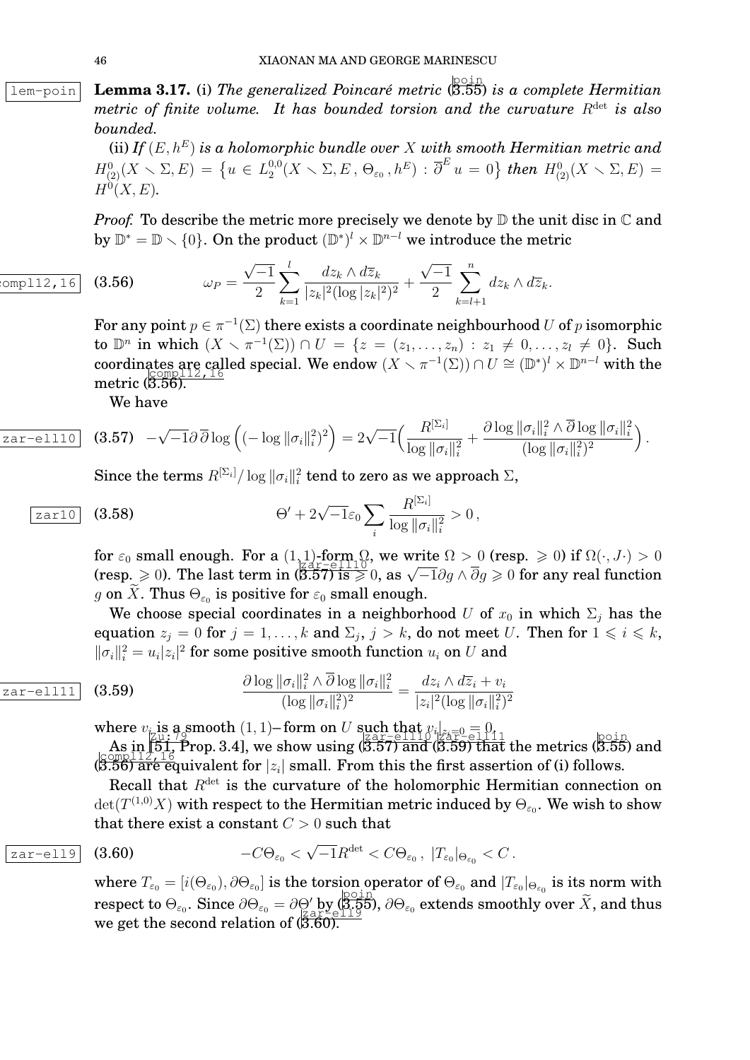**Lemma 3.17.** (i) *The generalized Poincaré metric* (3.55) *is a complete Hermitian metric of finite volume. It has bounded torsion and the curvature* $R^{\det}$ *is also bounded.*

(ii) *If* $(E, h^E)$ *is a holomorphic bundle over* $X$ *with smooth Hermitian metric and* $H^0_{(2)}(X \smallsetminus \Sigma, E) = \{u \in L^{0,0}_2(X \smallsetminus \Sigma, E, \Theta_{\varepsilon_0}, h^E) : \overline{\partial}^E u = 0\}$ *then* $H^0_{(2)}(X \smallsetminus \Sigma, E) = H^0(X, E)$.

*Proof.* To describe the metric more precisely we denote by $\mathbb{D}$ the unit disc in $\mathbb{C}$ and by $\mathbb{D}^* = \mathbb{D} \smallsetminus \{0\}$. On the product $(\mathbb{D}^*)^l \times \mathbb{D}^{n-l}$ we introduce the metric

$$\omega_P = \frac{\sqrt{-1}}{2} \sum_{k=1}^{l} \frac{dz_k \wedge d\overline{z}_k}{|z_k|^2 (\log |z_k|^2)^2} + \frac{\sqrt{-1}}{2} \sum_{k=l+1}^{n} dz_k \wedge d\overline{z}_k. \tag{3.56}$$

For any point $p \in \pi^{-1}(\Sigma)$ there exists a coordinate neighbourhood $U$ of $p$ isomorphic to $\mathbb{D}^n$ in which $(X \smallsetminus \pi^{-1}(\Sigma)) \cap U = \{z = (z_1, \ldots, z_n) : z_1 \neq 0, \ldots, z_l \neq 0\}$. Such coordinates are called special. We endow $(X \smallsetminus \pi^{-1}(\Sigma)) \cap U \cong (\mathbb{D}^*)^l \times \mathbb{D}^{n-l}$ with the metric (3.56).

We have

$$-\sqrt{-1}\partial\overline{\partial}\log\Big((-\log\|\sigma_i\|_i^2)^2\Big) = 2\sqrt{-1}\Big(\frac{R^{[\Sigma_i]}}{\log\|\sigma_i\|_i^2} + \frac{\partial\log\|\sigma_i\|_i^2 \wedge \overline{\partial}\log\|\sigma_i\|_i^2}{(\log\|\sigma_i\|_i^2)^2}\Big). \tag{3.57}$$

Since the terms $R^{[\Sigma_i]}/\log\|\sigma_i\|_i^2$ tend to zero as we approach $\Sigma$,

$$\Theta' + 2\sqrt{-1}\varepsilon_0 \sum_i \frac{R^{[\Sigma_i]}}{\log\|\sigma_i\|_i^2} > 0\,, \tag{3.58}$$

for $\varepsilon_0$ small enough. For a $(1,1)$-form $\Omega$, we write $\Omega > 0$ (resp. $\geqslant 0$) if $\Omega(\cdot, J\cdot) > 0$ (resp. $\geqslant 0$). The last term in (3.57) is $\geqslant 0$, as $\sqrt{-1}\partial g \wedge \overline{\partial} g \geqslant 0$ for any real function $g$ on $\widetilde{X}$. Thus $\Theta_{\varepsilon_0}$ is positive for $\varepsilon_0$ small enough.

We choose special coordinates in a neighborhood $U$ of $x_0$ in which $\Sigma_j$ has the equation $z_j = 0$ for $j = 1, \ldots, k$ and $\Sigma_j$, $j > k$, do not meet $U$. Then for $1 \leqslant i \leqslant k$, $\|\sigma_i\|_i^2 = u_i |z_i|^2$ for some positive smooth function $u_i$ on $U$ and

$$\frac{\partial\log\|\sigma_i\|_i^2 \wedge \overline{\partial}\log\|\sigma_i\|_i^2}{(\log\|\sigma_i\|_i^2)^2} = \frac{dz_i \wedge d\overline{z}_i + v_i}{|z_i|^2 (\log\|\sigma_i\|_i^2)^2} \tag{3.59}$$

where $v_i$ is a smooth $(1,1)-$form on $U$ such that $v_i|_{z_i=0} = 0$.

As in [51, Prop. 3.4], we show using (3.57) and (3.59) that the metrics (3.55) and (3.56) are equivalent for $|z_i|$ small. From this the first assertion of (i) follows.

Recall that $R^{\det}$ is the curvature of the holomorphic Hermitian connection on $\det(T^{(1,0)}X)$ with respect to the Hermitian metric induced by $\Theta_{\varepsilon_0}$. We wish to show that there exist a constant $C > 0$ such that

$$-C\Theta_{\varepsilon_0} < \sqrt{-1}R^{\det} < C\Theta_{\varepsilon_0}\,,\ |T_{\varepsilon_0}|_{\Theta_{\varepsilon_0}} < C\,. \tag{3.60}$$

where $T_{\varepsilon_0} = [i(\Theta_{\varepsilon_0}), \partial\Theta_{\varepsilon_0}]$ is the torsion operator of $\Theta_{\varepsilon_0}$ and $|T_{\varepsilon_0}|_{\Theta_{\varepsilon_0}}$ is its norm with respect to $\Theta_{\varepsilon_0}$. Since $\partial\Theta_{\varepsilon_0} = \partial\Theta'$ by (3.55), $\partial\Theta_{\varepsilon_0}$ extends smoothly over $\widetilde{X}$, and thus we get the second relation of (3.60).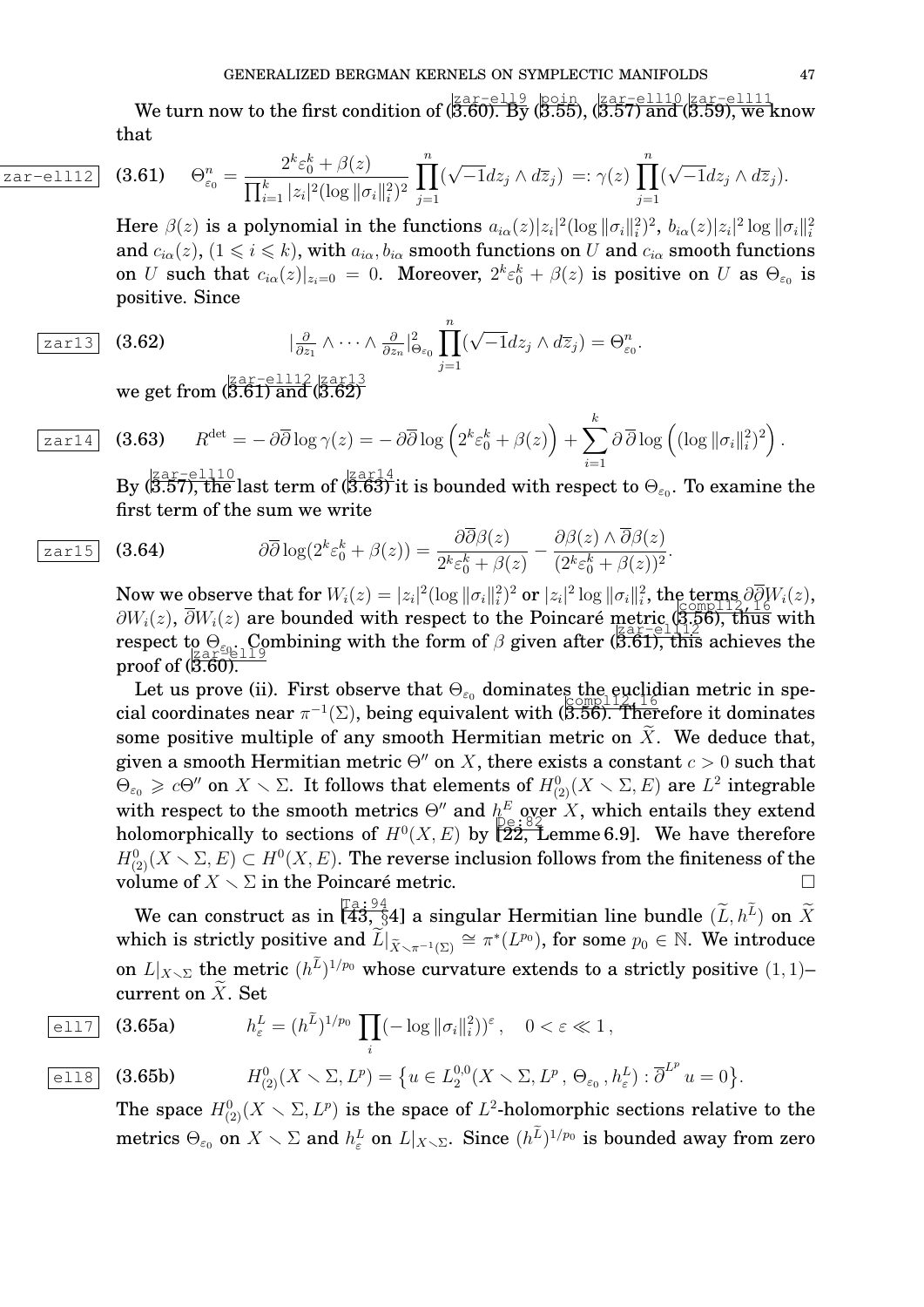We turn now to the first condition of (3.60). By (3.55), (3.57) and (3.59), we know that

$$\Theta^n_{\varepsilon_0} = \frac{2^k\varepsilon_0^k + \beta(z)}{\prod_{i=1}^k |z_i|^2 (\log\|\sigma_i\|_i^2)^2} \prod_{j=1}^n (\sqrt{-1}dz_j\wedge d\overline{z}_j) =: \gamma(z) \prod_{j=1}^n (\sqrt{-1}dz_j\wedge d\overline{z}_j). \tag{3.61}$$

Here $\beta(z)$ is a polynomial in the functions $a_{i\alpha}(z)|z_i|^2(\log\|\sigma_i\|_i^2)^2$, $b_{i\alpha}(z)|z_i|^2\log\|\sigma_i\|_i^2$ and $c_{i\alpha}(z)$, $(1\leqslant i\leqslant k)$, with $a_{i\alpha}, b_{i\alpha}$ smooth functions on $U$ and $c_{i\alpha}$ smooth functions on $U$ such that $c_{i\alpha}(z)|_{z_i=0}=0$. Moreover, $2^k\varepsilon_0^k+\beta(z)$ is positive on $U$ as $\Theta_{\varepsilon_0}$ is positive. Since

$$|\tfrac{\partial}{\partial z_1}\wedge\cdots\wedge\tfrac{\partial}{\partial z_n}|^2_{\Theta_{\varepsilon_0}} \prod_{j=1}^n (\sqrt{-1}dz_j\wedge d\overline{z}_j) = \Theta^n_{\varepsilon_0}. \tag{3.62}$$

we get from (3.61) and (3.62)

$$R^{\det} = -\partial\overline{\partial}\log\gamma(z) = -\partial\overline{\partial}\log\Big(2^k\varepsilon_0^k+\beta(z)\Big) + \sum_{i=1}^k \partial\,\overline{\partial}\log\Big((\log\|\sigma_i\|_i^2)^2\Big). \tag{3.63}$$

By (3.57), the last term of (3.63) it is bounded with respect to $\Theta_{\varepsilon_0}$. To examine the first term of the sum we write

$$\partial\overline{\partial}\log(2^k\varepsilon_0^k+\beta(z)) = \frac{\partial\overline{\partial}\beta(z)}{2^k\varepsilon_0^k+\beta(z)} - \frac{\partial\beta(z)\wedge\overline{\partial}\beta(z)}{(2^k\varepsilon_0^k+\beta(z))^2}. \tag{3.64}$$

Now we observe that for $W_i(z)=|z_i|^2(\log\|\sigma_i\|_i^2)^2$ or $|z_i|^2\log\|\sigma_i\|_i^2$, the terms $\partial\overline{\partial}W_i(z)$, $\partial W_i(z)$, $\overline{\partial}W_i(z)$ are bounded with respect to the Poincaré metric (3.56), thus with respect to $\Theta_{\varepsilon_0}$. Combining with the form of $\beta$ given after (3.61), this achieves the proof of (3.60).

Let us prove (ii). First observe that $\Theta_{\varepsilon_0}$ dominates the euclidian metric in special coordinates near $\pi^{-1}(\Sigma)$, being equivalent with (3.56). Therefore it dominates some positive multiple of any smooth Hermitian metric on $\widetilde{X}$. We deduce that, given a smooth Hermitian metric $\Theta''$ on $X$, there exists a constant $c>0$ such that $\Theta_{\varepsilon_0}\geqslant c\Theta''$ on $X\smallsetminus\Sigma$. It follows that elements of $H^0_{(2)}(X\smallsetminus\Sigma,E)$ are $L^2$ integrable with respect to the smooth metrics $\Theta''$ and $h^E$ over $X$, which entails they extend holomorphically to sections of $H^0(X,E)$ by [22, Lemme 6.9]. We have therefore $H^0_{(2)}(X\smallsetminus\Sigma,E)\subset H^0(X,E)$. The reverse inclusion follows from the finiteness of the volume of $X\smallsetminus\Sigma$ in the Poincaré metric. $\square$

We can construct as in [43, §4] a singular Hermitian line bundle $(\widetilde{L},h^{\widetilde{L}})$ on $\widetilde{X}$ which is strictly positive and $\widetilde{L}|_{\widetilde{X}\smallsetminus\pi^{-1}(\Sigma)}\cong\pi^*(L^{p_0})$, for some $p_0\in\mathbb{N}$. We introduce on $L|_{X\smallsetminus\Sigma}$ the metric $(h^{\widetilde{L}})^{1/p_0}$ whose curvature extends to a strictly positive $(1,1)$–current on $\widetilde{X}$. Set

$$h^L_\varepsilon = (h^{\widetilde{L}})^{1/p_0}\prod_i(-\log\|\sigma_i\|_i^2))^\varepsilon\,,\quad 0<\varepsilon\ll 1\,, \tag{3.65a}$$

$$H^0_{(2)}(X\smallsetminus\Sigma,L^p) = \big\{u\in L^{0,0}_2(X\smallsetminus\Sigma,L^p\,,\,\Theta_{\varepsilon_0}\,,h^L_\varepsilon):\overline{\partial}^{L^p}u=0\big\}. \tag{3.65b}$$

The space $H^0_{(2)}(X\smallsetminus\Sigma,L^p)$ is the space of $L^2$-holomorphic sections relative to the metrics $\Theta_{\varepsilon_0}$ on $X\smallsetminus\Sigma$ and $h^L_\varepsilon$ on $L|_{X\smallsetminus\Sigma}$. Since $(h^{\widetilde{L}})^{1/p_0}$ is bounded away from zero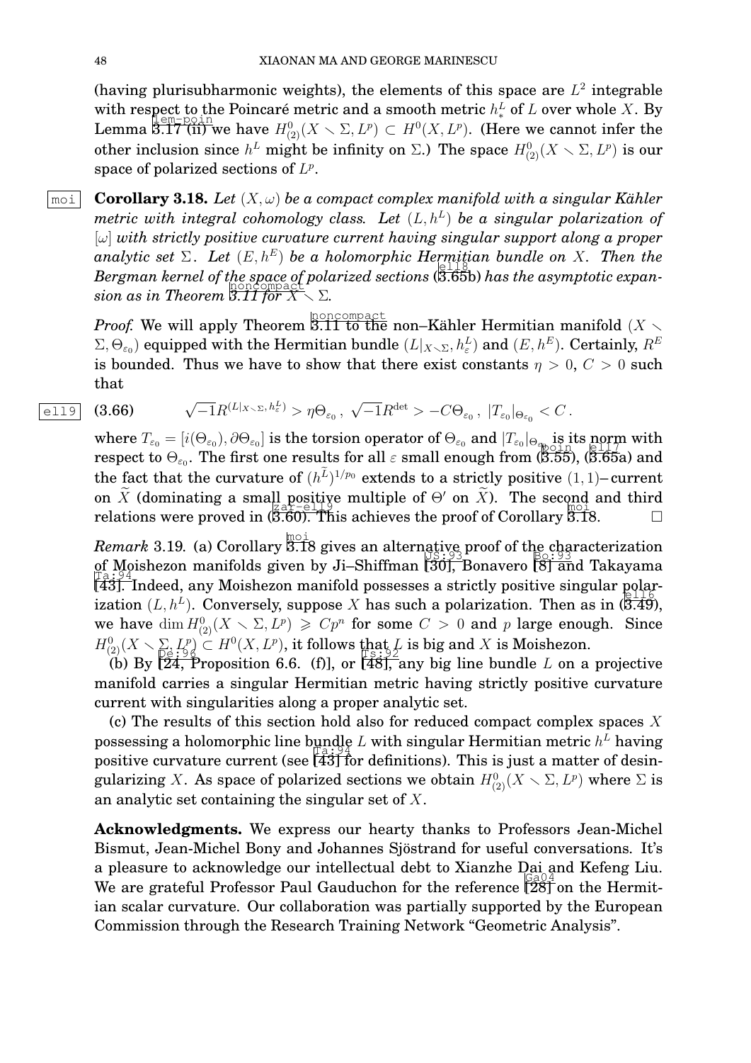(having plurisubharmonic weights), the elements of this space are $L^2$ integrable with respect to the Poincaré metric and a smooth metric $h^L_*$ of $L$ over whole $X$. By Lemma 3.17 (ii) we have $H^0_{(2)}(X \smallsetminus \Sigma, L^p) \subset H^0(X, L^p)$. (Here we cannot infer the other inclusion since $h^L$ might be infinity on $\Sigma$.) The space $H^0_{(2)}(X \smallsetminus \Sigma, L^p)$ is our space of polarized sections of $L^p$.

**Corollary 3.18.** *Let $(X, \omega)$ be a compact complex manifold with a singular Kähler metric with integral cohomology class. Let $(L, h^L)$ be a singular polarization of $[\omega]$ with strictly positive curvature current having singular support along a proper analytic set $\Sigma$. Let $(E, h^E)$ be a holomorphic Hermitian bundle on $X$. Then the Bergman kernel of the space of polarized sections* (3.65b) *has the asymptotic expansion as in Theorem 3.11 for $X \smallsetminus \Sigma$.*

*Proof.* We will apply Theorem 3.11 to the non–Kähler Hermitian manifold $(X \smallsetminus \Sigma, \Theta_{\varepsilon_0})$ equipped with the Hermitian bundle $(L|_{X\smallsetminus\Sigma}, h^L_\varepsilon)$ and $(E, h^E)$. Certainly, $R^E$ is bounded. Thus we have to show that there exist constants $\eta > 0$, $C > 0$ such that

$$\sqrt{-1}R^{(L|_{X\smallsetminus\Sigma},\, h^L_\varepsilon)} > \eta\Theta_{\varepsilon_0}\,,\ \sqrt{-1}R^{\det} > -C\Theta_{\varepsilon_0}\,,\ |T_{\varepsilon_0}|_{\Theta_{\varepsilon_0}} < C\,. \tag{3.66}$$

where $T_{\varepsilon_0} = [i(\Theta_{\varepsilon_0}), \partial\Theta_{\varepsilon_0}]$ is the torsion operator of $\Theta_{\varepsilon_0}$ and $|T_{\varepsilon_0}|_{\Theta_{\varepsilon_0}}$ is its norm with respect to $\Theta_{\varepsilon_0}$. The first one results for all $\varepsilon$ small enough from (3.55), (3.65a) and the fact that the curvature of $(h^{\widetilde{L}})^{1/p_0}$ extends to a strictly positive $(1,1)$–current on $\widetilde{X}$ (dominating a small positive multiple of $\Theta'$ on $\widetilde{X}$). The second and third relations were proved in (3.60). This achieves the proof of Corollary 3.18. $\square$

*Remark* 3.19. (a) Corollary 3.18 gives an alternative proof of the characterization of Moishezon manifolds given by Ji–Shiffman [30], Bonavero [8] and Takayama [43]. Indeed, any Moishezon manifold possesses a strictly positive singular polarization $(L, h^L)$. Conversely, suppose $X$ has such a polarization. Then as in (3.49), we have $\dim H^0_{(2)}(X \smallsetminus \Sigma, L^p) \geqslant Cp^n$ for some $C > 0$ and $p$ large enough. Since $H^0_{(2)}(X \smallsetminus \Sigma, L^p) \subset H^0(X, L^p)$, it follows that $L$ is big and $X$ is Moishezon.

(b) By [24, Proposition 6.6. (f)], or [48], any big line bundle $L$ on a projective manifold carries a singular Hermitian metric having strictly positive curvature current with singularities along a proper analytic set.

(c) The results of this section hold also for reduced compact complex spaces $X$ possessing a holomorphic line bundle $L$ with singular Hermitian metric $h^L$ having positive curvature current (see [43] for definitions). This is just a matter of desingularizing $X$. As space of polarized sections we obtain $H^0_{(2)}(X \smallsetminus \Sigma, L^p)$ where $\Sigma$ is an analytic set containing the singular set of $X$.

**Acknowledgments.** We express our hearty thanks to Professors Jean-Michel Bismut, Jean-Michel Bony and Johannes Sjöstrand for useful conversations. It's a pleasure to acknowledge our intellectual debt to Xianzhe Dai and Kefeng Liu. We are grateful Professor Paul Gauduchon for the reference [28] on the Hermitian scalar curvature. Our collaboration was partially supported by the European Commission through the Research Training Network "Geometric Analysis".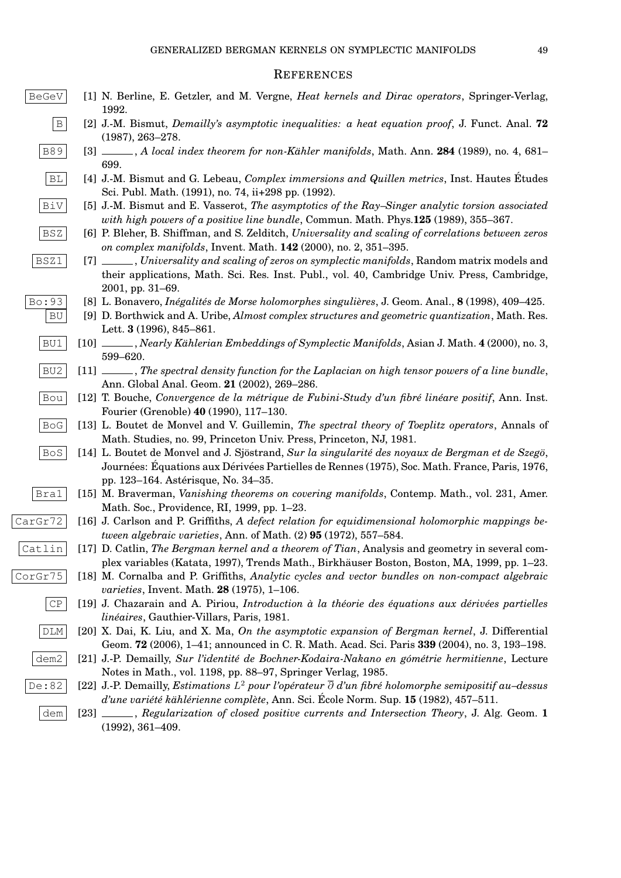## REFERENCES

BeGeV [1] N. Berline, E. Getzler, and M. Vergne, *Heat kernels and Dirac operators*, Springer-Verlag, 1992.

B [2] J.-M. Bismut, *Demailly's asymptotic inequalities: a heat equation proof*, J. Funct. Anal. **72** (1987), 263–278.

B89 [3] ______, *A local index theorem for non-Kähler manifolds*, Math. Ann. **284** (1989), no. 4, 681–699.

BL [4] J.-M. Bismut and G. Lebeau, *Complex immersions and Quillen metrics*, Inst. Hautes Études Sci. Publ. Math. (1991), no. 74, ii+298 pp. (1992).

BiV [5] J.-M. Bismut and E. Vasserot, *The asymptotics of the Ray–Singer analytic torsion associated with high powers of a positive line bundle*, Commun. Math. Phys.**125** (1989), 355–367.

BSZ [6] P. Bleher, B. Shiffman, and S. Zelditch, *Universality and scaling of correlations between zeros on complex manifolds*, Invent. Math. **142** (2000), no. 2, 351–395.

BSZ1 [7] ______, *Universality and scaling of zeros on symplectic manifolds*, Random matrix models and their applications, Math. Sci. Res. Inst. Publ., vol. 40, Cambridge Univ. Press, Cambridge, 2001, pp. 31–69.

Bo:93 [8] L. Bonavero, *Inégalités de Morse holomorphes singulières*, J. Geom. Anal., **8** (1998), 409–425.

BU [9] D. Borthwick and A. Uribe, *Almost complex structures and geometric quantization*, Math. Res. Lett. **3** (1996), 845–861.

BU1 [10] ______, *Nearly Kählerian Embeddings of Symplectic Manifolds*, Asian J. Math. **4** (2000), no. 3, 599–620.

BU2 [11] ______, *The spectral density function for the Laplacian on high tensor powers of a line bundle*, Ann. Global Anal. Geom. **21** (2002), 269–286.

Bou [12] T. Bouche, *Convergence de la métrique de Fubini-Study d'un fibré linéare positif*, Ann. Inst. Fourier (Grenoble) **40** (1990), 117–130.

BoG [13] L. Boutet de Monvel and V. Guillemin, *The spectral theory of Toeplitz operators*, Annals of Math. Studies, no. 99, Princeton Univ. Press, Princeton, NJ, 1981.

BoS [14] L. Boutet de Monvel and J. Sjöstrand, *Sur la singularité des noyaux de Bergman et de Szegö*, Journées: Équations aux Dérivées Partielles de Rennes (1975), Soc. Math. France, Paris, 1976, pp. 123–164. Astérisque, No. 34–35.

Bra1 [15] M. Braverman, *Vanishing theorems on covering manifolds*, Contemp. Math., vol. 231, Amer. Math. Soc., Providence, RI, 1999, pp. 1–23.

CarGr72 [16] J. Carlson and P. Griffiths, *A defect relation for equidimensional holomorphic mappings between algebraic varieties*, Ann. of Math. (2) **95** (1972), 557–584.

Catlin [17] D. Catlin, *The Bergman kernel and a theorem of Tian*, Analysis and geometry in several complex variables (Katata, 1997), Trends Math., Birkhäuser Boston, Boston, MA, 1999, pp. 1–23.

CorGr75 [18] M. Cornalba and P. Griffiths, *Analytic cycles and vector bundles on non-compact algebraic varieties*, Invent. Math. **28** (1975), 1–106.

CP [19] J. Chazarain and A. Piriou, *Introduction à la théorie des équations aux dérivées partielles linéaires*, Gauthier-Villars, Paris, 1981.

DLM [20] X. Dai, K. Liu, and X. Ma, *On the asymptotic expansion of Bergman kernel*, J. Differential Geom. **72** (2006), 1–41; announced in C. R. Math. Acad. Sci. Paris **339** (2004), no. 3, 193–198.

dem2 [21] J.-P. Demailly, *Sur l'identité de Bochner-Kodaira-Nakano en gómétrie hermitienne*, Lecture Notes in Math., vol. 1198, pp. 88–97, Springer Verlag, 1985.

De:82 [22] J.-P. Demailly, *Estimations $L^2$ pour l'opérateur $\overline{\partial}$ d'un fibré holomorphe semipositif au–dessus d'une variété kählérienne complète*, Ann. Sci. École Norm. Sup. **15** (1982), 457–511.

dem [23] ______, *Regularization of closed positive currents and Intersection Theory*, J. Alg. Geom. **1** (1992), 361–409.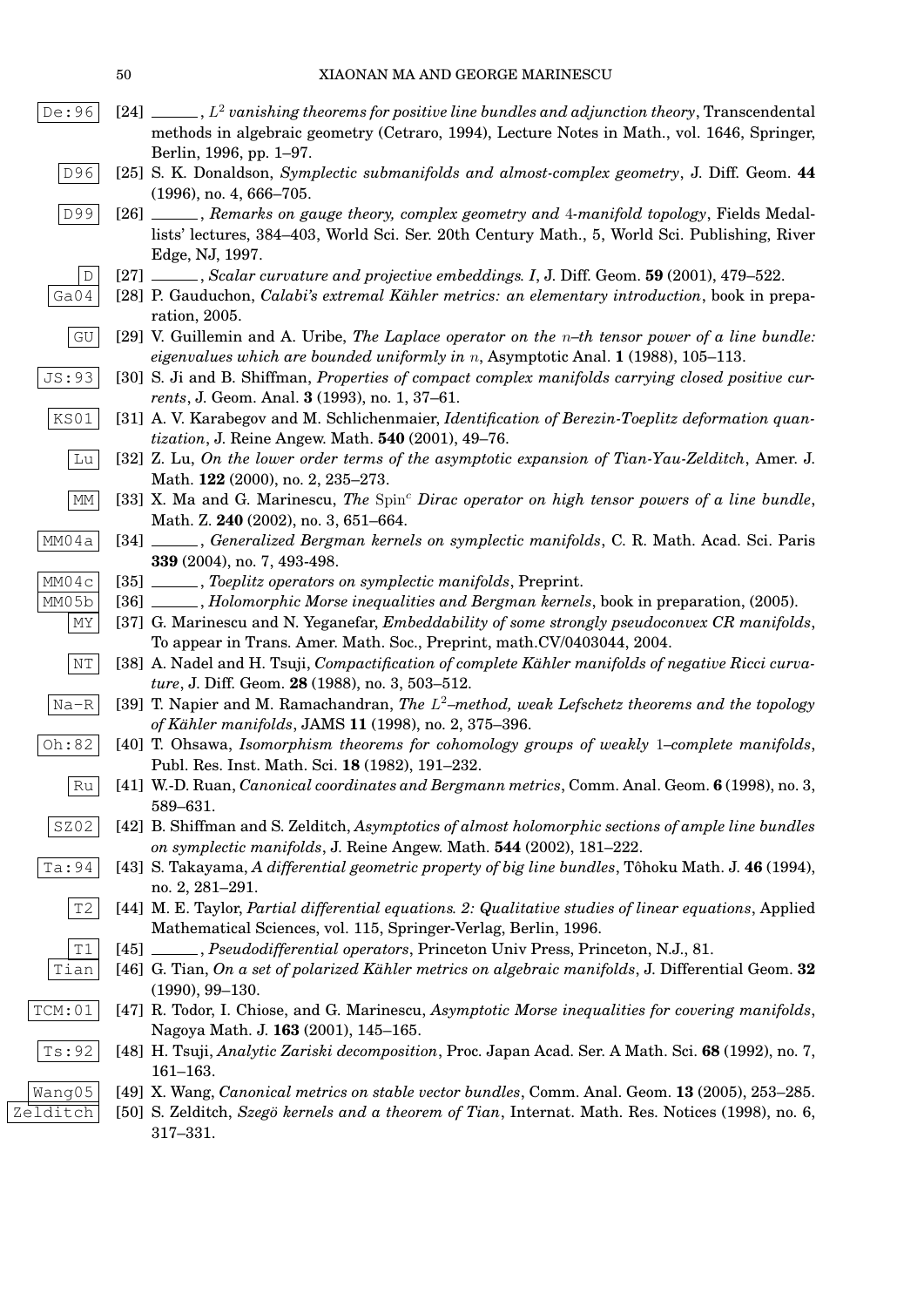[24] ______, *$L^2$ vanishing theorems for positive line bundles and adjunction theory*, Transcendental methods in algebraic geometry (Cetraro, 1994), Lecture Notes in Math., vol. 1646, Springer, Berlin, 1996, pp. 1–97.

[25] S. K. Donaldson, *Symplectic submanifolds and almost-complex geometry*, J. Diff. Geom. **44** (1996), no. 4, 666–705.

[26] ______, *Remarks on gauge theory, complex geometry and 4-manifold topology*, Fields Medallists' lectures, 384–403, World Sci. Ser. 20th Century Math., 5, World Sci. Publishing, River Edge, NJ, 1997.

[27] ______, *Scalar curvature and projective embeddings. I*, J. Diff. Geom. **59** (2001), 479–522.

[28] P. Gauduchon, *Calabi's extremal Kähler metrics: an elementary introduction*, book in preparation, 2005.

[29] V. Guillemin and A. Uribe, *The Laplace operator on the $n$–th tensor power of a line bundle: eigenvalues which are bounded uniformly in $n$*, Asymptotic Anal. **1** (1988), 105–113.

[30] S. Ji and B. Shiffman, *Properties of compact complex manifolds carrying closed positive currents*, J. Geom. Anal. **3** (1993), no. 1, 37–61.

[31] A. V. Karabegov and M. Schlichenmaier, *Identification of Berezin-Toeplitz deformation quantization*, J. Reine Angew. Math. **540** (2001), 49–76.

[32] Z. Lu, *On the lower order terms of the asymptotic expansion of Tian-Yau-Zelditch*, Amer. J. Math. **122** (2000), no. 2, 235–273.

[33] X. Ma and G. Marinescu, *The $\mathrm{Spin}^c$ Dirac operator on high tensor powers of a line bundle*, Math. Z. **240** (2002), no. 3, 651–664.

[34] ______, *Generalized Bergman kernels on symplectic manifolds*, C. R. Math. Acad. Sci. Paris **339** (2004), no. 7, 493-498.

[35] ______, *Toeplitz operators on symplectic manifolds*, Preprint.

[36] ______, *Holomorphic Morse inequalities and Bergman kernels*, book in preparation, (2005).

[37] G. Marinescu and N. Yeganefar, *Embeddability of some strongly pseudoconvex CR manifolds*, To appear in Trans. Amer. Math. Soc., Preprint, math.CV/0403044, 2004.

[38] A. Nadel and H. Tsuji, *Compactification of complete Kähler manifolds of negative Ricci curvature*, J. Diff. Geom. **28** (1988), no. 3, 503–512.

[39] T. Napier and M. Ramachandran, *The $L^2$–method, weak Lefschetz theorems and the topology of Kähler manifolds*, JAMS **11** (1998), no. 2, 375–396.

[40] T. Ohsawa, *Isomorphism theorems for cohomology groups of weakly 1–complete manifolds*, Publ. Res. Inst. Math. Sci. **18** (1982), 191–232.

[41] W.-D. Ruan, *Canonical coordinates and Bergmann metrics*, Comm. Anal. Geom. **6** (1998), no. 3, 589–631.

[42] B. Shiffman and S. Zelditch, *Asymptotics of almost holomorphic sections of ample line bundles on symplectic manifolds*, J. Reine Angew. Math. **544** (2002), 181–222.

[43] S. Takayama, *A differential geometric property of big line bundles*, Tôhoku Math. J. **46** (1994), no. 2, 281–291.

[44] M. E. Taylor, *Partial differential equations. 2: Qualitative studies of linear equations*, Applied Mathematical Sciences, vol. 115, Springer-Verlag, Berlin, 1996.

[45] ______, *Pseudodifferential operators*, Princeton Univ Press, Princeton, N.J., 81.

[46] G. Tian, *On a set of polarized Kähler metrics on algebraic manifolds*, J. Differential Geom. **32** (1990), 99–130.

[47] R. Todor, I. Chiose, and G. Marinescu, *Asymptotic Morse inequalities for covering manifolds*, Nagoya Math. J. **163** (2001), 145–165.

[48] H. Tsuji, *Analytic Zariski decomposition*, Proc. Japan Acad. Ser. A Math. Sci. **68** (1992), no. 7, 161–163.

[49] X. Wang, *Canonical metrics on stable vector bundles*, Comm. Anal. Geom. **13** (2005), 253–285.

[50] S. Zelditch, *Szegö kernels and a theorem of Tian*, Internat. Math. Res. Notices (1998), no. 6, 317–331.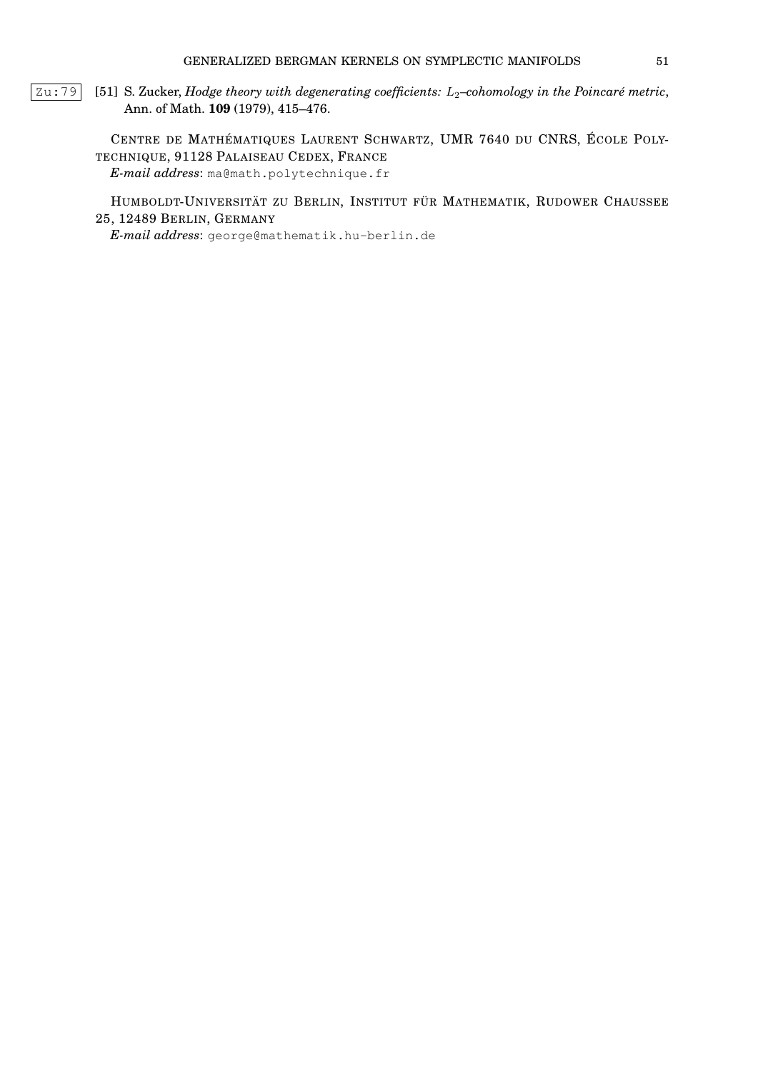[51] S. Zucker, *Hodge theory with degenerating coefficients: $L_2$–cohomology in the Poincaré metric*, Ann. of Math. **109** (1979), 415–476.

CENTRE DE MATHÉMATIQUES LAURENT SCHWARTZ, UMR 7640 DU CNRS, ÉCOLE POLYTECHNIQUE, 91128 PALAISEAU CEDEX, FRANCE
*E-mail address*: ma@math.polytechnique.fr

HUMBOLDT-UNIVERSITÄT ZU BERLIN, INSTITUT FÜR MATHEMATIK, RUDOWER CHAUSSEE 25, 12489 BERLIN, GERMANY
*E-mail address*: george@mathematik.hu-berlin.de